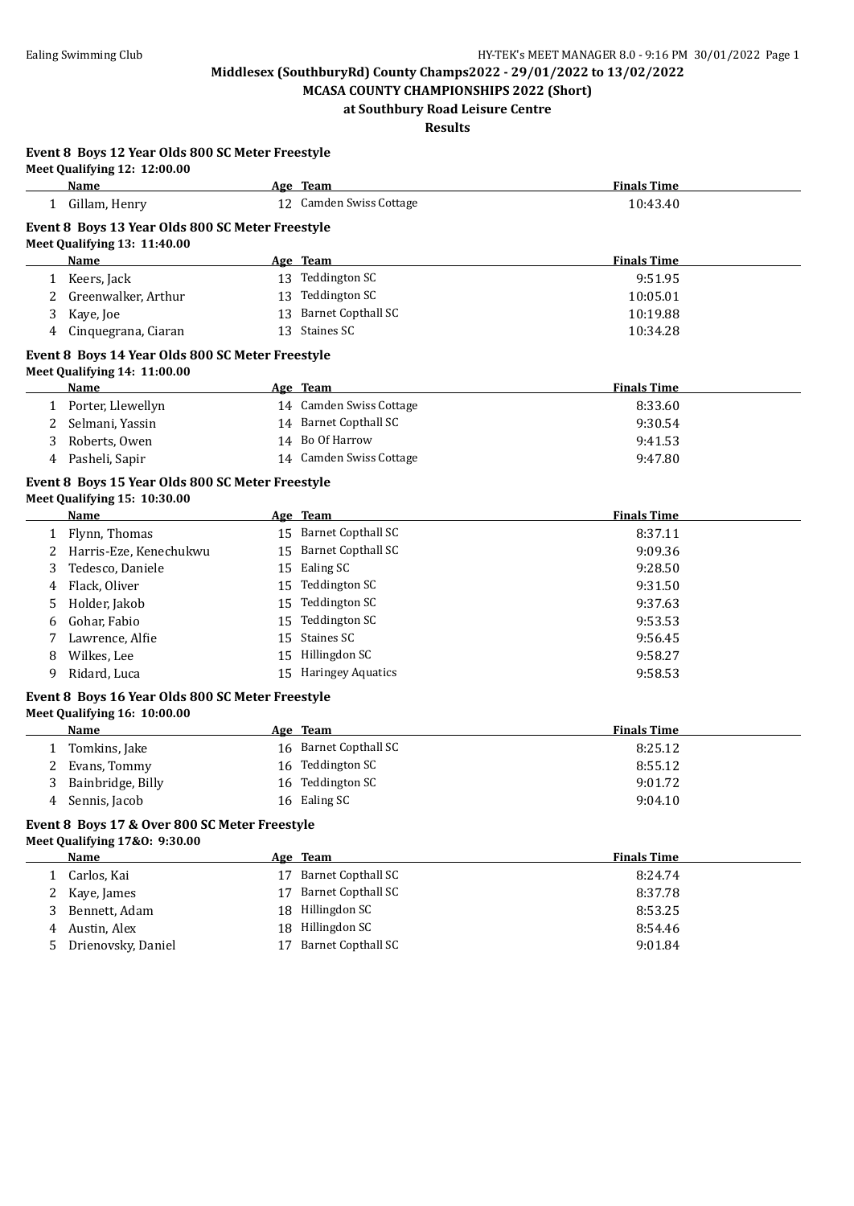Middlesex (SouthburyRd) County Champs2022 - 29/01/2022 to 13/02/2022

MCASA COUNTY CHAMPIONSHIPS 2022 (Short)

at Southbury Road Leisure Centre

Results

### Event 8 Boys 12 Year Olds 800 SC Meter Freestyle

Meet Qualifying 12: 12:00.00

| | Name | Age | Team | Finals Time |
|---|---|---|---|---|
| 1 | Gillam, Henry | 12 | Camden Swiss Cottage | 10:43.40 |

### Event 8 Boys 13 Year Olds 800 SC Meter Freestyle

Meet Qualifying 13: 11:40.00

| | Name | Age | Team | Finals Time |
|---|---|---|---|---|
| 1 | Keers, Jack | 13 | Teddington SC | 9:51.95 |
| 2 | Greenwalker, Arthur | 13 | Teddington SC | 10:05.01 |
| 3 | Kaye, Joe | 13 | Barnet Copthall SC | 10:19.88 |
| 4 | Cinquegrana, Ciaran | 13 | Staines SC | 10:34.28 |

### Event 8 Boys 14 Year Olds 800 SC Meter Freestyle

Meet Qualifying 14: 11:00.00

| | Name | Age | Team | Finals Time |
|---|---|---|---|---|
| 1 | Porter, Llewellyn | 14 | Camden Swiss Cottage | 8:33.60 |
| 2 | Selmani, Yassin | 14 | Barnet Copthall SC | 9:30.54 |
| 3 | Roberts, Owen | 14 | Bo Of Harrow | 9:41.53 |
| 4 | Pasheli, Sapir | 14 | Camden Swiss Cottage | 9:47.80 |

### Event 8 Boys 15 Year Olds 800 SC Meter Freestyle

Meet Qualifying 15: 10:30.00

| | Name | Age | Team | Finals Time |
|---|---|---|---|---|
| 1 | Flynn, Thomas | 15 | Barnet Copthall SC | 8:37.11 |
| 2 | Harris-Eze, Kenechukwu | 15 | Barnet Copthall SC | 9:09.36 |
| 3 | Tedesco, Daniele | 15 | Ealing SC | 9:28.50 |
| 4 | Flack, Oliver | 15 | Teddington SC | 9:31.50 |
| 5 | Holder, Jakob | 15 | Teddington SC | 9:37.63 |
| 6 | Gohar, Fabio | 15 | Teddington SC | 9:53.53 |
| 7 | Lawrence, Alfie | 15 | Staines SC | 9:56.45 |
| 8 | Wilkes, Lee | 15 | Hillingdon SC | 9:58.27 |
| 9 | Ridard, Luca | 15 | Haringey Aquatics | 9:58.53 |

### Event 8 Boys 16 Year Olds 800 SC Meter Freestyle

Meet Qualifying 16: 10:00.00

| | Name | Age | Team | Finals Time |
|---|---|---|---|---|
| 1 | Tomkins, Jake | 16 | Barnet Copthall SC | 8:25.12 |
| 2 | Evans, Tommy | 16 | Teddington SC | 8:55.12 |
| 3 | Bainbridge, Billy | 16 | Teddington SC | 9:01.72 |
| 4 | Sennis, Jacob | 16 | Ealing SC | 9:04.10 |

### Event 8 Boys 17 & Over 800 SC Meter Freestyle

Meet Qualifying 17&O: 9:30.00

| | Name | Age | Team | Finals Time |
|---|---|---|---|---|
| 1 | Carlos, Kai | 17 | Barnet Copthall SC | 8:24.74 |
| 2 | Kaye, James | 17 | Barnet Copthall SC | 8:37.78 |
| 3 | Bennett, Adam | 18 | Hillingdon SC | 8:53.25 |
| 4 | Austin, Alex | 18 | Hillingdon SC | 8:54.46 |
| 5 | Drienovsky, Daniel | 17 | Barnet Copthall SC | 9:01.84 |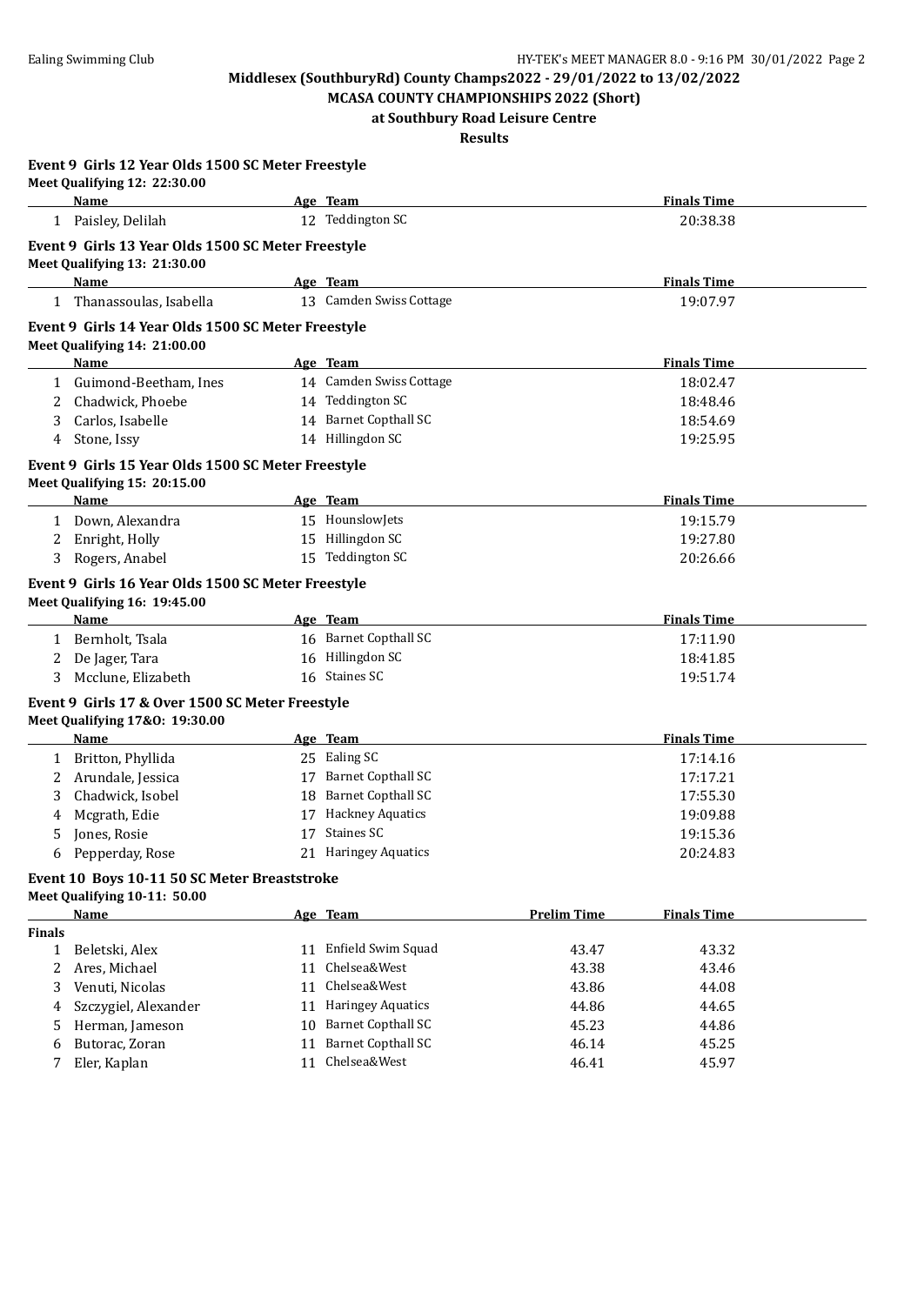# Middlesex (SouthburyRd) County Champs2022 - 29/01/2022 to 13/02/2022

## MCASA COUNTY CHAMPIONSHIPS 2022 (Short)

### at Southbury Road Leisure Centre

**Results**

**Event 9 Girls 12 Year Olds 1500 SC Meter Freestyle**

**Meet Qualifying 12: 22:30.00**

| | Name | Age | Team | Finals Time |
|---|---|---|---|---|
| 1 | Paisley, Delilah | 12 | Teddington SC | 20:38.38 |

**Event 9 Girls 13 Year Olds 1500 SC Meter Freestyle**

**Meet Qualifying 13: 21:30.00**

| | Name | Age | Team | Finals Time |
|---|---|---|---|---|
| 1 | Thanassoulas, Isabella | 13 | Camden Swiss Cottage | 19:07.97 |

**Event 9 Girls 14 Year Olds 1500 SC Meter Freestyle**

**Meet Qualifying 14: 21:00.00**

| | Name | Age | Team | Finals Time |
|---|---|---|---|---|
| 1 | Guimond-Beetham, Ines | 14 | Camden Swiss Cottage | 18:02.47 |
| 2 | Chadwick, Phoebe | 14 | Teddington SC | 18:48.46 |
| 3 | Carlos, Isabelle | 14 | Barnet Copthall SC | 18:54.69 |
| 4 | Stone, Issy | 14 | Hillingdon SC | 19:25.95 |

**Event 9 Girls 15 Year Olds 1500 SC Meter Freestyle**

**Meet Qualifying 15: 20:15.00**

| | Name | Age | Team | Finals Time |
|---|---|---|---|---|
| 1 | Down, Alexandra | 15 | HounslowJets | 19:15.79 |
| 2 | Enright, Holly | 15 | Hillingdon SC | 19:27.80 |
| 3 | Rogers, Anabel | 15 | Teddington SC | 20:26.66 |

**Event 9 Girls 16 Year Olds 1500 SC Meter Freestyle**

**Meet Qualifying 16: 19:45.00**

| | Name | Age | Team | Finals Time |
|---|---|---|---|---|
| 1 | Bernholt, Tsala | 16 | Barnet Copthall SC | 17:11.90 |
| 2 | De Jager, Tara | 16 | Hillingdon SC | 18:41.85 |
| 3 | Mcclune, Elizabeth | 16 | Staines SC | 19:51.74 |

**Event 9 Girls 17 & Over 1500 SC Meter Freestyle**

**Meet Qualifying 17&O: 19:30.00**

| | Name | Age | Team | Finals Time |
|---|---|---|---|---|
| 1 | Britton, Phyllida | 25 | Ealing SC | 17:14.16 |
| 2 | Arundale, Jessica | 17 | Barnet Copthall SC | 17:17.21 |
| 3 | Chadwick, Isobel | 18 | Barnet Copthall SC | 17:55.30 |
| 4 | Mcgrath, Edie | 17 | Hackney Aquatics | 19:09.88 |
| 5 | Jones, Rosie | 17 | Staines SC | 19:15.36 |
| 6 | Pepperday, Rose | 21 | Haringey Aquatics | 20:24.83 |

**Event 10 Boys 10-11 50 SC Meter Breaststroke**

**Meet Qualifying 10-11: 50.00**

| | Name | Age | Team | Prelim Time | Finals Time |
|---|---|---|---|---|---|
| **Finals** | | | | | |
| 1 | Beletski, Alex | 11 | Enfield Swim Squad | 43.47 | 43.32 |
| 2 | Ares, Michael | 11 | Chelsea&West | 43.38 | 43.46 |
| 3 | Venuti, Nicolas | 11 | Chelsea&West | 43.86 | 44.08 |
| 4 | Szczygiel, Alexander | 11 | Haringey Aquatics | 44.86 | 44.65 |
| 5 | Herman, Jameson | 10 | Barnet Copthall SC | 45.23 | 44.86 |
| 6 | Butorac, Zoran | 11 | Barnet Copthall SC | 46.14 | 45.25 |
| 7 | Eler, Kaplan | 11 | Chelsea&West | 46.41 | 45.97 |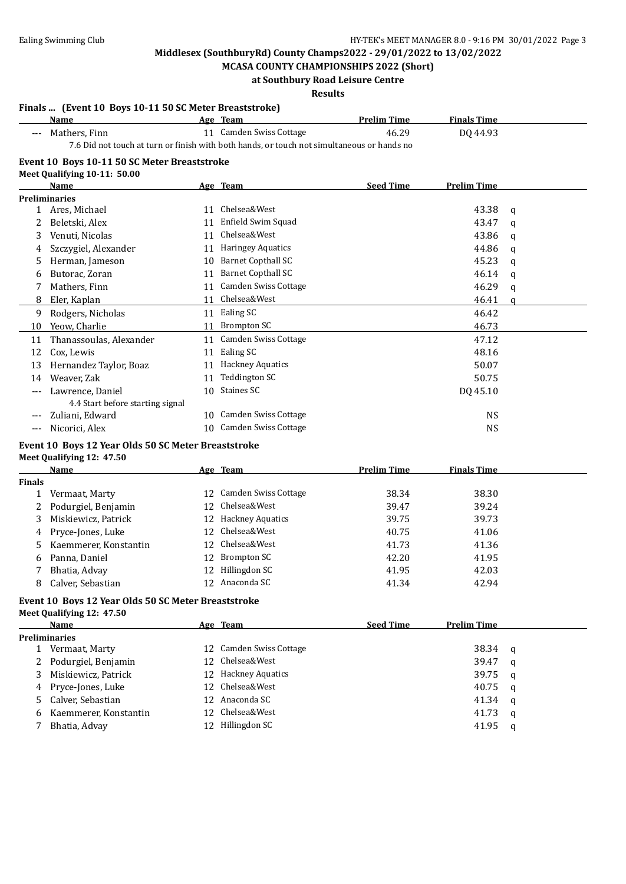## Middlesex (SouthburyRd) County Champs2022 - 29/01/2022 to 13/02/2022

### MCASA COUNTY CHAMPIONSHIPS 2022 (Short)

### at Southbury Road Leisure Centre

### Results

**Finals ... (Event 10 Boys 10-11 50 SC Meter Breaststroke)**

| | Name | Age | Team | Prelim Time | Finals Time |
|---|---|---|---|---|---|
| --- | Mathers, Finn | 11 | Camden Swiss Cottage | 46.29 | DQ 44.93 |
| | 7.6 Did not touch at turn or finish with both hands, or touch not simultaneous or hands no | | | | |

**Event 10 Boys 10-11 50 SC Meter Breaststroke**

**Meet Qualifying 10-11: 50.00**

| | Name | Age | Team | Seed Time | Prelim Time | |
|---|---|---|---|---|---|---|
| **Preliminaries** | | | | | | |
| 1 | Ares, Michael | 11 | Chelsea&West | | 43.38 | q |
| 2 | Beletski, Alex | 11 | Enfield Swim Squad | | 43.47 | q |
| 3 | Venuti, Nicolas | 11 | Chelsea&West | | 43.86 | q |
| 4 | Szczygiel, Alexander | 11 | Haringey Aquatics | | 44.86 | q |
| 5 | Herman, Jameson | 10 | Barnet Copthall SC | | 45.23 | q |
| 6 | Butorac, Zoran | 11 | Barnet Copthall SC | | 46.14 | q |
| 7 | Mathers, Finn | 11 | Camden Swiss Cottage | | 46.29 | q |
| 8 | Eler, Kaplan | 11 | Chelsea&West | | 46.41 | q |
| 9 | Rodgers, Nicholas | 11 | Ealing SC | | 46.42 | |
| 10 | Yeow, Charlie | 11 | Brompton SC | | 46.73 | |
| 11 | Thanassoulas, Alexander | 11 | Camden Swiss Cottage | | 47.12 | |
| 12 | Cox, Lewis | 11 | Ealing SC | | 48.16 | |
| 13 | Hernandez Taylor, Boaz | 11 | Hackney Aquatics | | 50.07 | |
| 14 | Weaver, Zak | 11 | Teddington SC | | 50.75 | |
| --- | Lawrence, Daniel | 10 | Staines SC | | DQ 45.10 | |
| | 4.4 Start before starting signal | | | | | |
| --- | Zuliani, Edward | 10 | Camden Swiss Cottage | | NS | |
| --- | Nicorici, Alex | 10 | Camden Swiss Cottage | | NS | |

**Event 10 Boys 12 Year Olds 50 SC Meter Breaststroke**

**Meet Qualifying 12: 47.50**

| | Name | Age | Team | Prelim Time | Finals Time |
|---|---|---|---|---|---|
| **Finals** | | | | | |
| 1 | Vermaat, Marty | 12 | Camden Swiss Cottage | 38.34 | 38.30 |
| 2 | Podurgiel, Benjamin | 12 | Chelsea&West | 39.47 | 39.24 |
| 3 | Miskiewicz, Patrick | 12 | Hackney Aquatics | 39.75 | 39.73 |
| 4 | Pryce-Jones, Luke | 12 | Chelsea&West | 40.75 | 41.06 |
| 5 | Kaemmerer, Konstantin | 12 | Chelsea&West | 41.73 | 41.36 |
| 6 | Panna, Daniel | 12 | Brompton SC | 42.20 | 41.95 |
| 7 | Bhatia, Advay | 12 | Hillingdon SC | 41.95 | 42.03 |
| 8 | Calver, Sebastian | 12 | Anaconda SC | 41.34 | 42.94 |

**Event 10 Boys 12 Year Olds 50 SC Meter Breaststroke**

**Meet Qualifying 12: 47.50**

| | Name | Age | Team | Seed Time | Prelim Time | |
|---|---|---|---|---|---|---|
| **Preliminaries** | | | | | | |
| 1 | Vermaat, Marty | 12 | Camden Swiss Cottage | | 38.34 | q |
| 2 | Podurgiel, Benjamin | 12 | Chelsea&West | | 39.47 | q |
| 3 | Miskiewicz, Patrick | 12 | Hackney Aquatics | | 39.75 | q |
| 4 | Pryce-Jones, Luke | 12 | Chelsea&West | | 40.75 | q |
| 5 | Calver, Sebastian | 12 | Anaconda SC | | 41.34 | q |
| 6 | Kaemmerer, Konstantin | 12 | Chelsea&West | | 41.73 | q |
| 7 | Bhatia, Advay | 12 | Hillingdon SC | | 41.95 | q |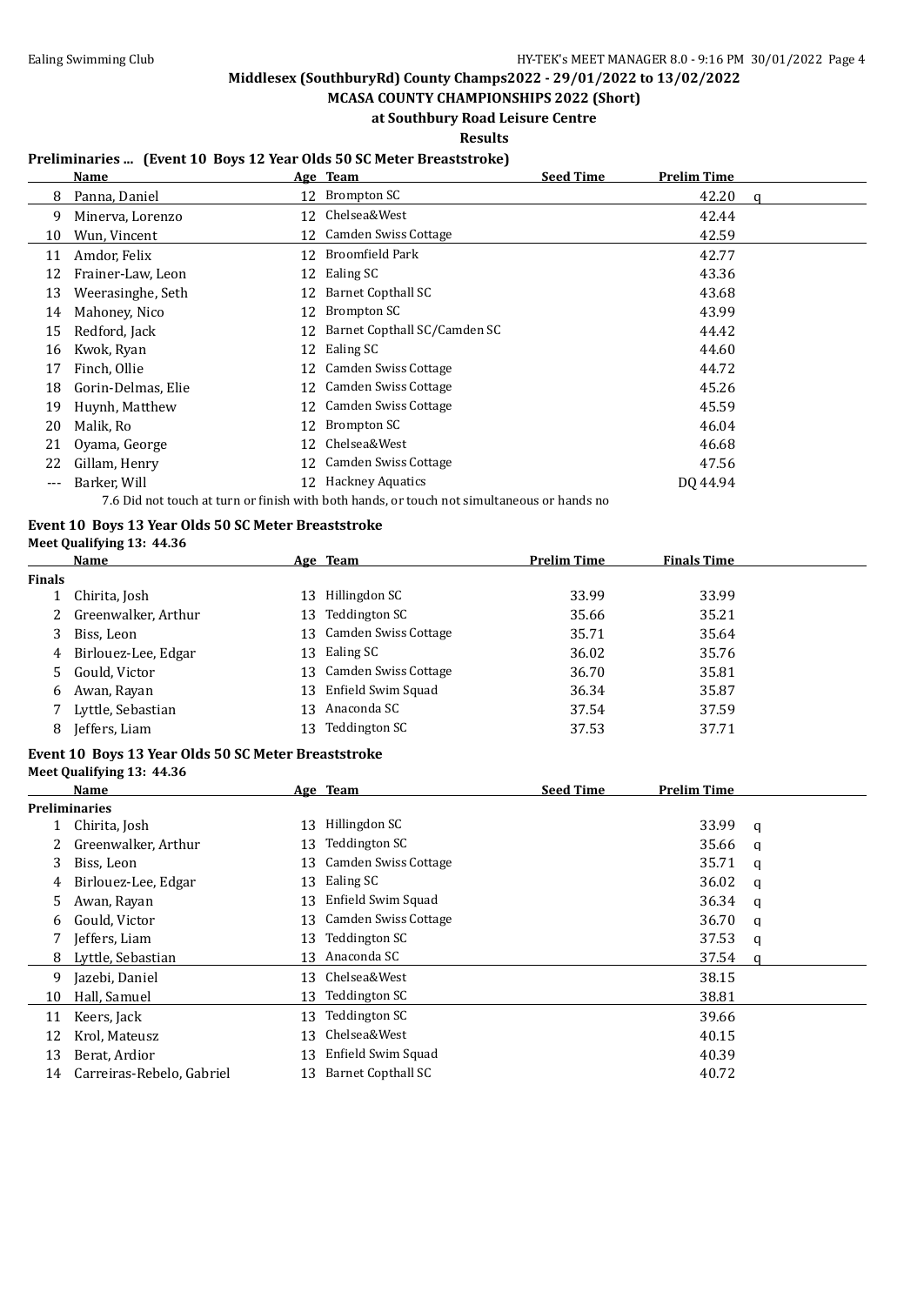# Middlesex (SouthburyRd) County Champs2022 - 29/01/2022 to 13/02/2022

## MCASA COUNTY CHAMPIONSHIPS 2022 (Short)

### at Southbury Road Leisure Centre

### Results

**Preliminaries ... (Event 10 Boys 12 Year Olds 50 SC Meter Breaststroke)**

| | Name | Age | Team | Seed Time | Prelim Time | |
|---|---|---|---|---|---|---|
| 8 | Panna, Daniel | 12 | Brompton SC | | 42.20 | q |
| 9 | Minerva, Lorenzo | 12 | Chelsea&West | | 42.44 | |
| 10 | Wun, Vincent | 12 | Camden Swiss Cottage | | 42.59 | |
| 11 | Amdor, Felix | 12 | Broomfield Park | | 42.77 | |
| 12 | Frainer-Law, Leon | 12 | Ealing SC | | 43.36 | |
| 13 | Weerasinghe, Seth | 12 | Barnet Copthall SC | | 43.68 | |
| 14 | Mahoney, Nico | 12 | Brompton SC | | 43.99 | |
| 15 | Redford, Jack | 12 | Barnet Copthall SC/Camden SC | | 44.42 | |
| 16 | Kwok, Ryan | 12 | Ealing SC | | 44.60 | |
| 17 | Finch, Ollie | 12 | Camden Swiss Cottage | | 44.72 | |
| 18 | Gorin-Delmas, Elie | 12 | Camden Swiss Cottage | | 45.26 | |
| 19 | Huynh, Matthew | 12 | Camden Swiss Cottage | | 45.59 | |
| 20 | Malik, Ro | 12 | Brompton SC | | 46.04 | |
| 21 | Oyama, George | 12 | Chelsea&West | | 46.68 | |
| 22 | Gillam, Henry | 12 | Camden Swiss Cottage | | 47.56 | |
| --- | Barker, Will | 12 | Hackney Aquatics | | DQ 44.94 | |

7.6 Did not touch at turn or finish with both hands, or touch not simultaneous or hands no

**Event 10 Boys 13 Year Olds 50 SC Meter Breaststroke**

Meet Qualifying 13: 44.36

| | Name | Age | Team | Prelim Time | Finals Time |
|---|---|---|---|---|---|
| **Finals** | | | | | |
| 1 | Chirita, Josh | 13 | Hillingdon SC | 33.99 | 33.99 |
| 2 | Greenwalker, Arthur | 13 | Teddington SC | 35.66 | 35.21 |
| 3 | Biss, Leon | 13 | Camden Swiss Cottage | 35.71 | 35.64 |
| 4 | Birlouez-Lee, Edgar | 13 | Ealing SC | 36.02 | 35.76 |
| 5 | Gould, Victor | 13 | Camden Swiss Cottage | 36.70 | 35.81 |
| 6 | Awan, Rayan | 13 | Enfield Swim Squad | 36.34 | 35.87 |
| 7 | Lyttle, Sebastian | 13 | Anaconda SC | 37.54 | 37.59 |
| 8 | Jeffers, Liam | 13 | Teddington SC | 37.53 | 37.71 |

**Event 10 Boys 13 Year Olds 50 SC Meter Breaststroke**

Meet Qualifying 13: 44.36

| | Name | Age | Team | Seed Time | Prelim Time | |
|---|---|---|---|---|---|---|
| **Preliminaries** | | | | | | |
| 1 | Chirita, Josh | 13 | Hillingdon SC | | 33.99 | q |
| 2 | Greenwalker, Arthur | 13 | Teddington SC | | 35.66 | q |
| 3 | Biss, Leon | 13 | Camden Swiss Cottage | | 35.71 | q |
| 4 | Birlouez-Lee, Edgar | 13 | Ealing SC | | 36.02 | q |
| 5 | Awan, Rayan | 13 | Enfield Swim Squad | | 36.34 | q |
| 6 | Gould, Victor | 13 | Camden Swiss Cottage | | 36.70 | q |
| 7 | Jeffers, Liam | 13 | Teddington SC | | 37.53 | q |
| 8 | Lyttle, Sebastian | 13 | Anaconda SC | | 37.54 | q |
| 9 | Jazebi, Daniel | 13 | Chelsea&West | | 38.15 | |
| 10 | Hall, Samuel | 13 | Teddington SC | | 38.81 | |
| 11 | Keers, Jack | 13 | Teddington SC | | 39.66 | |
| 12 | Krol, Mateusz | 13 | Chelsea&West | | 40.15 | |
| 13 | Berat, Ardior | 13 | Enfield Swim Squad | | 40.39 | |
| 14 | Carreiras-Rebelo, Gabriel | 13 | Barnet Copthall SC | | 40.72 | |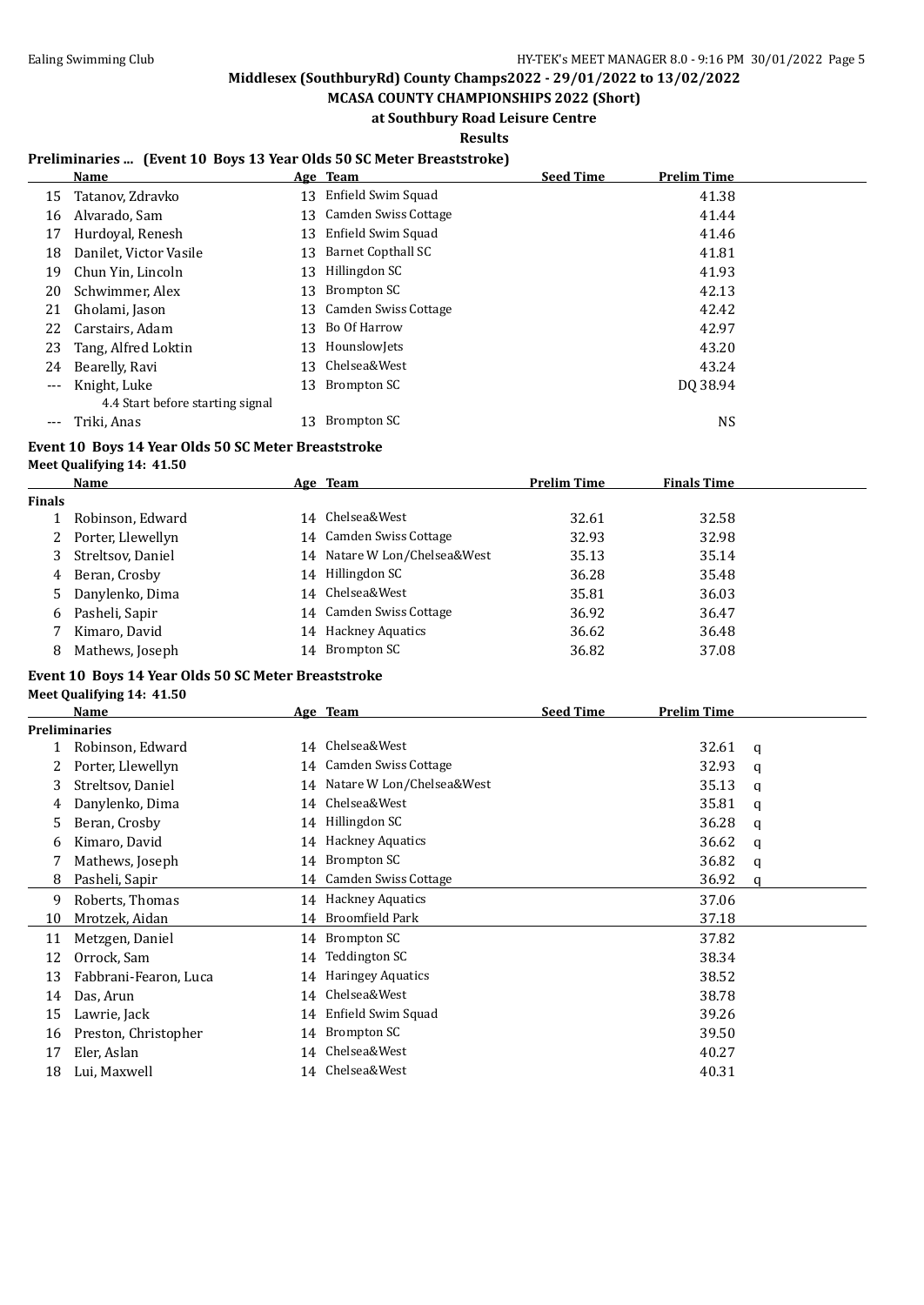Middlesex (SouthburyRd) County Champs2022 - 29/01/2022 to 13/02/2022

MCASA COUNTY CHAMPIONSHIPS 2022 (Short)

at Southbury Road Leisure Centre

Results

## Preliminaries ... (Event 10 Boys 13 Year Olds 50 SC Meter Breaststroke)

| | Name | Age | Team | Seed Time | Prelim Time |
|---|---|---|---|---|---|
| 15 | Tatanov, Zdravko | 13 | Enfield Swim Squad | | 41.38 |
| 16 | Alvarado, Sam | 13 | Camden Swiss Cottage | | 41.44 |
| 17 | Hurdoyal, Renesh | 13 | Enfield Swim Squad | | 41.46 |
| 18 | Danilet, Victor Vasile | 13 | Barnet Copthall SC | | 41.81 |
| 19 | Chun Yin, Lincoln | 13 | Hillingdon SC | | 41.93 |
| 20 | Schwimmer, Alex | 13 | Brompton SC | | 42.13 |
| 21 | Gholami, Jason | 13 | Camden Swiss Cottage | | 42.42 |
| 22 | Carstairs, Adam | 13 | Bo Of Harrow | | 42.97 |
| 23 | Tang, Alfred Loktin | 13 | HounslowJets | | 43.20 |
| 24 | Bearelly, Ravi | 13 | Chelsea&West | | 43.24 |
| --- | Knight, Luke | 13 | Brompton SC | | DQ 38.94 |
| | 4.4 Start before starting signal | | | | |
| --- | Triki, Anas | 13 | Brompton SC | | NS |

## Event 10 Boys 14 Year Olds 50 SC Meter Breaststroke

Meet Qualifying 14: 41.50

| | Name | Age | Team | Prelim Time | Finals Time |
|---|---|---|---|---|---|
| **Finals** | | | | | |
| 1 | Robinson, Edward | 14 | Chelsea&West | 32.61 | 32.58 |
| 2 | Porter, Llewellyn | 14 | Camden Swiss Cottage | 32.93 | 32.98 |
| 3 | Streltsov, Daniel | 14 | Natare W Lon/Chelsea&West | 35.13 | 35.14 |
| 4 | Beran, Crosby | 14 | Hillingdon SC | 36.28 | 35.48 |
| 5 | Danylenko, Dima | 14 | Chelsea&West | 35.81 | 36.03 |
| 6 | Pasheli, Sapir | 14 | Camden Swiss Cottage | 36.92 | 36.47 |
| 7 | Kimaro, David | 14 | Hackney Aquatics | 36.62 | 36.48 |
| 8 | Mathews, Joseph | 14 | Brompton SC | 36.82 | 37.08 |

## Event 10 Boys 14 Year Olds 50 SC Meter Breaststroke

Meet Qualifying 14: 41.50

| | Name | Age | Team | Seed Time | Prelim Time | |
|---|---|---|---|---|---|---|
| **Preliminaries** | | | | | | |
| 1 | Robinson, Edward | 14 | Chelsea&West | | 32.61 | q |
| 2 | Porter, Llewellyn | 14 | Camden Swiss Cottage | | 32.93 | q |
| 3 | Streltsov, Daniel | 14 | Natare W Lon/Chelsea&West | | 35.13 | q |
| 4 | Danylenko, Dima | 14 | Chelsea&West | | 35.81 | q |
| 5 | Beran, Crosby | 14 | Hillingdon SC | | 36.28 | q |
| 6 | Kimaro, David | 14 | Hackney Aquatics | | 36.62 | q |
| 7 | Mathews, Joseph | 14 | Brompton SC | | 36.82 | q |
| 8 | Pasheli, Sapir | 14 | Camden Swiss Cottage | | 36.92 | q |
| 9 | Roberts, Thomas | 14 | Hackney Aquatics | | 37.06 | |
| 10 | Mrotzek, Aidan | 14 | Broomfield Park | | 37.18 | |
| 11 | Metzgen, Daniel | 14 | Brompton SC | | 37.82 | |
| 12 | Orrock, Sam | 14 | Teddington SC | | 38.34 | |
| 13 | Fabbrani-Fearon, Luca | 14 | Haringey Aquatics | | 38.52 | |
| 14 | Das, Arun | 14 | Chelsea&West | | 38.78 | |
| 15 | Lawrie, Jack | 14 | Enfield Swim Squad | | 39.26 | |
| 16 | Preston, Christopher | 14 | Brompton SC | | 39.50 | |
| 17 | Eler, Aslan | 14 | Chelsea&West | | 40.27 | |
| 18 | Lui, Maxwell | 14 | Chelsea&West | | 40.31 | |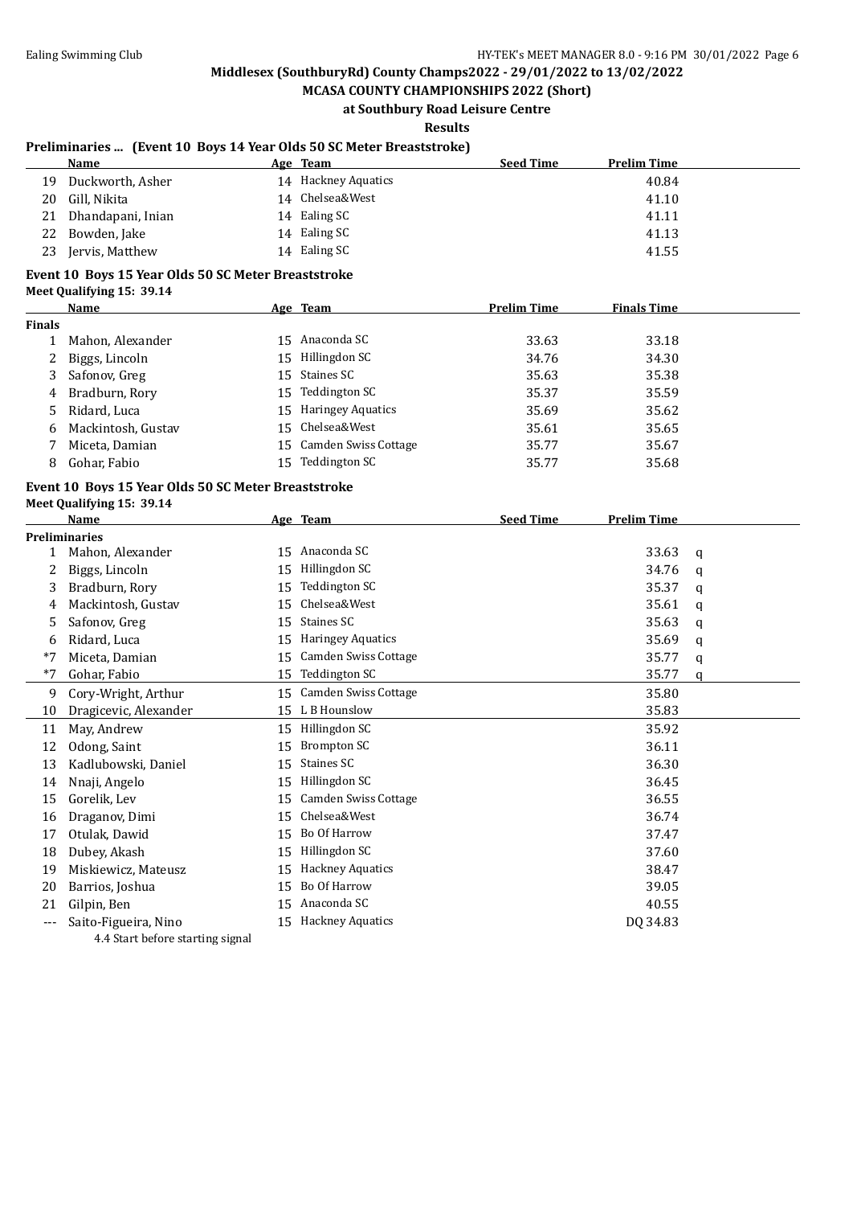## Middlesex (SouthburyRd) County Champs2022 - 29/01/2022 to 13/02/2022

### MCASA COUNTY CHAMPIONSHIPS 2022 (Short)

### at Southbury Road Leisure Centre

### Results

**Preliminaries ... (Event 10 Boys 14 Year Olds 50 SC Meter Breaststroke)**

| | Name | Age | Team | Seed Time | Prelim Time |
|---|---|---|---|---|---|
| 19 | Duckworth, Asher | 14 | Hackney Aquatics | | 40.84 |
| 20 | Gill, Nikita | 14 | Chelsea&West | | 41.10 |
| 21 | Dhandapani, Inian | 14 | Ealing SC | | 41.11 |
| 22 | Bowden, Jake | 14 | Ealing SC | | 41.13 |
| 23 | Jervis, Matthew | 14 | Ealing SC | | 41.55 |

**Event 10 Boys 15 Year Olds 50 SC Meter Breaststroke**

Meet Qualifying 15: 39.14

| | Name | Age | Team | Prelim Time | Finals Time |
|---|---|---|---|---|---|
| **Finals** | | | | | |
| 1 | Mahon, Alexander | 15 | Anaconda SC | 33.63 | 33.18 |
| 2 | Biggs, Lincoln | 15 | Hillingdon SC | 34.76 | 34.30 |
| 3 | Safonov, Greg | 15 | Staines SC | 35.63 | 35.38 |
| 4 | Bradburn, Rory | 15 | Teddington SC | 35.37 | 35.59 |
| 5 | Ridard, Luca | 15 | Haringey Aquatics | 35.69 | 35.62 |
| 6 | Mackintosh, Gustav | 15 | Chelsea&West | 35.61 | 35.65 |
| 7 | Miceta, Damian | 15 | Camden Swiss Cottage | 35.77 | 35.67 |
| 8 | Gohar, Fabio | 15 | Teddington SC | 35.77 | 35.68 |

**Event 10 Boys 15 Year Olds 50 SC Meter Breaststroke**

Meet Qualifying 15: 39.14

| | Name | Age | Team | Seed Time | Prelim Time | |
|---|---|---|---|---|---|---|
| **Preliminaries** | | | | | | |
| 1 | Mahon, Alexander | 15 | Anaconda SC | | 33.63 | q |
| 2 | Biggs, Lincoln | 15 | Hillingdon SC | | 34.76 | q |
| 3 | Bradburn, Rory | 15 | Teddington SC | | 35.37 | q |
| 4 | Mackintosh, Gustav | 15 | Chelsea&West | | 35.61 | q |
| 5 | Safonov, Greg | 15 | Staines SC | | 35.63 | q |
| 6 | Ridard, Luca | 15 | Haringey Aquatics | | 35.69 | q |
| *7 | Miceta, Damian | 15 | Camden Swiss Cottage | | 35.77 | q |
| *7 | Gohar, Fabio | 15 | Teddington SC | | 35.77 | q |
| 9 | Cory-Wright, Arthur | 15 | Camden Swiss Cottage | | 35.80 | |
| 10 | Dragicevic, Alexander | 15 | L B Hounslow | | 35.83 | |
| 11 | May, Andrew | 15 | Hillingdon SC | | 35.92 | |
| 12 | Odong, Saint | 15 | Brompton SC | | 36.11 | |
| 13 | Kadlubowski, Daniel | 15 | Staines SC | | 36.30 | |
| 14 | Nnaji, Angelo | 15 | Hillingdon SC | | 36.45 | |
| 15 | Gorelik, Lev | 15 | Camden Swiss Cottage | | 36.55 | |
| 16 | Draganov, Dimi | 15 | Chelsea&West | | 36.74 | |
| 17 | Otulak, Dawid | 15 | Bo Of Harrow | | 37.47 | |
| 18 | Dubey, Akash | 15 | Hillingdon SC | | 37.60 | |
| 19 | Miskiewicz, Mateusz | 15 | Hackney Aquatics | | 38.47 | |
| 20 | Barrios, Joshua | 15 | Bo Of Harrow | | 39.05 | |
| 21 | Gilpin, Ben | 15 | Anaconda SC | | 40.55 | |
| --- | Saito-Figueira, Nino | 15 | Hackney Aquatics | | DQ 34.83 | |
| | 4.4 Start before starting signal | | | | | |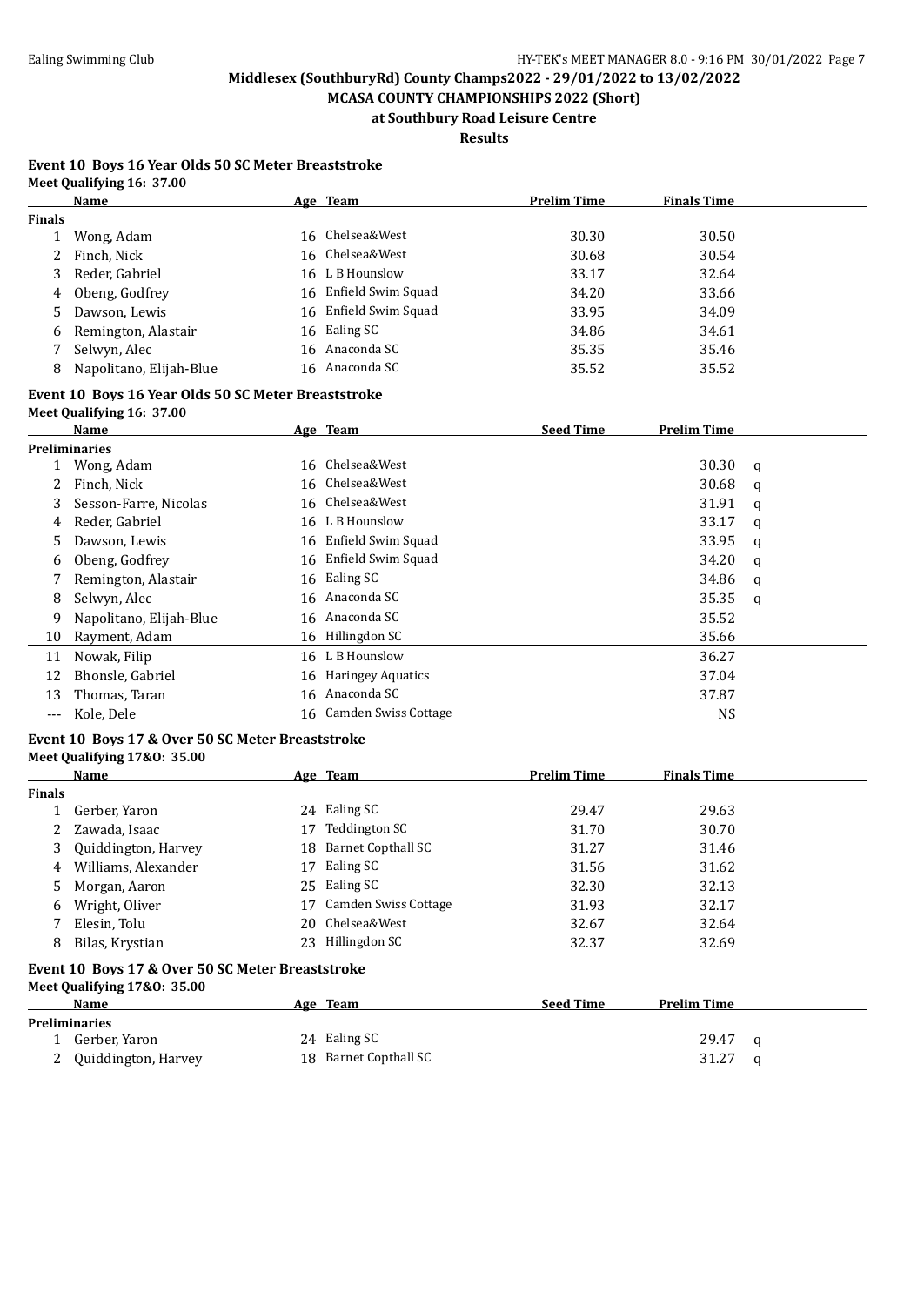Middlesex (SouthburyRd) County Champs2022 - 29/01/2022 to 13/02/2022

MCASA COUNTY CHAMPIONSHIPS 2022 (Short)

at Southbury Road Leisure Centre

Results

### Event 10 Boys 16 Year Olds 50 SC Meter Breaststroke

Meet Qualifying 16: 37.00

| | Name | Age | Team | Prelim Time | Finals Time |
|---|---|---|---|---|---|
| **Finals** | | | | | |
| 1 | Wong, Adam | 16 | Chelsea&West | 30.30 | 30.50 |
| 2 | Finch, Nick | 16 | Chelsea&West | 30.68 | 30.54 |
| 3 | Reder, Gabriel | 16 | L B Hounslow | 33.17 | 32.64 |
| 4 | Obeng, Godfrey | 16 | Enfield Swim Squad | 34.20 | 33.66 |
| 5 | Dawson, Lewis | 16 | Enfield Swim Squad | 33.95 | 34.09 |
| 6 | Remington, Alastair | 16 | Ealing SC | 34.86 | 34.61 |
| 7 | Selwyn, Alec | 16 | Anaconda SC | 35.35 | 35.46 |
| 8 | Napolitano, Elijah-Blue | 16 | Anaconda SC | 35.52 | 35.52 |

### Event 10 Boys 16 Year Olds 50 SC Meter Breaststroke

Meet Qualifying 16: 37.00

| | Name | Age | Team | Seed Time | Prelim Time | |
|---|---|---|---|---|---|---|
| **Preliminaries** | | | | | | |
| 1 | Wong, Adam | 16 | Chelsea&West | | 30.30 | q |
| 2 | Finch, Nick | 16 | Chelsea&West | | 30.68 | q |
| 3 | Sesson-Farre, Nicolas | 16 | Chelsea&West | | 31.91 | q |
| 4 | Reder, Gabriel | 16 | L B Hounslow | | 33.17 | q |
| 5 | Dawson, Lewis | 16 | Enfield Swim Squad | | 33.95 | q |
| 6 | Obeng, Godfrey | 16 | Enfield Swim Squad | | 34.20 | q |
| 7 | Remington, Alastair | 16 | Ealing SC | | 34.86 | q |
| 8 | Selwyn, Alec | 16 | Anaconda SC | | 35.35 | q |
| 9 | Napolitano, Elijah-Blue | 16 | Anaconda SC | | 35.52 | |
| 10 | Rayment, Adam | 16 | Hillingdon SC | | 35.66 | |
| 11 | Nowak, Filip | 16 | L B Hounslow | | 36.27 | |
| 12 | Bhonsle, Gabriel | 16 | Haringey Aquatics | | 37.04 | |
| 13 | Thomas, Taran | 16 | Anaconda SC | | 37.87 | |
| --- | Kole, Dele | 16 | Camden Swiss Cottage | | NS | |

### Event 10 Boys 17 & Over 50 SC Meter Breaststroke

Meet Qualifying 17&O: 35.00

| | Name | Age | Team | Prelim Time | Finals Time |
|---|---|---|---|---|---|
| **Finals** | | | | | |
| 1 | Gerber, Yaron | 24 | Ealing SC | 29.47 | 29.63 |
| 2 | Zawada, Isaac | 17 | Teddington SC | 31.70 | 30.70 |
| 3 | Quiddington, Harvey | 18 | Barnet Copthall SC | 31.27 | 31.46 |
| 4 | Williams, Alexander | 17 | Ealing SC | 31.56 | 31.62 |
| 5 | Morgan, Aaron | 25 | Ealing SC | 32.30 | 32.13 |
| 6 | Wright, Oliver | 17 | Camden Swiss Cottage | 31.93 | 32.17 |
| 7 | Elesin, Tolu | 20 | Chelsea&West | 32.67 | 32.64 |
| 8 | Bilas, Krystian | 23 | Hillingdon SC | 32.37 | 32.69 |

### Event 10 Boys 17 & Over 50 SC Meter Breaststroke

Meet Qualifying 17&O: 35.00

| | Name | Age | Team | Seed Time | Prelim Time | |
|---|---|---|---|---|---|---|
| **Preliminaries** | | | | | | |
| 1 | Gerber, Yaron | 24 | Ealing SC | | 29.47 | q |
| 2 | Quiddington, Harvey | 18 | Barnet Copthall SC | | 31.27 | q |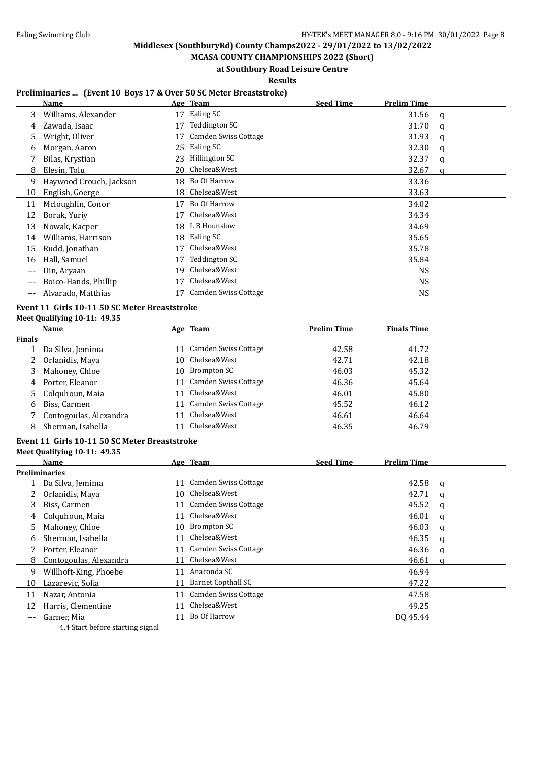## Middlesex (SouthburyRd) County Champs2022 - 29/01/2022 to 13/02/2022

### MCASA COUNTY CHAMPIONSHIPS 2022 (Short)

### at Southbury Road Leisure Centre

### Results

#### Preliminaries ... (Event 10 Boys 17 & Over 50 SC Meter Breaststroke)

| | Name | Age | Team | Seed Time | Prelim Time | |
|---|---|---|---|---|---|---|
| 3 | Williams, Alexander | 17 | Ealing SC | | 31.56 | q |
| 4 | Zawada, Isaac | 17 | Teddington SC | | 31.70 | q |
| 5 | Wright, Oliver | 17 | Camden Swiss Cottage | | 31.93 | q |
| 6 | Morgan, Aaron | 25 | Ealing SC | | 32.30 | q |
| 7 | Bilas, Krystian | 23 | Hillingdon SC | | 32.37 | q |
| 8 | Elesin, Tolu | 20 | Chelsea&West | | 32.67 | q |
| 9 | Haywood Crouch, Jackson | 18 | Bo Of Harrow | | 33.36 | |
| 10 | English, Goerge | 18 | Chelsea&West | | 33.63 | |
| 11 | Mcloughlin, Conor | 17 | Bo Of Harrow | | 34.02 | |
| 12 | Borak, Yuriy | 17 | Chelsea&West | | 34.34 | |
| 13 | Nowak, Kacper | 18 | L B Hounslow | | 34.69 | |
| 14 | Williams, Harrison | 18 | Ealing SC | | 35.65 | |
| 15 | Rudd, Jonathan | 17 | Chelsea&West | | 35.78 | |
| 16 | Hall, Samuel | 17 | Teddington SC | | 35.84 | |
| --- | Din, Aryaan | 19 | Chelsea&West | | NS | |
| --- | Boico-Hands, Phillip | 17 | Chelsea&West | | NS | |
| --- | Alvarado, Matthias | 17 | Camden Swiss Cottage | | NS | |

#### Event 11 Girls 10-11 50 SC Meter Breaststroke

Meet Qualifying 10-11: 49.35

| | Name | Age | Team | Prelim Time | Finals Time |
|---|---|---|---|---|---|
| **Finals** | | | | | |
| 1 | Da Silva, Jemima | 11 | Camden Swiss Cottage | 42.58 | 41.72 |
| 2 | Orfanidis, Maya | 10 | Chelsea&West | 42.71 | 42.18 |
| 3 | Mahoney, Chloe | 10 | Brompton SC | 46.03 | 45.32 |
| 4 | Porter, Eleanor | 11 | Camden Swiss Cottage | 46.36 | 45.64 |
| 5 | Colquhoun, Maia | 11 | Chelsea&West | 46.01 | 45.80 |
| 6 | Biss, Carmen | 11 | Camden Swiss Cottage | 45.52 | 46.12 |
| 7 | Contogoulas, Alexandra | 11 | Chelsea&West | 46.61 | 46.64 |
| 8 | Sherman, Isabella | 11 | Chelsea&West | 46.35 | 46.79 |

#### Event 11 Girls 10-11 50 SC Meter Breaststroke

Meet Qualifying 10-11: 49.35

| | Name | Age | Team | Seed Time | Prelim Time | |
|---|---|---|---|---|---|---|
| **Preliminaries** | | | | | | |
| 1 | Da Silva, Jemima | 11 | Camden Swiss Cottage | | 42.58 | q |
| 2 | Orfanidis, Maya | 10 | Chelsea&West | | 42.71 | q |
| 3 | Biss, Carmen | 11 | Camden Swiss Cottage | | 45.52 | q |
| 4 | Colquhoun, Maia | 11 | Chelsea&West | | 46.01 | q |
| 5 | Mahoney, Chloe | 10 | Brompton SC | | 46.03 | q |
| 6 | Sherman, Isabella | 11 | Chelsea&West | | 46.35 | q |
| 7 | Porter, Eleanor | 11 | Camden Swiss Cottage | | 46.36 | q |
| 8 | Contogoulas, Alexandra | 11 | Chelsea&West | | 46.61 | q |
| 9 | Willhoft-King, Phoebe | 11 | Anaconda SC | | 46.94 | |
| 10 | Lazarevic, Sofia | 11 | Barnet Copthall SC | | 47.22 | |
| 11 | Nazar, Antonia | 11 | Camden Swiss Cottage | | 47.58 | |
| 12 | Harris, Clementine | 11 | Chelsea&West | | 49.25 | |
| --- | Garner, Mia | 11 | Bo Of Harrow | | DQ 45.44 | |

4.4 Start before starting signal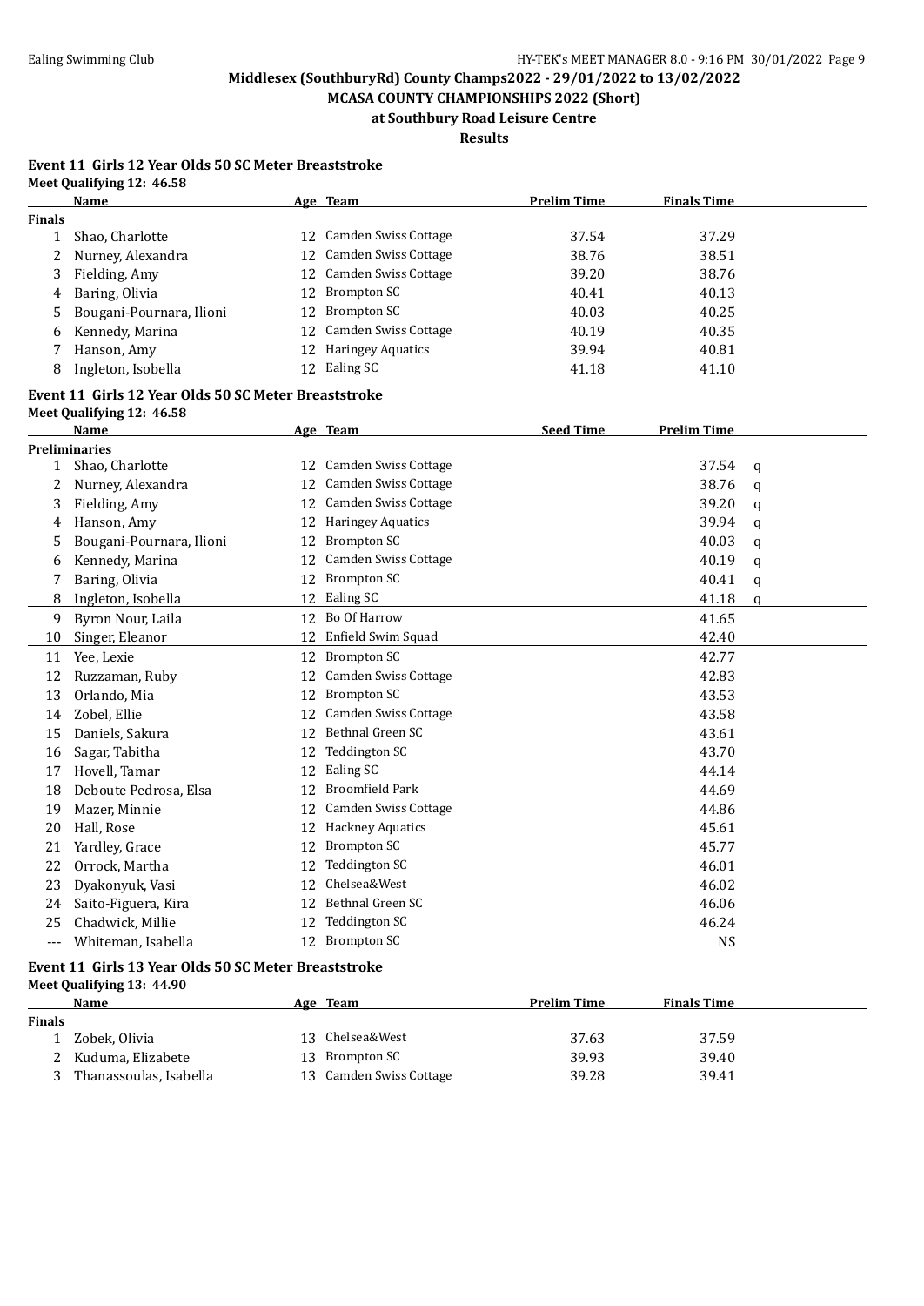# Middlesex (SouthburyRd) County Champs2022 - 29/01/2022 to 13/02/2022

## MCASA COUNTY CHAMPIONSHIPS 2022 (Short)

### at Southbury Road Leisure Centre

### Results

**Event 11 Girls 12 Year Olds 50 SC Meter Breaststroke**

**Meet Qualifying 12: 46.58**

| | Name | Age | Team | Prelim Time | Finals Time |
|---|---|---|---|---|---|
| **Finals** | | | | | |
| 1 | Shao, Charlotte | 12 | Camden Swiss Cottage | 37.54 | 37.29 |
| 2 | Nurney, Alexandra | 12 | Camden Swiss Cottage | 38.76 | 38.51 |
| 3 | Fielding, Amy | 12 | Camden Swiss Cottage | 39.20 | 38.76 |
| 4 | Baring, Olivia | 12 | Brompton SC | 40.41 | 40.13 |
| 5 | Bougani-Pournara, Ilioni | 12 | Brompton SC | 40.03 | 40.25 |
| 6 | Kennedy, Marina | 12 | Camden Swiss Cottage | 40.19 | 40.35 |
| 7 | Hanson, Amy | 12 | Haringey Aquatics | 39.94 | 40.81 |
| 8 | Ingleton, Isobella | 12 | Ealing SC | 41.18 | 41.10 |

**Event 11 Girls 12 Year Olds 50 SC Meter Breaststroke**

**Meet Qualifying 12: 46.58**

| | Name | Age | Team | Seed Time | Prelim Time | |
|---|---|---|---|---|---|---|
| **Preliminaries** | | | | | | |
| 1 | Shao, Charlotte | 12 | Camden Swiss Cottage | | 37.54 | q |
| 2 | Nurney, Alexandra | 12 | Camden Swiss Cottage | | 38.76 | q |
| 3 | Fielding, Amy | 12 | Camden Swiss Cottage | | 39.20 | q |
| 4 | Hanson, Amy | 12 | Haringey Aquatics | | 39.94 | q |
| 5 | Bougani-Pournara, Ilioni | 12 | Brompton SC | | 40.03 | q |
| 6 | Kennedy, Marina | 12 | Camden Swiss Cottage | | 40.19 | q |
| 7 | Baring, Olivia | 12 | Brompton SC | | 40.41 | q |
| 8 | Ingleton, Isobella | 12 | Ealing SC | | 41.18 | q |
| 9 | Byron Nour, Laila | 12 | Bo Of Harrow | | 41.65 | |
| 10 | Singer, Eleanor | 12 | Enfield Swim Squad | | 42.40 | |
| 11 | Yee, Lexie | 12 | Brompton SC | | 42.77 | |
| 12 | Ruzzaman, Ruby | 12 | Camden Swiss Cottage | | 42.83 | |
| 13 | Orlando, Mia | 12 | Brompton SC | | 43.53 | |
| 14 | Zobel, Ellie | 12 | Camden Swiss Cottage | | 43.58 | |
| 15 | Daniels, Sakura | 12 | Bethnal Green SC | | 43.61 | |
| 16 | Sagar, Tabitha | 12 | Teddington SC | | 43.70 | |
| 17 | Hovell, Tamar | 12 | Ealing SC | | 44.14 | |
| 18 | Deboute Pedrosa, Elsa | 12 | Broomfield Park | | 44.69 | |
| 19 | Mazer, Minnie | 12 | Camden Swiss Cottage | | 44.86 | |
| 20 | Hall, Rose | 12 | Hackney Aquatics | | 45.61 | |
| 21 | Yardley, Grace | 12 | Brompton SC | | 45.77 | |
| 22 | Orrock, Martha | 12 | Teddington SC | | 46.01 | |
| 23 | Dyakonyuk, Vasi | 12 | Chelsea&West | | 46.02 | |
| 24 | Saito-Figuera, Kira | 12 | Bethnal Green SC | | 46.06 | |
| 25 | Chadwick, Millie | 12 | Teddington SC | | 46.24 | |
| --- | Whiteman, Isabella | 12 | Brompton SC | | NS | |

**Event 11 Girls 13 Year Olds 50 SC Meter Breaststroke**

**Meet Qualifying 13: 44.90**

| | Name | Age | Team | Prelim Time | Finals Time |
|---|---|---|---|---|---|
| **Finals** | | | | | |
| 1 | Zobek, Olivia | 13 | Chelsea&West | 37.63 | 37.59 |
| 2 | Kuduma, Elizabete | 13 | Brompton SC | 39.93 | 39.40 |
| 3 | Thanassoulas, Isabella | 13 | Camden Swiss Cottage | 39.28 | 39.41 |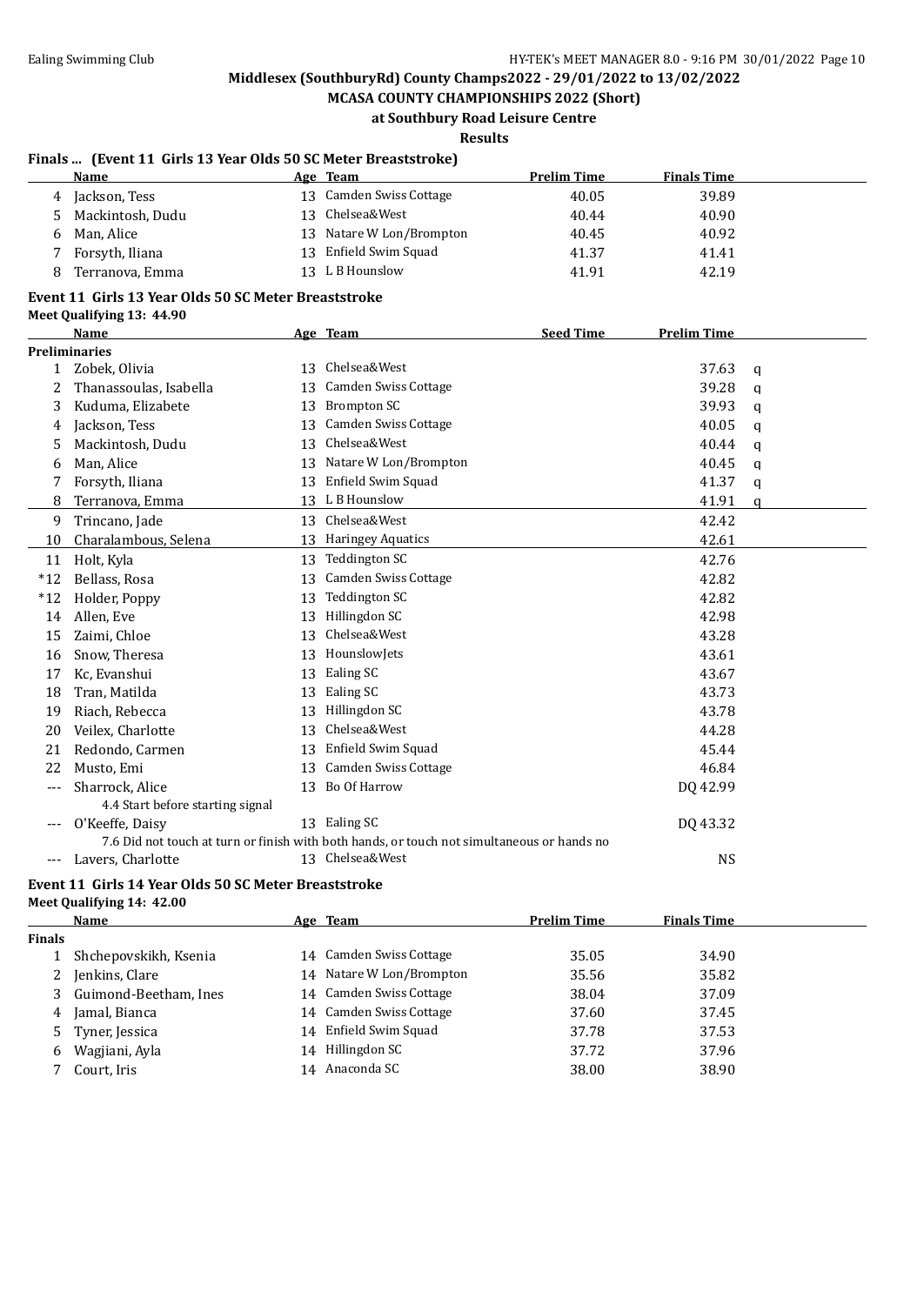# Middlesex (SouthburyRd) County Champs2022 - 29/01/2022 to 13/02/2022

## MCASA COUNTY CHAMPIONSHIPS 2022 (Short)

### at Southbury Road Leisure Centre

#### Results

**Finals ... (Event 11 Girls 13 Year Olds 50 SC Meter Breaststroke)**

| | Name | Age | Team | Prelim Time | Finals Time |
|---|---|---|---|---|---|
| 4 | Jackson, Tess | 13 | Camden Swiss Cottage | 40.05 | 39.89 |
| 5 | Mackintosh, Dudu | 13 | Chelsea&West | 40.44 | 40.90 |
| 6 | Man, Alice | 13 | Natare W Lon/Brompton | 40.45 | 40.92 |
| 7 | Forsyth, Iliana | 13 | Enfield Swim Squad | 41.37 | 41.41 |
| 8 | Terranova, Emma | 13 | L B Hounslow | 41.91 | 42.19 |

**Event 11 Girls 13 Year Olds 50 SC Meter Breaststroke**

Meet Qualifying 13: 44.90

| | Name | Age | Team | Seed Time | Prelim Time | |
|---|---|---|---|---|---|---|
| **Preliminaries** | | | | | | |
| 1 | Zobek, Olivia | 13 | Chelsea&West | | 37.63 | q |
| 2 | Thanassoulas, Isabella | 13 | Camden Swiss Cottage | | 39.28 | q |
| 3 | Kuduma, Elizabete | 13 | Brompton SC | | 39.93 | q |
| 4 | Jackson, Tess | 13 | Camden Swiss Cottage | | 40.05 | q |
| 5 | Mackintosh, Dudu | 13 | Chelsea&West | | 40.44 | q |
| 6 | Man, Alice | 13 | Natare W Lon/Brompton | | 40.45 | q |
| 7 | Forsyth, Iliana | 13 | Enfield Swim Squad | | 41.37 | q |
| 8 | Terranova, Emma | 13 | L B Hounslow | | 41.91 | q |
| 9 | Trincano, Jade | 13 | Chelsea&West | | 42.42 | |
| 10 | Charalambous, Selena | 13 | Haringey Aquatics | | 42.61 | |
| 11 | Holt, Kyla | 13 | Teddington SC | | 42.76 | |
| *12 | Bellass, Rosa | 13 | Camden Swiss Cottage | | 42.82 | |
| *12 | Holder, Poppy | 13 | Teddington SC | | 42.82 | |
| 14 | Allen, Eve | 13 | Hillingdon SC | | 42.98 | |
| 15 | Zaimi, Chloe | 13 | Chelsea&West | | 43.28 | |
| 16 | Snow, Theresa | 13 | HounslowJets | | 43.61 | |
| 17 | Kc, Evanshui | 13 | Ealing SC | | 43.67 | |
| 18 | Tran, Matilda | 13 | Ealing SC | | 43.73 | |
| 19 | Riach, Rebecca | 13 | Hillingdon SC | | 43.78 | |
| 20 | Veilex, Charlotte | 13 | Chelsea&West | | 44.28 | |
| 21 | Redondo, Carmen | 13 | Enfield Swim Squad | | 45.44 | |
| 22 | Musto, Emi | 13 | Camden Swiss Cottage | | 46.84 | |
| --- | Sharrock, Alice | 13 | Bo Of Harrow | | DQ 42.99 | |
| | 4.4 Start before starting signal | | | | | |
| --- | O'Keeffe, Daisy | 13 | Ealing SC | | DQ 43.32 | |
| | 7.6 Did not touch at turn or finish with both hands, or touch not simultaneous or hands no | | | | | |
| --- | Lavers, Charlotte | 13 | Chelsea&West | | NS | |

**Event 11 Girls 14 Year Olds 50 SC Meter Breaststroke**

Meet Qualifying 14: 42.00

| | Name | Age | Team | Prelim Time | Finals Time |
|---|---|---|---|---|---|
| **Finals** | | | | | |
| 1 | Shchepovskikh, Ksenia | 14 | Camden Swiss Cottage | 35.05 | 34.90 |
| 2 | Jenkins, Clare | 14 | Natare W Lon/Brompton | 35.56 | 35.82 |
| 3 | Guimond-Beetham, Ines | 14 | Camden Swiss Cottage | 38.04 | 37.09 |
| 4 | Jamal, Bianca | 14 | Camden Swiss Cottage | 37.60 | 37.45 |
| 5 | Tyner, Jessica | 14 | Enfield Swim Squad | 37.78 | 37.53 |
| 6 | Wagjiani, Ayla | 14 | Hillingdon SC | 37.72 | 37.96 |
| 7 | Court, Iris | 14 | Anaconda SC | 38.00 | 38.90 |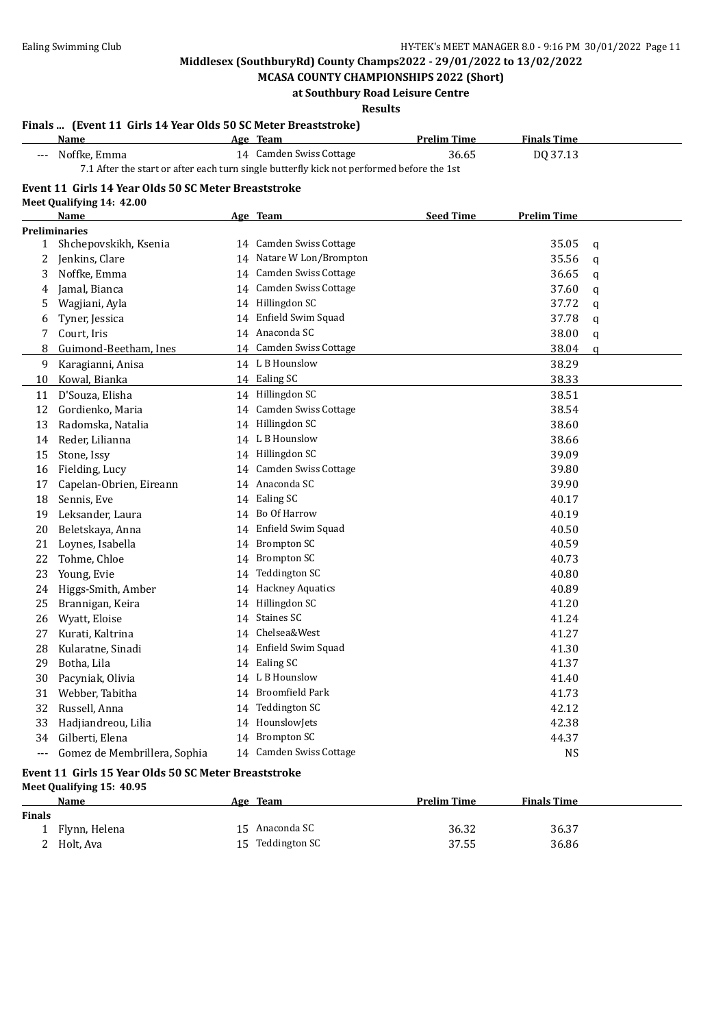Middlesex (SouthburyRd) County Champs2022 - 29/01/2022 to 13/02/2022

MCASA COUNTY CHAMPIONSHIPS 2022 (Short)

at Southbury Road Leisure Centre

Results

### Finals ... (Event 11 Girls 14 Year Olds 50 SC Meter Breaststroke)

| | Name | Age | Team | Prelim Time | Finals Time |
|---|---|---|---|---|---|
| --- | Noffke, Emma | 14 | Camden Swiss Cottage | 36.65 | DQ 37.13 |

7.1 After the start or after each turn single butterfly kick not performed before the 1st

### Event 11 Girls 14 Year Olds 50 SC Meter Breaststroke

Meet Qualifying 14: 42.00

| | Name | Age | Team | Seed Time | Prelim Time | |
|---|---|---|---|---|---|---|
| **Preliminaries** | | | | | | |
| 1 | Shchepovskikh, Ksenia | 14 | Camden Swiss Cottage | | 35.05 | q |
| 2 | Jenkins, Clare | 14 | Natare W Lon/Brompton | | 35.56 | q |
| 3 | Noffke, Emma | 14 | Camden Swiss Cottage | | 36.65 | q |
| 4 | Jamal, Bianca | 14 | Camden Swiss Cottage | | 37.60 | q |
| 5 | Wagjiani, Ayla | 14 | Hillingdon SC | | 37.72 | q |
| 6 | Tyner, Jessica | 14 | Enfield Swim Squad | | 37.78 | q |
| 7 | Court, Iris | 14 | Anaconda SC | | 38.00 | q |
| 8 | Guimond-Beetham, Ines | 14 | Camden Swiss Cottage | | 38.04 | q |
| 9 | Karagianni, Anisa | 14 | L B Hounslow | | 38.29 | |
| 10 | Kowal, Bianka | 14 | Ealing SC | | 38.33 | |
| 11 | D'Souza, Elisha | 14 | Hillingdon SC | | 38.51 | |
| 12 | Gordienko, Maria | 14 | Camden Swiss Cottage | | 38.54 | |
| 13 | Radomska, Natalia | 14 | Hillingdon SC | | 38.60 | |
| 14 | Reder, Lilianna | 14 | L B Hounslow | | 38.66 | |
| 15 | Stone, Issy | 14 | Hillingdon SC | | 39.09 | |
| 16 | Fielding, Lucy | 14 | Camden Swiss Cottage | | 39.80 | |
| 17 | Capelan-Obrien, Eireann | 14 | Anaconda SC | | 39.90 | |
| 18 | Sennis, Eve | 14 | Ealing SC | | 40.17 | |
| 19 | Leksander, Laura | 14 | Bo Of Harrow | | 40.19 | |
| 20 | Beletskaya, Anna | 14 | Enfield Swim Squad | | 40.50 | |
| 21 | Loynes, Isabella | 14 | Brompton SC | | 40.59 | |
| 22 | Tohme, Chloe | 14 | Brompton SC | | 40.73 | |
| 23 | Young, Evie | 14 | Teddington SC | | 40.80 | |
| 24 | Higgs-Smith, Amber | 14 | Hackney Aquatics | | 40.89 | |
| 25 | Brannigan, Keira | 14 | Hillingdon SC | | 41.20 | |
| 26 | Wyatt, Eloise | 14 | Staines SC | | 41.24 | |
| 27 | Kurati, Kaltrina | 14 | Chelsea&West | | 41.27 | |
| 28 | Kularatne, Sinadi | 14 | Enfield Swim Squad | | 41.30 | |
| 29 | Botha, Lila | 14 | Ealing SC | | 41.37 | |
| 30 | Pacyniak, Olivia | 14 | L B Hounslow | | 41.40 | |
| 31 | Webber, Tabitha | 14 | Broomfield Park | | 41.73 | |
| 32 | Russell, Anna | 14 | Teddington SC | | 42.12 | |
| 33 | Hadjiandreou, Lilia | 14 | HounslowJets | | 42.38 | |
| 34 | Gilberti, Elena | 14 | Brompton SC | | 44.37 | |
| --- | Gomez de Membrillera, Sophia | 14 | Camden Swiss Cottage | | NS | |

### Event 11 Girls 15 Year Olds 50 SC Meter Breaststroke

Meet Qualifying 15: 40.95

| | Name | Age | Team | Prelim Time | Finals Time |
|---|---|---|---|---|---|
| **Finals** | | | | | |
| 1 | Flynn, Helena | 15 | Anaconda SC | 36.32 | 36.37 |
| 2 | Holt, Ava | 15 | Teddington SC | 37.55 | 36.86 |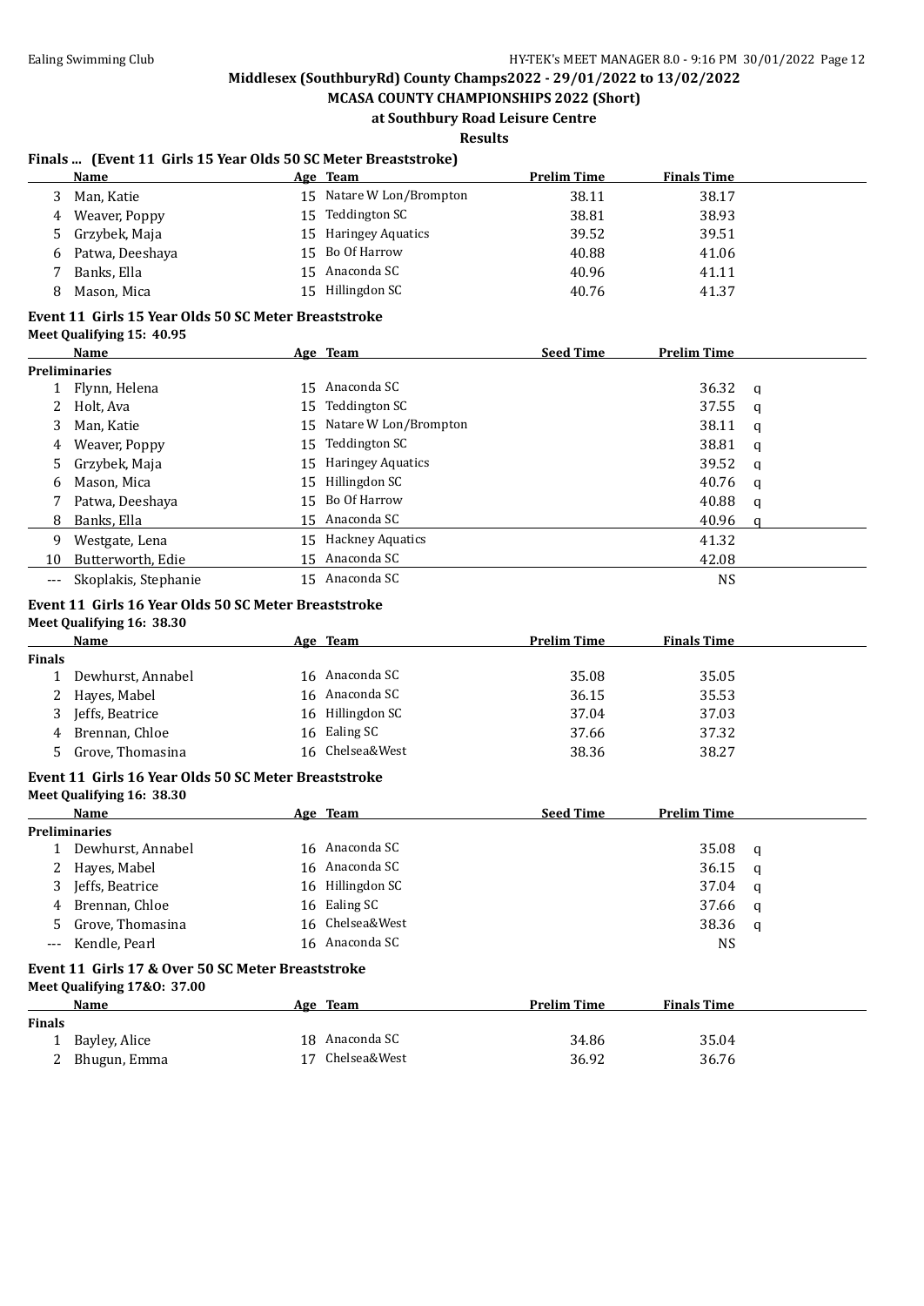Middlesex (SouthburyRd) County Champs2022 - 29/01/2022 to 13/02/2022

MCASA COUNTY CHAMPIONSHIPS 2022 (Short)

at Southbury Road Leisure Centre

Results

### Finals ... (Event 11 Girls 15 Year Olds 50 SC Meter Breaststroke)

| | Name | Age | Team | Prelim Time | Finals Time |
|---|---|---|---|---|---|
| 3 | Man, Katie | 15 | Natare W Lon/Brompton | 38.11 | 38.17 |
| 4 | Weaver, Poppy | 15 | Teddington SC | 38.81 | 38.93 |
| 5 | Grzybek, Maja | 15 | Haringey Aquatics | 39.52 | 39.51 |
| 6 | Patwa, Deeshaya | 15 | Bo Of Harrow | 40.88 | 41.06 |
| 7 | Banks, Ella | 15 | Anaconda SC | 40.96 | 41.11 |
| 8 | Mason, Mica | 15 | Hillingdon SC | 40.76 | 41.37 |

### Event 11 Girls 15 Year Olds 50 SC Meter Breaststroke

Meet Qualifying 15: 40.95

| | Name | Age | Team | Seed Time | Prelim Time | |
|---|---|---|---|---|---|---|
| **Preliminaries** | | | | | | |
| 1 | Flynn, Helena | 15 | Anaconda SC | | 36.32 | q |
| 2 | Holt, Ava | 15 | Teddington SC | | 37.55 | q |
| 3 | Man, Katie | 15 | Natare W Lon/Brompton | | 38.11 | q |
| 4 | Weaver, Poppy | 15 | Teddington SC | | 38.81 | q |
| 5 | Grzybek, Maja | 15 | Haringey Aquatics | | 39.52 | q |
| 6 | Mason, Mica | 15 | Hillingdon SC | | 40.76 | q |
| 7 | Patwa, Deeshaya | 15 | Bo Of Harrow | | 40.88 | q |
| 8 | Banks, Ella | 15 | Anaconda SC | | 40.96 | q |
| 9 | Westgate, Lena | 15 | Hackney Aquatics | | 41.32 | |
| 10 | Butterworth, Edie | 15 | Anaconda SC | | 42.08 | |
| --- | Skoplakis, Stephanie | 15 | Anaconda SC | | NS | |

### Event 11 Girls 16 Year Olds 50 SC Meter Breaststroke

Meet Qualifying 16: 38.30

| | Name | Age | Team | Prelim Time | Finals Time |
|---|---|---|---|---|---|
| **Finals** | | | | | |
| 1 | Dewhurst, Annabel | 16 | Anaconda SC | 35.08 | 35.05 |
| 2 | Hayes, Mabel | 16 | Anaconda SC | 36.15 | 35.53 |
| 3 | Jeffs, Beatrice | 16 | Hillingdon SC | 37.04 | 37.03 |
| 4 | Brennan, Chloe | 16 | Ealing SC | 37.66 | 37.32 |
| 5 | Grove, Thomasina | 16 | Chelsea&West | 38.36 | 38.27 |

### Event 11 Girls 16 Year Olds 50 SC Meter Breaststroke

Meet Qualifying 16: 38.30

| | Name | Age | Team | Seed Time | Prelim Time | |
|---|---|---|---|---|---|---|
| **Preliminaries** | | | | | | |
| 1 | Dewhurst, Annabel | 16 | Anaconda SC | | 35.08 | q |
| 2 | Hayes, Mabel | 16 | Anaconda SC | | 36.15 | q |
| 3 | Jeffs, Beatrice | 16 | Hillingdon SC | | 37.04 | q |
| 4 | Brennan, Chloe | 16 | Ealing SC | | 37.66 | q |
| 5 | Grove, Thomasina | 16 | Chelsea&West | | 38.36 | q |
| --- | Kendle, Pearl | 16 | Anaconda SC | | NS | |

### Event 11 Girls 17 & Over 50 SC Meter Breaststroke

Meet Qualifying 17&O: 37.00

| | Name | Age | Team | Prelim Time | Finals Time |
|---|---|---|---|---|---|
| **Finals** | | | | | |
| 1 | Bayley, Alice | 18 | Anaconda SC | 34.86 | 35.04 |
| 2 | Bhugun, Emma | 17 | Chelsea&West | 36.92 | 36.76 |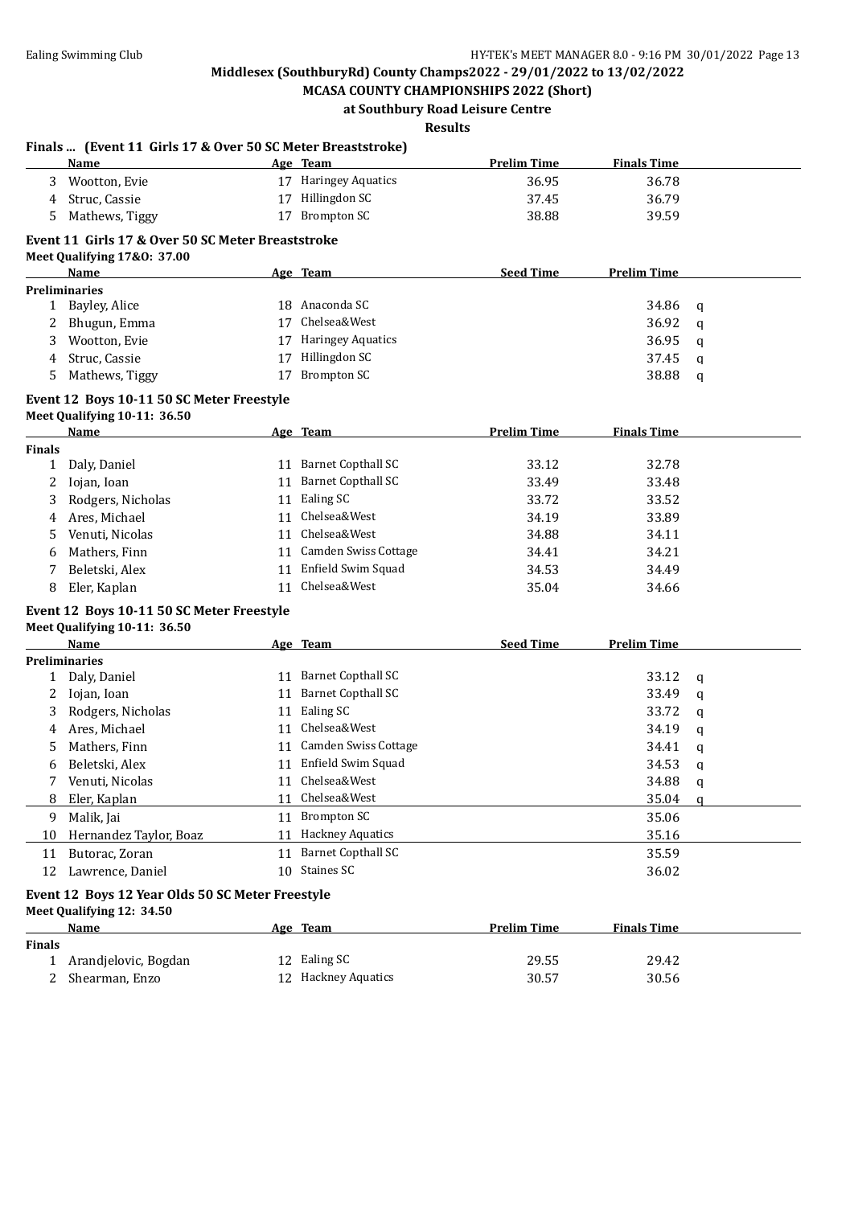**Middlesex (SouthburyRd) County Champs2022 - 29/01/2022 to 13/02/2022**

**MCASA COUNTY CHAMPIONSHIPS 2022 (Short)**

**at Southbury Road Leisure Centre**

**Results**

### Finals ... (Event 11 Girls 17 & Over 50 SC Meter Breaststroke)

| | Name | Age | Team | Prelim Time | Finals Time |
|---|---|---|---|---|---|
| 3 | Wootton, Evie | 17 | Haringey Aquatics | 36.95 | 36.78 |
| 4 | Struc, Cassie | 17 | Hillingdon SC | 37.45 | 36.79 |
| 5 | Mathews, Tiggy | 17 | Brompton SC | 38.88 | 39.59 |

### Event 11 Girls 17 & Over 50 SC Meter Breaststroke

**Meet Qualifying 17&O: 37.00**

| | Name | Age | Team | Seed Time | Prelim Time | |
|---|---|---|---|---|---|---|
| **Preliminaries** | | | | | | |
| 1 | Bayley, Alice | 18 | Anaconda SC | | 34.86 | q |
| 2 | Bhugun, Emma | 17 | Chelsea&West | | 36.92 | q |
| 3 | Wootton, Evie | 17 | Haringey Aquatics | | 36.95 | q |
| 4 | Struc, Cassie | 17 | Hillingdon SC | | 37.45 | q |
| 5 | Mathews, Tiggy | 17 | Brompton SC | | 38.88 | q |

### Event 12 Boys 10-11 50 SC Meter Freestyle

**Meet Qualifying 10-11: 36.50**

| | Name | Age | Team | Prelim Time | Finals Time |
|---|---|---|---|---|---|
| **Finals** | | | | | |
| 1 | Daly, Daniel | 11 | Barnet Copthall SC | 33.12 | 32.78 |
| 2 | Iojan, Ioan | 11 | Barnet Copthall SC | 33.49 | 33.48 |
| 3 | Rodgers, Nicholas | 11 | Ealing SC | 33.72 | 33.52 |
| 4 | Ares, Michael | 11 | Chelsea&West | 34.19 | 33.89 |
| 5 | Venuti, Nicolas | 11 | Chelsea&West | 34.88 | 34.11 |
| 6 | Mathers, Finn | 11 | Camden Swiss Cottage | 34.41 | 34.21 |
| 7 | Beletski, Alex | 11 | Enfield Swim Squad | 34.53 | 34.49 |
| 8 | Eler, Kaplan | 11 | Chelsea&West | 35.04 | 34.66 |

### Event 12 Boys 10-11 50 SC Meter Freestyle

**Meet Qualifying 10-11: 36.50**

| | Name | Age | Team | Seed Time | Prelim Time | |
|---|---|---|---|---|---|---|
| **Preliminaries** | | | | | | |
| 1 | Daly, Daniel | 11 | Barnet Copthall SC | | 33.12 | q |
| 2 | Iojan, Ioan | 11 | Barnet Copthall SC | | 33.49 | q |
| 3 | Rodgers, Nicholas | 11 | Ealing SC | | 33.72 | q |
| 4 | Ares, Michael | 11 | Chelsea&West | | 34.19 | q |
| 5 | Mathers, Finn | 11 | Camden Swiss Cottage | | 34.41 | q |
| 6 | Beletski, Alex | 11 | Enfield Swim Squad | | 34.53 | q |
| 7 | Venuti, Nicolas | 11 | Chelsea&West | | 34.88 | q |
| 8 | Eler, Kaplan | 11 | Chelsea&West | | 35.04 | q |
| 9 | Malik, Jai | 11 | Brompton SC | | 35.06 | |
| 10 | Hernandez Taylor, Boaz | 11 | Hackney Aquatics | | 35.16 | |
| 11 | Butorac, Zoran | 11 | Barnet Copthall SC | | 35.59 | |
| 12 | Lawrence, Daniel | 10 | Staines SC | | 36.02 | |

### Event 12 Boys 12 Year Olds 50 SC Meter Freestyle

**Meet Qualifying 12: 34.50**

| | Name | Age | Team | Prelim Time | Finals Time |
|---|---|---|---|---|---|
| **Finals** | | | | | |
| 1 | Arandjelovic, Bogdan | 12 | Ealing SC | 29.55 | 29.42 |
| 2 | Shearman, Enzo | 12 | Hackney Aquatics | 30.57 | 30.56 |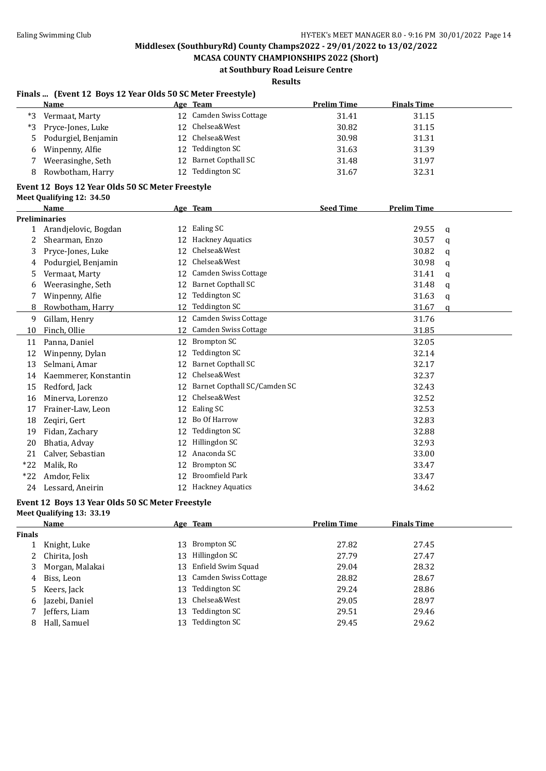## Middlesex (SouthburyRd) County Champs2022 - 29/01/2022 to 13/02/2022

### MCASA COUNTY CHAMPIONSHIPS 2022 (Short)

### at Southbury Road Leisure Centre

### Results

**Finals ... (Event 12 Boys 12 Year Olds 50 SC Meter Freestyle)**

| | Name | Age | Team | Prelim Time | Finals Time |
|---|---|---|---|---|---|
| *3 | Vermaat, Marty | 12 | Camden Swiss Cottage | 31.41 | 31.15 |
| *3 | Pryce-Jones, Luke | 12 | Chelsea&West | 30.82 | 31.15 |
| 5 | Podurgiel, Benjamin | 12 | Chelsea&West | 30.98 | 31.31 |
| 6 | Winpenny, Alfie | 12 | Teddington SC | 31.63 | 31.39 |
| 7 | Weerasinghe, Seth | 12 | Barnet Copthall SC | 31.48 | 31.97 |
| 8 | Rowbotham, Harry | 12 | Teddington SC | 31.67 | 32.31 |

**Event 12 Boys 12 Year Olds 50 SC Meter Freestyle**

**Meet Qualifying 12: 34.50**

| | Name | Age | Team | Seed Time | Prelim Time | |
|---|---|---|---|---|---|---|
| **Preliminaries** | | | | | | |
| 1 | Arandjelovic, Bogdan | 12 | Ealing SC | | 29.55 | q |
| 2 | Shearman, Enzo | 12 | Hackney Aquatics | | 30.57 | q |
| 3 | Pryce-Jones, Luke | 12 | Chelsea&West | | 30.82 | q |
| 4 | Podurgiel, Benjamin | 12 | Chelsea&West | | 30.98 | q |
| 5 | Vermaat, Marty | 12 | Camden Swiss Cottage | | 31.41 | q |
| 6 | Weerasinghe, Seth | 12 | Barnet Copthall SC | | 31.48 | q |
| 7 | Winpenny, Alfie | 12 | Teddington SC | | 31.63 | q |
| 8 | Rowbotham, Harry | 12 | Teddington SC | | 31.67 | q |
| 9 | Gillam, Henry | 12 | Camden Swiss Cottage | | 31.76 | |
| 10 | Finch, Ollie | 12 | Camden Swiss Cottage | | 31.85 | |
| 11 | Panna, Daniel | 12 | Brompton SC | | 32.05 | |
| 12 | Winpenny, Dylan | 12 | Teddington SC | | 32.14 | |
| 13 | Selmani, Amar | 12 | Barnet Copthall SC | | 32.17 | |
| 14 | Kaemmerer, Konstantin | 12 | Chelsea&West | | 32.37 | |
| 15 | Redford, Jack | 12 | Barnet Copthall SC/Camden SC | | 32.43 | |
| 16 | Minerva, Lorenzo | 12 | Chelsea&West | | 32.52 | |
| 17 | Frainer-Law, Leon | 12 | Ealing SC | | 32.53 | |
| 18 | Zeqiri, Gert | 12 | Bo Of Harrow | | 32.83 | |
| 19 | Fidan, Zachary | 12 | Teddington SC | | 32.88 | |
| 20 | Bhatia, Advay | 12 | Hillingdon SC | | 32.93 | |
| 21 | Calver, Sebastian | 12 | Anaconda SC | | 33.00 | |
| *22 | Malik, Ro | 12 | Brompton SC | | 33.47 | |
| *22 | Amdor, Felix | 12 | Broomfield Park | | 33.47 | |
| 24 | Lessard, Aneirin | 12 | Hackney Aquatics | | 34.62 | |

**Event 12 Boys 13 Year Olds 50 SC Meter Freestyle**

**Meet Qualifying 13: 33.19**

| | Name | Age | Team | Prelim Time | Finals Time |
|---|---|---|---|---|---|
| **Finals** | | | | | |
| 1 | Knight, Luke | 13 | Brompton SC | 27.82 | 27.45 |
| 2 | Chirita, Josh | 13 | Hillingdon SC | 27.79 | 27.47 |
| 3 | Morgan, Malakai | 13 | Enfield Swim Squad | 29.04 | 28.32 |
| 4 | Biss, Leon | 13 | Camden Swiss Cottage | 28.82 | 28.67 |
| 5 | Keers, Jack | 13 | Teddington SC | 29.24 | 28.86 |
| 6 | Jazebi, Daniel | 13 | Chelsea&West | 29.05 | 28.97 |
| 7 | Jeffers, Liam | 13 | Teddington SC | 29.51 | 29.46 |
| 8 | Hall, Samuel | 13 | Teddington SC | 29.45 | 29.62 |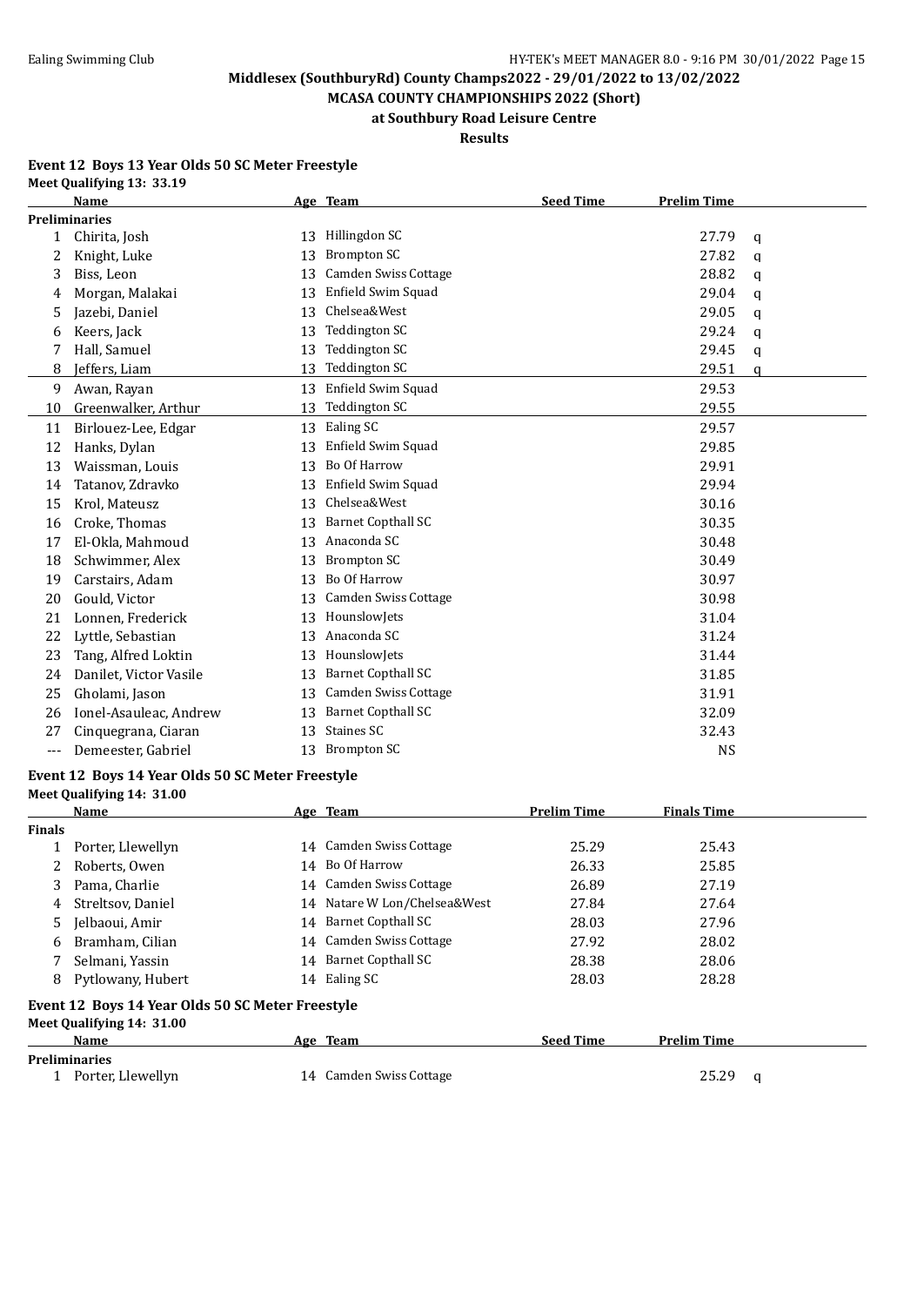Middlesex (SouthburyRd) County Champs2022 - 29/01/2022 to 13/02/2022

MCASA COUNTY CHAMPIONSHIPS 2022 (Short)

at Southbury Road Leisure Centre

Results

### Event 12 Boys 13 Year Olds 50 SC Meter Freestyle

Meet Qualifying 13: 33.19

| | Name | Age | Team | Seed Time | Prelim Time | |
|---|---|---|---|---|---|---|
| **Preliminaries** | | | | | | |
| 1 | Chirita, Josh | 13 | Hillingdon SC | | 27.79 | q |
| 2 | Knight, Luke | 13 | Brompton SC | | 27.82 | q |
| 3 | Biss, Leon | 13 | Camden Swiss Cottage | | 28.82 | q |
| 4 | Morgan, Malakai | 13 | Enfield Swim Squad | | 29.04 | q |
| 5 | Jazebi, Daniel | 13 | Chelsea&West | | 29.05 | q |
| 6 | Keers, Jack | 13 | Teddington SC | | 29.24 | q |
| 7 | Hall, Samuel | 13 | Teddington SC | | 29.45 | q |
| 8 | Jeffers, Liam | 13 | Teddington SC | | 29.51 | q |
| 9 | Awan, Rayan | 13 | Enfield Swim Squad | | 29.53 | |
| 10 | Greenwalker, Arthur | 13 | Teddington SC | | 29.55 | |
| 11 | Birlouez-Lee, Edgar | 13 | Ealing SC | | 29.57 | |
| 12 | Hanks, Dylan | 13 | Enfield Swim Squad | | 29.85 | |
| 13 | Waissman, Louis | 13 | Bo Of Harrow | | 29.91 | |
| 14 | Tatanov, Zdravko | 13 | Enfield Swim Squad | | 29.94 | |
| 15 | Krol, Mateusz | 13 | Chelsea&West | | 30.16 | |
| 16 | Croke, Thomas | 13 | Barnet Copthall SC | | 30.35 | |
| 17 | El-Okla, Mahmoud | 13 | Anaconda SC | | 30.48 | |
| 18 | Schwimmer, Alex | 13 | Brompton SC | | 30.49 | |
| 19 | Carstairs, Adam | 13 | Bo Of Harrow | | 30.97 | |
| 20 | Gould, Victor | 13 | Camden Swiss Cottage | | 30.98 | |
| 21 | Lonnen, Frederick | 13 | HounslowJets | | 31.04 | |
| 22 | Lyttle, Sebastian | 13 | Anaconda SC | | 31.24 | |
| 23 | Tang, Alfred Loktin | 13 | HounslowJets | | 31.44 | |
| 24 | Danilet, Victor Vasile | 13 | Barnet Copthall SC | | 31.85 | |
| 25 | Gholami, Jason | 13 | Camden Swiss Cottage | | 31.91 | |
| 26 | Ionel-Asauleac, Andrew | 13 | Barnet Copthall SC | | 32.09 | |
| 27 | Cinquegrana, Ciaran | 13 | Staines SC | | 32.43 | |
| --- | Demeester, Gabriel | 13 | Brompton SC | | NS | |

### Event 12 Boys 14 Year Olds 50 SC Meter Freestyle

Meet Qualifying 14: 31.00

| | Name | Age | Team | Prelim Time | Finals Time |
|---|---|---|---|---|---|
| **Finals** | | | | | |
| 1 | Porter, Llewellyn | 14 | Camden Swiss Cottage | 25.29 | 25.43 |
| 2 | Roberts, Owen | 14 | Bo Of Harrow | 26.33 | 25.85 |
| 3 | Pama, Charlie | 14 | Camden Swiss Cottage | 26.89 | 27.19 |
| 4 | Streltsov, Daniel | 14 | Natare W Lon/Chelsea&West | 27.84 | 27.64 |
| 5 | Jelbaoui, Amir | 14 | Barnet Copthall SC | 28.03 | 27.96 |
| 6 | Bramham, Cilian | 14 | Camden Swiss Cottage | 27.92 | 28.02 |
| 7 | Selmani, Yassin | 14 | Barnet Copthall SC | 28.38 | 28.06 |
| 8 | Pytlowany, Hubert | 14 | Ealing SC | 28.03 | 28.28 |

### Event 12 Boys 14 Year Olds 50 SC Meter Freestyle

Meet Qualifying 14: 31.00

| | Name | Age | Team | Seed Time | Prelim Time | |
|---|---|---|---|---|---|---|
| **Preliminaries** | | | | | | |
| 1 | Porter, Llewellyn | 14 | Camden Swiss Cottage | | 25.29 | q |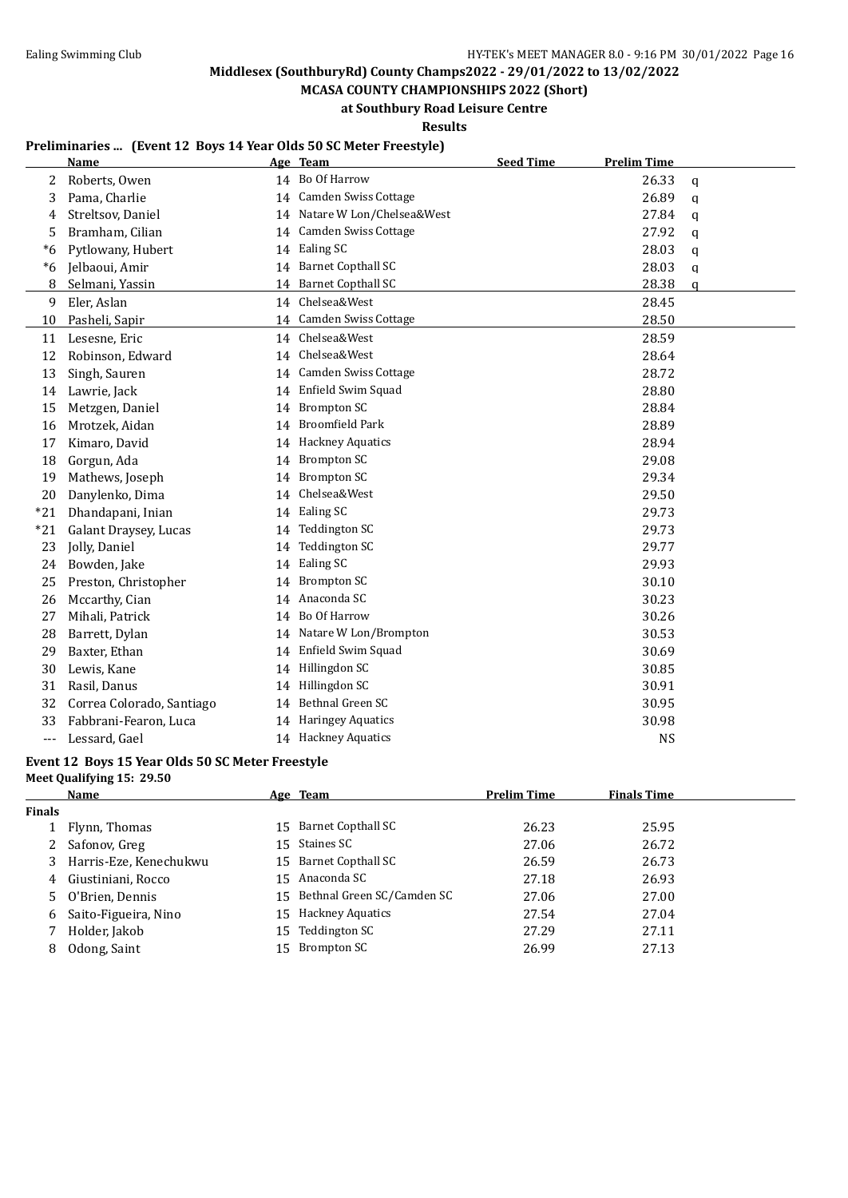## Middlesex (SouthburyRd) County Champs2022 - 29/01/2022 to 13/02/2022

### MCASA COUNTY CHAMPIONSHIPS 2022 (Short)

### at Southbury Road Leisure Centre

### Results

**Preliminaries ... (Event 12 Boys 14 Year Olds 50 SC Meter Freestyle)**

| | Name | Age | Team | Seed Time | Prelim Time | |
|---|---|---|---|---|---|---|
| 2 | Roberts, Owen | 14 | Bo Of Harrow | | 26.33 | q |
| 3 | Pama, Charlie | 14 | Camden Swiss Cottage | | 26.89 | q |
| 4 | Streltsov, Daniel | 14 | Natare W Lon/Chelsea&West | | 27.84 | q |
| 5 | Bramham, Cilian | 14 | Camden Swiss Cottage | | 27.92 | q |
| *6 | Pytlowany, Hubert | 14 | Ealing SC | | 28.03 | q |
| *6 | Jelbaoui, Amir | 14 | Barnet Copthall SC | | 28.03 | q |
| 8 | Selmani, Yassin | 14 | Barnet Copthall SC | | 28.38 | q |
| 9 | Eler, Aslan | 14 | Chelsea&West | | 28.45 | |
| 10 | Pasheli, Sapir | 14 | Camden Swiss Cottage | | 28.50 | |
| 11 | Lesesne, Eric | 14 | Chelsea&West | | 28.59 | |
| 12 | Robinson, Edward | 14 | Chelsea&West | | 28.64 | |
| 13 | Singh, Sauren | 14 | Camden Swiss Cottage | | 28.72 | |
| 14 | Lawrie, Jack | 14 | Enfield Swim Squad | | 28.80 | |
| 15 | Metzgen, Daniel | 14 | Brompton SC | | 28.84 | |
| 16 | Mrotzek, Aidan | 14 | Broomfield Park | | 28.89 | |
| 17 | Kimaro, David | 14 | Hackney Aquatics | | 28.94 | |
| 18 | Gorgun, Ada | 14 | Brompton SC | | 29.08 | |
| 19 | Mathews, Joseph | 14 | Brompton SC | | 29.34 | |
| 20 | Danylenko, Dima | 14 | Chelsea&West | | 29.50 | |
| *21 | Dhandapani, Inian | 14 | Ealing SC | | 29.73 | |
| *21 | Galant Draysey, Lucas | 14 | Teddington SC | | 29.73 | |
| 23 | Jolly, Daniel | 14 | Teddington SC | | 29.77 | |
| 24 | Bowden, Jake | 14 | Ealing SC | | 29.93 | |
| 25 | Preston, Christopher | 14 | Brompton SC | | 30.10 | |
| 26 | Mccarthy, Cian | 14 | Anaconda SC | | 30.23 | |
| 27 | Mihali, Patrick | 14 | Bo Of Harrow | | 30.26 | |
| 28 | Barrett, Dylan | 14 | Natare W Lon/Brompton | | 30.53 | |
| 29 | Baxter, Ethan | 14 | Enfield Swim Squad | | 30.69 | |
| 30 | Lewis, Kane | 14 | Hillingdon SC | | 30.85 | |
| 31 | Rasil, Danus | 14 | Hillingdon SC | | 30.91 | |
| 32 | Correa Colorado, Santiago | 14 | Bethnal Green SC | | 30.95 | |
| 33 | Fabbrani-Fearon, Luca | 14 | Haringey Aquatics | | 30.98 | |
| --- | Lessard, Gael | 14 | Hackney Aquatics | | NS | |

**Event 12 Boys 15 Year Olds 50 SC Meter Freestyle**

**Meet Qualifying 15: 29.50**

| | Name | Age | Team | Prelim Time | Finals Time |
|---|---|---|---|---|---|
| **Finals** | | | | | |
| 1 | Flynn, Thomas | 15 | Barnet Copthall SC | 26.23 | 25.95 |
| 2 | Safonov, Greg | 15 | Staines SC | 27.06 | 26.72 |
| 3 | Harris-Eze, Kenechukwu | 15 | Barnet Copthall SC | 26.59 | 26.73 |
| 4 | Giustiniani, Rocco | 15 | Anaconda SC | 27.18 | 26.93 |
| 5 | O'Brien, Dennis | 15 | Bethnal Green SC/Camden SC | 27.06 | 27.00 |
| 6 | Saito-Figueira, Nino | 15 | Hackney Aquatics | 27.54 | 27.04 |
| 7 | Holder, Jakob | 15 | Teddington SC | 27.29 | 27.11 |
| 8 | Odong, Saint | 15 | Brompton SC | 26.99 | 27.13 |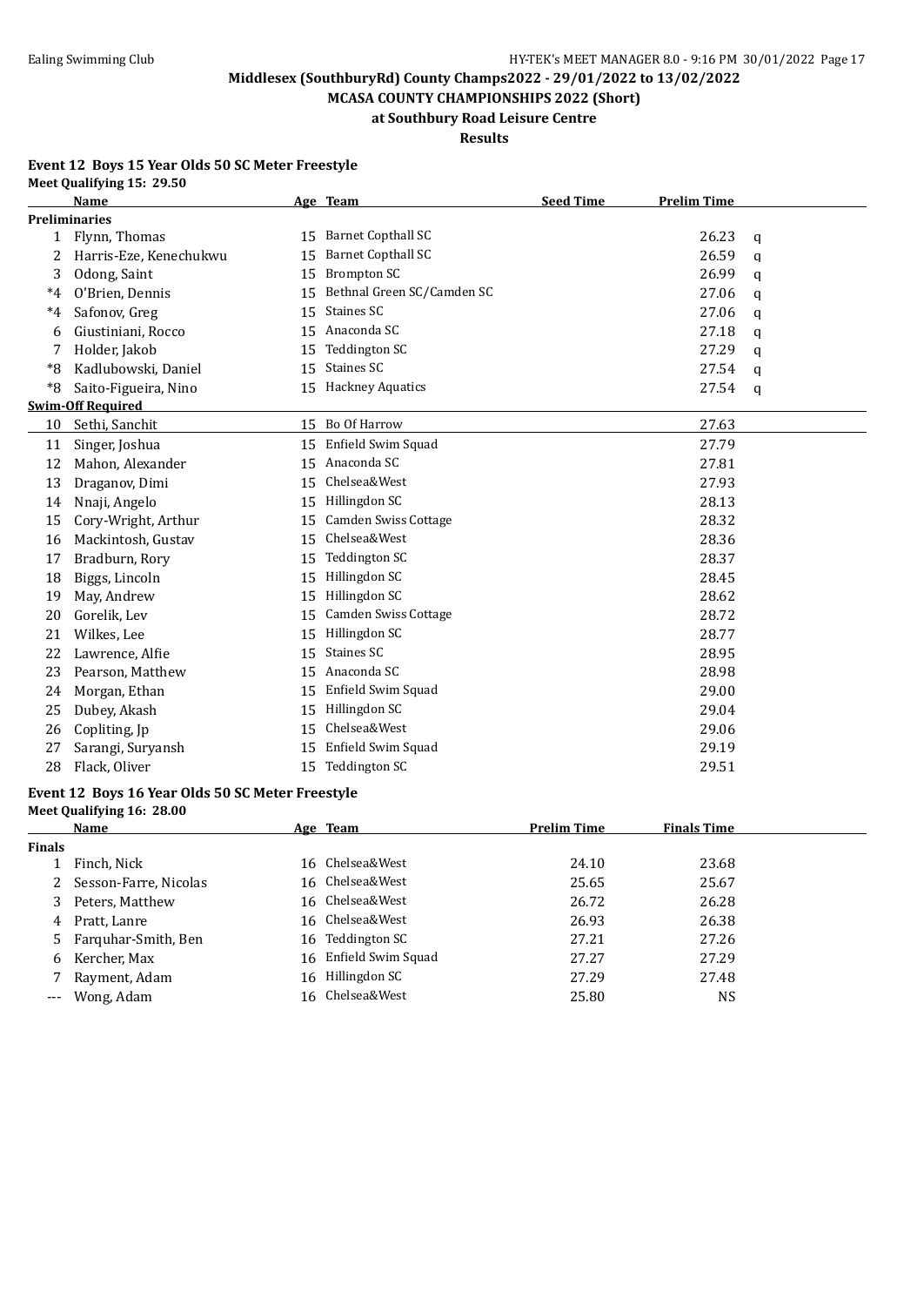Middlesex (SouthburyRd) County Champs2022 - 29/01/2022 to 13/02/2022

MCASA COUNTY CHAMPIONSHIPS 2022 (Short)

at Southbury Road Leisure Centre

Results

### Event 12 Boys 15 Year Olds 50 SC Meter Freestyle

Meet Qualifying 15: 29.50

| | Name | Age | Team | Seed Time | Prelim Time | |
|---|---|---|---|---|---|---|
| **Preliminaries** | | | | | | |
| 1 | Flynn, Thomas | 15 | Barnet Copthall SC | | 26.23 | q |
| 2 | Harris-Eze, Kenechukwu | 15 | Barnet Copthall SC | | 26.59 | q |
| 3 | Odong, Saint | 15 | Brompton SC | | 26.99 | q |
| *4 | O'Brien, Dennis | 15 | Bethnal Green SC/Camden SC | | 27.06 | q |
| *4 | Safonov, Greg | 15 | Staines SC | | 27.06 | q |
| 6 | Giustiniani, Rocco | 15 | Anaconda SC | | 27.18 | q |
| 7 | Holder, Jakob | 15 | Teddington SC | | 27.29 | q |
| *8 | Kadlubowski, Daniel | 15 | Staines SC | | 27.54 | q |
| *8 | Saito-Figueira, Nino | 15 | Hackney Aquatics | | 27.54 | q |
| **Swim-Off Required** | | | | | | |
| 10 | Sethi, Sanchit | 15 | Bo Of Harrow | | 27.63 | |
| 11 | Singer, Joshua | 15 | Enfield Swim Squad | | 27.79 | |
| 12 | Mahon, Alexander | 15 | Anaconda SC | | 27.81 | |
| 13 | Draganov, Dimi | 15 | Chelsea&West | | 27.93 | |
| 14 | Nnaji, Angelo | 15 | Hillingdon SC | | 28.13 | |
| 15 | Cory-Wright, Arthur | 15 | Camden Swiss Cottage | | 28.32 | |
| 16 | Mackintosh, Gustav | 15 | Chelsea&West | | 28.36 | |
| 17 | Bradburn, Rory | 15 | Teddington SC | | 28.37 | |
| 18 | Biggs, Lincoln | 15 | Hillingdon SC | | 28.45 | |
| 19 | May, Andrew | 15 | Hillingdon SC | | 28.62 | |
| 20 | Gorelik, Lev | 15 | Camden Swiss Cottage | | 28.72 | |
| 21 | Wilkes, Lee | 15 | Hillingdon SC | | 28.77 | |
| 22 | Lawrence, Alfie | 15 | Staines SC | | 28.95 | |
| 23 | Pearson, Matthew | 15 | Anaconda SC | | 28.98 | |
| 24 | Morgan, Ethan | 15 | Enfield Swim Squad | | 29.00 | |
| 25 | Dubey, Akash | 15 | Hillingdon SC | | 29.04 | |
| 26 | Copliting, Jp | 15 | Chelsea&West | | 29.06 | |
| 27 | Sarangi, Suryansh | 15 | Enfield Swim Squad | | 29.19 | |
| 28 | Flack, Oliver | 15 | Teddington SC | | 29.51 | |

### Event 12 Boys 16 Year Olds 50 SC Meter Freestyle

Meet Qualifying 16: 28.00

| | Name | Age | Team | Prelim Time | Finals Time |
|---|---|---|---|---|---|
| **Finals** | | | | | |
| 1 | Finch, Nick | 16 | Chelsea&West | 24.10 | 23.68 |
| 2 | Sesson-Farre, Nicolas | 16 | Chelsea&West | 25.65 | 25.67 |
| 3 | Peters, Matthew | 16 | Chelsea&West | 26.72 | 26.28 |
| 4 | Pratt, Lanre | 16 | Chelsea&West | 26.93 | 26.38 |
| 5 | Farquhar-Smith, Ben | 16 | Teddington SC | 27.21 | 27.26 |
| 6 | Kercher, Max | 16 | Enfield Swim Squad | 27.27 | 27.29 |
| 7 | Rayment, Adam | 16 | Hillingdon SC | 27.29 | 27.48 |
| --- | Wong, Adam | 16 | Chelsea&West | 25.80 | NS |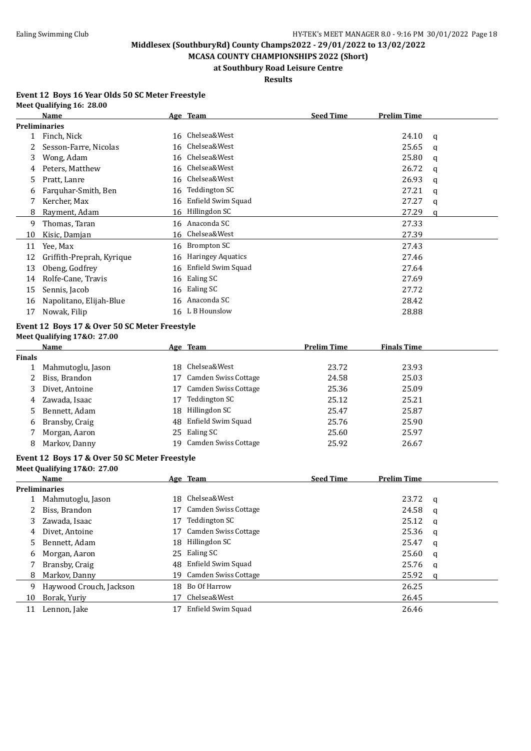Ealing Swimming Club

**Middlesex (SouthburyRd) County Champs2022 - 29/01/2022 to 13/02/2022**

**MCASA COUNTY CHAMPIONSHIPS 2022 (Short)**

**at Southbury Road Leisure Centre**

**Results**

### Event 12 Boys 16 Year Olds 50 SC Meter Freestyle

**Meet Qualifying 16: 28.00**

| | Name | Age | Team | Seed Time | Prelim Time | |
|---|---|---|---|---|---|---|
| **Preliminaries** | | | | | | |
| 1 | Finch, Nick | 16 | Chelsea&West | | 24.10 | q |
| 2 | Sesson-Farre, Nicolas | 16 | Chelsea&West | | 25.65 | q |
| 3 | Wong, Adam | 16 | Chelsea&West | | 25.80 | q |
| 4 | Peters, Matthew | 16 | Chelsea&West | | 26.72 | q |
| 5 | Pratt, Lanre | 16 | Chelsea&West | | 26.93 | q |
| 6 | Farquhar-Smith, Ben | 16 | Teddington SC | | 27.21 | q |
| 7 | Kercher, Max | 16 | Enfield Swim Squad | | 27.27 | q |
| 8 | Rayment, Adam | 16 | Hillingdon SC | | 27.29 | q |
| 9 | Thomas, Taran | 16 | Anaconda SC | | 27.33 | |
| 10 | Kisic, Damjan | 16 | Chelsea&West | | 27.39 | |
| 11 | Yee, Max | 16 | Brompton SC | | 27.43 | |
| 12 | Griffith-Preprah, Kyrique | 16 | Haringey Aquatics | | 27.46 | |
| 13 | Obeng, Godfrey | 16 | Enfield Swim Squad | | 27.64 | |
| 14 | Rolfe-Cane, Travis | 16 | Ealing SC | | 27.69 | |
| 15 | Sennis, Jacob | 16 | Ealing SC | | 27.72 | |
| 16 | Napolitano, Elijah-Blue | 16 | Anaconda SC | | 28.42 | |
| 17 | Nowak, Filip | 16 | L B Hounslow | | 28.88 | |

### Event 12 Boys 17 & Over 50 SC Meter Freestyle

**Meet Qualifying 17&O: 27.00**

| | Name | Age | Team | Prelim Time | Finals Time |
|---|---|---|---|---|---|
| **Finals** | | | | | |
| 1 | Mahmutoglu, Jason | 18 | Chelsea&West | 23.72 | 23.93 |
| 2 | Biss, Brandon | 17 | Camden Swiss Cottage | 24.58 | 25.03 |
| 3 | Divet, Antoine | 17 | Camden Swiss Cottage | 25.36 | 25.09 |
| 4 | Zawada, Isaac | 17 | Teddington SC | 25.12 | 25.21 |
| 5 | Bennett, Adam | 18 | Hillingdon SC | 25.47 | 25.87 |
| 6 | Bransby, Craig | 48 | Enfield Swim Squad | 25.76 | 25.90 |
| 7 | Morgan, Aaron | 25 | Ealing SC | 25.60 | 25.97 |
| 8 | Markov, Danny | 19 | Camden Swiss Cottage | 25.92 | 26.67 |

### Event 12 Boys 17 & Over 50 SC Meter Freestyle

**Meet Qualifying 17&O: 27.00**

| | Name | Age | Team | Seed Time | Prelim Time | |
|---|---|---|---|---|---|---|
| **Preliminaries** | | | | | | |
| 1 | Mahmutoglu, Jason | 18 | Chelsea&West | | 23.72 | q |
| 2 | Biss, Brandon | 17 | Camden Swiss Cottage | | 24.58 | q |
| 3 | Zawada, Isaac | 17 | Teddington SC | | 25.12 | q |
| 4 | Divet, Antoine | 17 | Camden Swiss Cottage | | 25.36 | q |
| 5 | Bennett, Adam | 18 | Hillingdon SC | | 25.47 | q |
| 6 | Morgan, Aaron | 25 | Ealing SC | | 25.60 | q |
| 7 | Bransby, Craig | 48 | Enfield Swim Squad | | 25.76 | q |
| 8 | Markov, Danny | 19 | Camden Swiss Cottage | | 25.92 | q |
| 9 | Haywood Crouch, Jackson | 18 | Bo Of Harrow | | 26.25 | |
| 10 | Borak, Yuriy | 17 | Chelsea&West | | 26.45 | |
| 11 | Lennon, Jake | 17 | Enfield Swim Squad | | 26.46 | |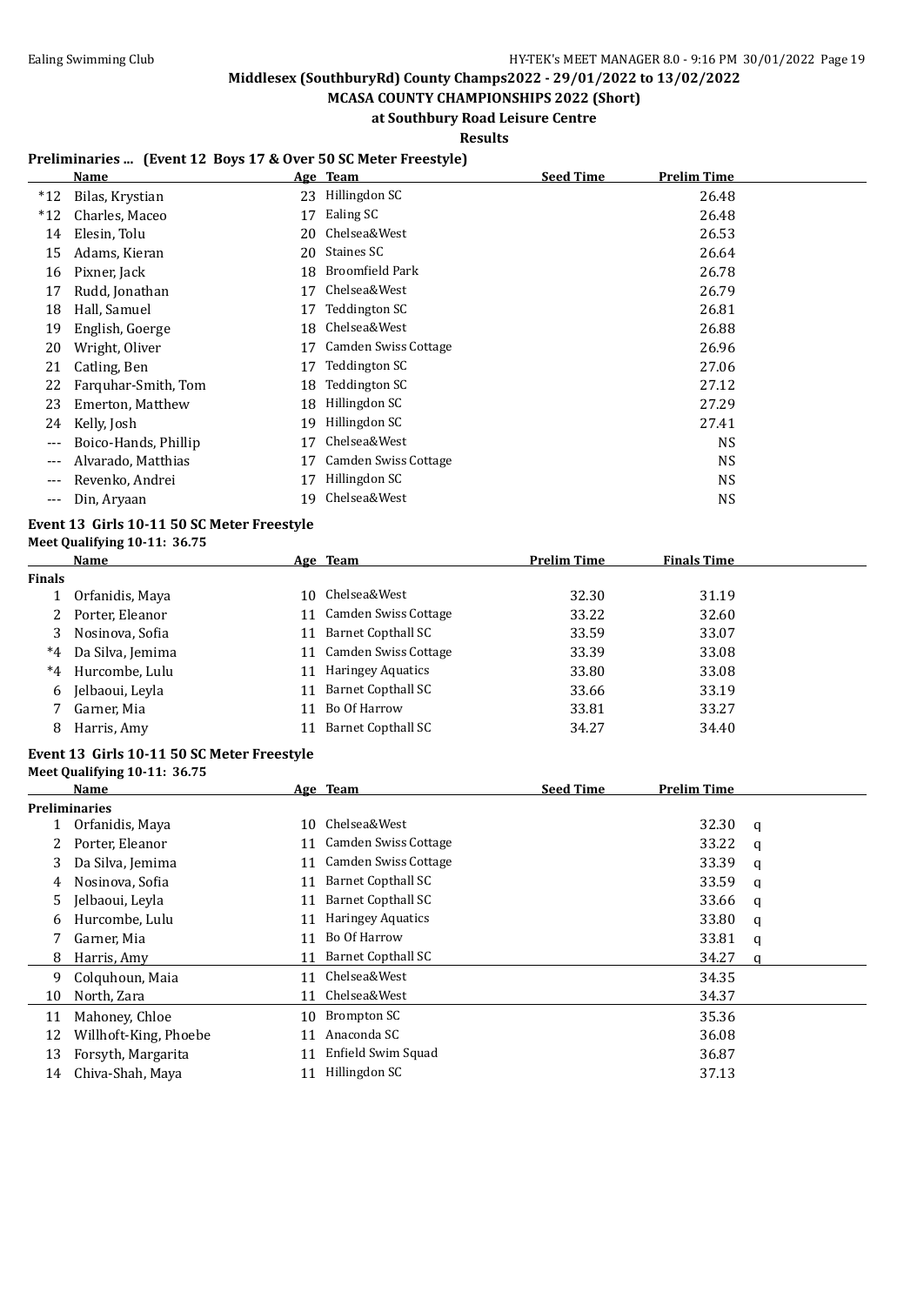Middlesex (SouthburyRd) County Champs2022 - 29/01/2022 to 13/02/2022

MCASA COUNTY CHAMPIONSHIPS 2022 (Short)

at Southbury Road Leisure Centre

Results

## Preliminaries ... (Event 12 Boys 17 & Over 50 SC Meter Freestyle)

| | Name | Age | Team | Seed Time | Prelim Time |
|---|---|---|---|---|---|
| *12 | Bilas, Krystian | 23 | Hillingdon SC | | 26.48 |
| *12 | Charles, Maceo | 17 | Ealing SC | | 26.48 |
| 14 | Elesin, Tolu | 20 | Chelsea&West | | 26.53 |
| 15 | Adams, Kieran | 20 | Staines SC | | 26.64 |
| 16 | Pixner, Jack | 18 | Broomfield Park | | 26.78 |
| 17 | Rudd, Jonathan | 17 | Chelsea&West | | 26.79 |
| 18 | Hall, Samuel | 17 | Teddington SC | | 26.81 |
| 19 | English, Goerge | 18 | Chelsea&West | | 26.88 |
| 20 | Wright, Oliver | 17 | Camden Swiss Cottage | | 26.96 |
| 21 | Catling, Ben | 17 | Teddington SC | | 27.06 |
| 22 | Farquhar-Smith, Tom | 18 | Teddington SC | | 27.12 |
| 23 | Emerton, Matthew | 18 | Hillingdon SC | | 27.29 |
| 24 | Kelly, Josh | 19 | Hillingdon SC | | 27.41 |
| --- | Boico-Hands, Phillip | 17 | Chelsea&West | | NS |
| --- | Alvarado, Matthias | 17 | Camden Swiss Cottage | | NS |
| --- | Revenko, Andrei | 17 | Hillingdon SC | | NS |
| --- | Din, Aryaan | 19 | Chelsea&West | | NS |

## Event 13 Girls 10-11 50 SC Meter Freestyle

Meet Qualifying 10-11: 36.75

| | Name | Age | Team | Prelim Time | Finals Time |
|---|---|---|---|---|---|
| **Finals** | | | | | |
| 1 | Orfanidis, Maya | 10 | Chelsea&West | 32.30 | 31.19 |
| 2 | Porter, Eleanor | 11 | Camden Swiss Cottage | 33.22 | 32.60 |
| 3 | Nosinova, Sofia | 11 | Barnet Copthall SC | 33.59 | 33.07 |
| *4 | Da Silva, Jemima | 11 | Camden Swiss Cottage | 33.39 | 33.08 |
| *4 | Hurcombe, Lulu | 11 | Haringey Aquatics | 33.80 | 33.08 |
| 6 | Jelbaoui, Leyla | 11 | Barnet Copthall SC | 33.66 | 33.19 |
| 7 | Garner, Mia | 11 | Bo Of Harrow | 33.81 | 33.27 |
| 8 | Harris, Amy | 11 | Barnet Copthall SC | 34.27 | 34.40 |

## Event 13 Girls 10-11 50 SC Meter Freestyle

Meet Qualifying 10-11: 36.75

| | Name | Age | Team | Seed Time | Prelim Time | |
|---|---|---|---|---|---|---|
| **Preliminaries** | | | | | | |
| 1 | Orfanidis, Maya | 10 | Chelsea&West | | 32.30 | q |
| 2 | Porter, Eleanor | 11 | Camden Swiss Cottage | | 33.22 | q |
| 3 | Da Silva, Jemima | 11 | Camden Swiss Cottage | | 33.39 | q |
| 4 | Nosinova, Sofia | 11 | Barnet Copthall SC | | 33.59 | q |
| 5 | Jelbaoui, Leyla | 11 | Barnet Copthall SC | | 33.66 | q |
| 6 | Hurcombe, Lulu | 11 | Haringey Aquatics | | 33.80 | q |
| 7 | Garner, Mia | 11 | Bo Of Harrow | | 33.81 | q |
| 8 | Harris, Amy | 11 | Barnet Copthall SC | | 34.27 | q |
| 9 | Colquhoun, Maia | 11 | Chelsea&West | | 34.35 | |
| 10 | North, Zara | 11 | Chelsea&West | | 34.37 | |
| 11 | Mahoney, Chloe | 10 | Brompton SC | | 35.36 | |
| 12 | Willhoft-King, Phoebe | 11 | Anaconda SC | | 36.08 | |
| 13 | Forsyth, Margarita | 11 | Enfield Swim Squad | | 36.87 | |
| 14 | Chiva-Shah, Maya | 11 | Hillingdon SC | | 37.13 | |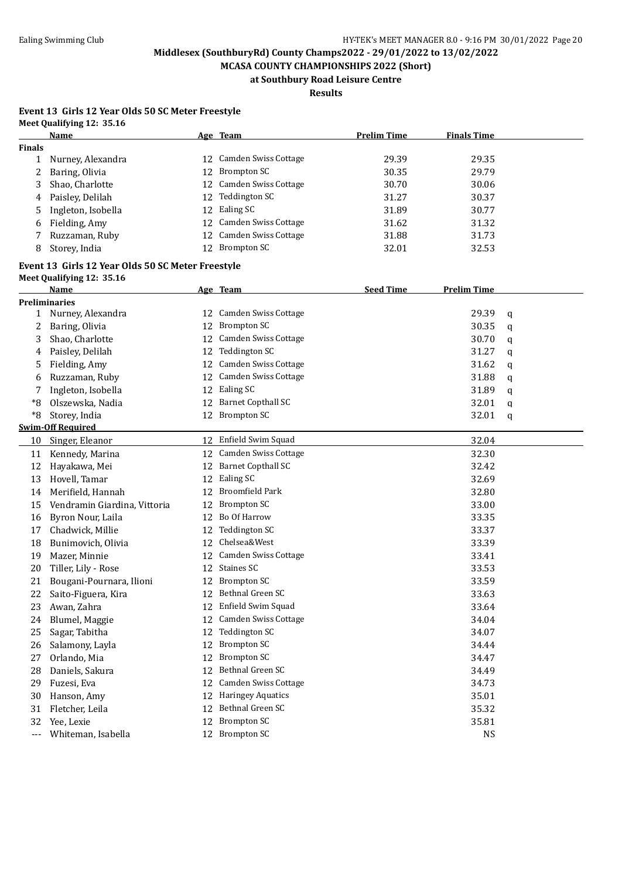**Middlesex (SouthburyRd) County Champs2022 - 29/01/2022 to 13/02/2022**

**MCASA COUNTY CHAMPIONSHIPS 2022 (Short)**

**at Southbury Road Leisure Centre**

**Results**

### Event 13 Girls 12 Year Olds 50 SC Meter Freestyle

**Meet Qualifying 12: 35.16**

| | Name | Age | Team | Prelim Time | Finals Time |
|---|---|---|---|---|---|
| **Finals** | | | | | |
| 1 | Nurney, Alexandra | 12 | Camden Swiss Cottage | 29.39 | 29.35 |
| 2 | Baring, Olivia | 12 | Brompton SC | 30.35 | 29.79 |
| 3 | Shao, Charlotte | 12 | Camden Swiss Cottage | 30.70 | 30.06 |
| 4 | Paisley, Delilah | 12 | Teddington SC | 31.27 | 30.37 |
| 5 | Ingleton, Isobella | 12 | Ealing SC | 31.89 | 30.77 |
| 6 | Fielding, Amy | 12 | Camden Swiss Cottage | 31.62 | 31.32 |
| 7 | Ruzzaman, Ruby | 12 | Camden Swiss Cottage | 31.88 | 31.73 |
| 8 | Storey, India | 12 | Brompton SC | 32.01 | 32.53 |

### Event 13 Girls 12 Year Olds 50 SC Meter Freestyle

**Meet Qualifying 12: 35.16**

| | Name | Age | Team | Seed Time | Prelim Time | |
|---|---|---|---|---|---|---|
| **Preliminaries** | | | | | | |
| 1 | Nurney, Alexandra | 12 | Camden Swiss Cottage | | 29.39 | q |
| 2 | Baring, Olivia | 12 | Brompton SC | | 30.35 | q |
| 3 | Shao, Charlotte | 12 | Camden Swiss Cottage | | 30.70 | q |
| 4 | Paisley, Delilah | 12 | Teddington SC | | 31.27 | q |
| 5 | Fielding, Amy | 12 | Camden Swiss Cottage | | 31.62 | q |
| 6 | Ruzzaman, Ruby | 12 | Camden Swiss Cottage | | 31.88 | q |
| 7 | Ingleton, Isobella | 12 | Ealing SC | | 31.89 | q |
| *8 | Olszewska, Nadia | 12 | Barnet Copthall SC | | 32.01 | q |
| *8 | Storey, India | 12 | Brompton SC | | 32.01 | q |
| **Swim-Off Required** | | | | | | |
| 10 | Singer, Eleanor | 12 | Enfield Swim Squad | | 32.04 | |
| 11 | Kennedy, Marina | 12 | Camden Swiss Cottage | | 32.30 | |
| 12 | Hayakawa, Mei | 12 | Barnet Copthall SC | | 32.42 | |
| 13 | Hovell, Tamar | 12 | Ealing SC | | 32.69 | |
| 14 | Merifield, Hannah | 12 | Broomfield Park | | 32.80 | |
| 15 | Vendramin Giardina, Vittoria | 12 | Brompton SC | | 33.00 | |
| 16 | Byron Nour, Laila | 12 | Bo Of Harrow | | 33.35 | |
| 17 | Chadwick, Millie | 12 | Teddington SC | | 33.37 | |
| 18 | Bunimovich, Olivia | 12 | Chelsea&West | | 33.39 | |
| 19 | Mazer, Minnie | 12 | Camden Swiss Cottage | | 33.41 | |
| 20 | Tiller, Lily - Rose | 12 | Staines SC | | 33.53 | |
| 21 | Bougani-Pournara, Ilioni | 12 | Brompton SC | | 33.59 | |
| 22 | Saito-Figuera, Kira | 12 | Bethnal Green SC | | 33.63 | |
| 23 | Awan, Zahra | 12 | Enfield Swim Squad | | 33.64 | |
| 24 | Blumel, Maggie | 12 | Camden Swiss Cottage | | 34.04 | |
| 25 | Sagar, Tabitha | 12 | Teddington SC | | 34.07 | |
| 26 | Salamony, Layla | 12 | Brompton SC | | 34.44 | |
| 27 | Orlando, Mia | 12 | Brompton SC | | 34.47 | |
| 28 | Daniels, Sakura | 12 | Bethnal Green SC | | 34.49 | |
| 29 | Fuzesi, Eva | 12 | Camden Swiss Cottage | | 34.73 | |
| 30 | Hanson, Amy | 12 | Haringey Aquatics | | 35.01 | |
| 31 | Fletcher, Leila | 12 | Bethnal Green SC | | 35.32 | |
| 32 | Yee, Lexie | 12 | Brompton SC | | 35.81 | |
| --- | Whiteman, Isabella | 12 | Brompton SC | | NS | |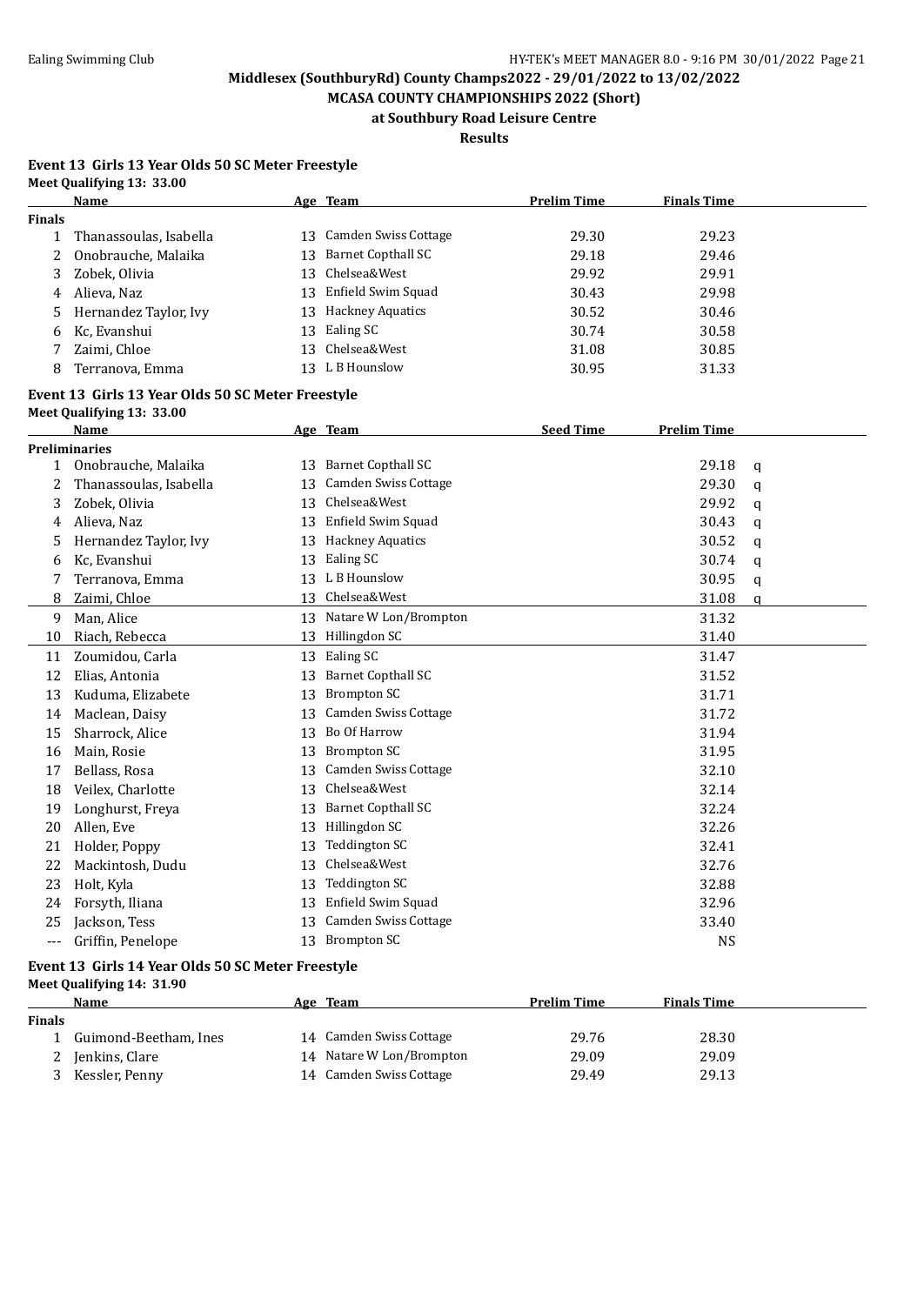# Middlesex (SouthburyRd) County Champs2022 - 29/01/2022 to 13/02/2022

## MCASA COUNTY CHAMPIONSHIPS 2022 (Short)

### at Southbury Road Leisure Centre

### Results

**Event 13 Girls 13 Year Olds 50 SC Meter Freestyle**

**Meet Qualifying 13: 33.00**

| | Name | Age | Team | Prelim Time | Finals Time |
|---|---|---|---|---|---|
| **Finals** | | | | | |
| 1 | Thanassoulas, Isabella | 13 | Camden Swiss Cottage | 29.30 | 29.23 |
| 2 | Onobrauche, Malaika | 13 | Barnet Copthall SC | 29.18 | 29.46 |
| 3 | Zobek, Olivia | 13 | Chelsea&West | 29.92 | 29.91 |
| 4 | Alieva, Naz | 13 | Enfield Swim Squad | 30.43 | 29.98 |
| 5 | Hernandez Taylor, Ivy | 13 | Hackney Aquatics | 30.52 | 30.46 |
| 6 | Kc, Evanshui | 13 | Ealing SC | 30.74 | 30.58 |
| 7 | Zaimi, Chloe | 13 | Chelsea&West | 31.08 | 30.85 |
| 8 | Terranova, Emma | 13 | L B Hounslow | 30.95 | 31.33 |

**Event 13 Girls 13 Year Olds 50 SC Meter Freestyle**

**Meet Qualifying 13: 33.00**

| | Name | Age | Team | Seed Time | Prelim Time | |
|---|---|---|---|---|---|---|
| **Preliminaries** | | | | | | |
| 1 | Onobrauche, Malaika | 13 | Barnet Copthall SC | | 29.18 | q |
| 2 | Thanassoulas, Isabella | 13 | Camden Swiss Cottage | | 29.30 | q |
| 3 | Zobek, Olivia | 13 | Chelsea&West | | 29.92 | q |
| 4 | Alieva, Naz | 13 | Enfield Swim Squad | | 30.43 | q |
| 5 | Hernandez Taylor, Ivy | 13 | Hackney Aquatics | | 30.52 | q |
| 6 | Kc, Evanshui | 13 | Ealing SC | | 30.74 | q |
| 7 | Terranova, Emma | 13 | L B Hounslow | | 30.95 | q |
| 8 | Zaimi, Chloe | 13 | Chelsea&West | | 31.08 | q |
| 9 | Man, Alice | 13 | Natare W Lon/Brompton | | 31.32 | |
| 10 | Riach, Rebecca | 13 | Hillingdon SC | | 31.40 | |
| 11 | Zoumidou, Carla | 13 | Ealing SC | | 31.47 | |
| 12 | Elias, Antonia | 13 | Barnet Copthall SC | | 31.52 | |
| 13 | Kuduma, Elizabete | 13 | Brompton SC | | 31.71 | |
| 14 | Maclean, Daisy | 13 | Camden Swiss Cottage | | 31.72 | |
| 15 | Sharrock, Alice | 13 | Bo Of Harrow | | 31.94 | |
| 16 | Main, Rosie | 13 | Brompton SC | | 31.95 | |
| 17 | Bellass, Rosa | 13 | Camden Swiss Cottage | | 32.10 | |
| 18 | Veilex, Charlotte | 13 | Chelsea&West | | 32.14 | |
| 19 | Longhurst, Freya | 13 | Barnet Copthall SC | | 32.24 | |
| 20 | Allen, Eve | 13 | Hillingdon SC | | 32.26 | |
| 21 | Holder, Poppy | 13 | Teddington SC | | 32.41 | |
| 22 | Mackintosh, Dudu | 13 | Chelsea&West | | 32.76 | |
| 23 | Holt, Kyla | 13 | Teddington SC | | 32.88 | |
| 24 | Forsyth, Iliana | 13 | Enfield Swim Squad | | 32.96 | |
| 25 | Jackson, Tess | 13 | Camden Swiss Cottage | | 33.40 | |
| --- | Griffin, Penelope | 13 | Brompton SC | | NS | |

**Event 13 Girls 14 Year Olds 50 SC Meter Freestyle**

**Meet Qualifying 14: 31.90**

| | Name | Age | Team | Prelim Time | Finals Time |
|---|---|---|---|---|---|
| **Finals** | | | | | |
| 1 | Guimond-Beetham, Ines | 14 | Camden Swiss Cottage | 29.76 | 28.30 |
| 2 | Jenkins, Clare | 14 | Natare W Lon/Brompton | 29.09 | 29.09 |
| 3 | Kessler, Penny | 14 | Camden Swiss Cottage | 29.49 | 29.13 |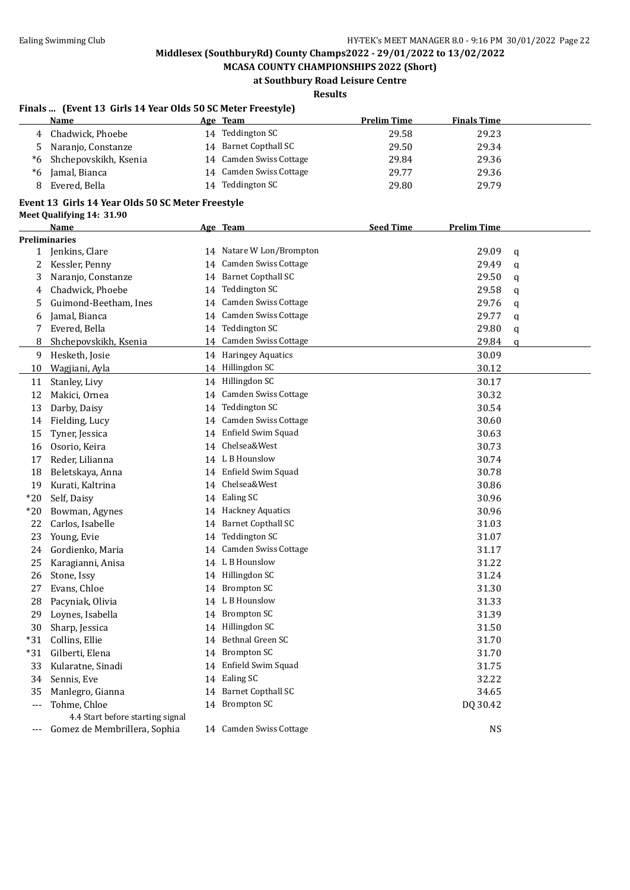Middlesex (SouthburyRd) County Champs2022 - 29/01/2022 to 13/02/2022

MCASA COUNTY CHAMPIONSHIPS 2022 (Short)

at Southbury Road Leisure Centre

Results

### Finals ... (Event 13 Girls 14 Year Olds 50 SC Meter Freestyle)

| | Name | Age | Team | Prelim Time | Finals Time |
|---|---|---|---|---|---|
| 4 | Chadwick, Phoebe | 14 | Teddington SC | 29.58 | 29.23 |
| 5 | Naranjo, Constanze | 14 | Barnet Copthall SC | 29.50 | 29.34 |
| *6 | Shchepovskikh, Ksenia | 14 | Camden Swiss Cottage | 29.84 | 29.36 |
| *6 | Jamal, Bianca | 14 | Camden Swiss Cottage | 29.77 | 29.36 |
| 8 | Evered, Bella | 14 | Teddington SC | 29.80 | 29.79 |

### Event 13 Girls 14 Year Olds 50 SC Meter Freestyle

Meet Qualifying 14: 31.90

| | Name | Age | Team | Seed Time | Prelim Time | |
|---|---|---|---|---|---|---|
| **Preliminaries** | | | | | | |
| 1 | Jenkins, Clare | 14 | Natare W Lon/Brompton | | 29.09 | q |
| 2 | Kessler, Penny | 14 | Camden Swiss Cottage | | 29.49 | q |
| 3 | Naranjo, Constanze | 14 | Barnet Copthall SC | | 29.50 | q |
| 4 | Chadwick, Phoebe | 14 | Teddington SC | | 29.58 | q |
| 5 | Guimond-Beetham, Ines | 14 | Camden Swiss Cottage | | 29.76 | q |
| 6 | Jamal, Bianca | 14 | Camden Swiss Cottage | | 29.77 | q |
| 7 | Evered, Bella | 14 | Teddington SC | | 29.80 | q |
| 8 | Shchepovskikh, Ksenia | 14 | Camden Swiss Cottage | | 29.84 | q |
| 9 | Hesketh, Josie | 14 | Haringey Aquatics | | 30.09 | |
| 10 | Wagjiani, Ayla | 14 | Hillingdon SC | | 30.12 | |
| 11 | Stanley, Livy | 14 | Hillingdon SC | | 30.17 | |
| 12 | Makici, Ornea | 14 | Camden Swiss Cottage | | 30.32 | |
| 13 | Darby, Daisy | 14 | Teddington SC | | 30.54 | |
| 14 | Fielding, Lucy | 14 | Camden Swiss Cottage | | 30.60 | |
| 15 | Tyner, Jessica | 14 | Enfield Swim Squad | | 30.63 | |
| 16 | Osorio, Keira | 14 | Chelsea&West | | 30.73 | |
| 17 | Reder, Lilianna | 14 | L B Hounslow | | 30.74 | |
| 18 | Beletskaya, Anna | 14 | Enfield Swim Squad | | 30.78 | |
| 19 | Kurati, Kaltrina | 14 | Chelsea&West | | 30.86 | |
| *20 | Self, Daisy | 14 | Ealing SC | | 30.96 | |
| *20 | Bowman, Agynes | 14 | Hackney Aquatics | | 30.96 | |
| 22 | Carlos, Isabelle | 14 | Barnet Copthall SC | | 31.03 | |
| 23 | Young, Evie | 14 | Teddington SC | | 31.07 | |
| 24 | Gordienko, Maria | 14 | Camden Swiss Cottage | | 31.17 | |
| 25 | Karagianni, Anisa | 14 | L B Hounslow | | 31.22 | |
| 26 | Stone, Issy | 14 | Hillingdon SC | | 31.24 | |
| 27 | Evans, Chloe | 14 | Brompton SC | | 31.30 | |
| 28 | Pacyniak, Olivia | 14 | L B Hounslow | | 31.33 | |
| 29 | Loynes, Isabella | 14 | Brompton SC | | 31.39 | |
| 30 | Sharp, Jessica | 14 | Hillingdon SC | | 31.50 | |
| *31 | Collins, Ellie | 14 | Bethnal Green SC | | 31.70 | |
| *31 | Gilberti, Elena | 14 | Brompton SC | | 31.70 | |
| 33 | Kularatne, Sinadi | 14 | Enfield Swim Squad | | 31.75 | |
| 34 | Sennis, Eve | 14 | Ealing SC | | 32.22 | |
| 35 | Manlegro, Gianna | 14 | Barnet Copthall SC | | 34.65 | |
| --- | Tohme, Chloe | 14 | Brompton SC | | DQ 30.42 | |
| | 4.4 Start before starting signal | | | | | |
| --- | Gomez de Membrillera, Sophia | 14 | Camden Swiss Cottage | | NS | |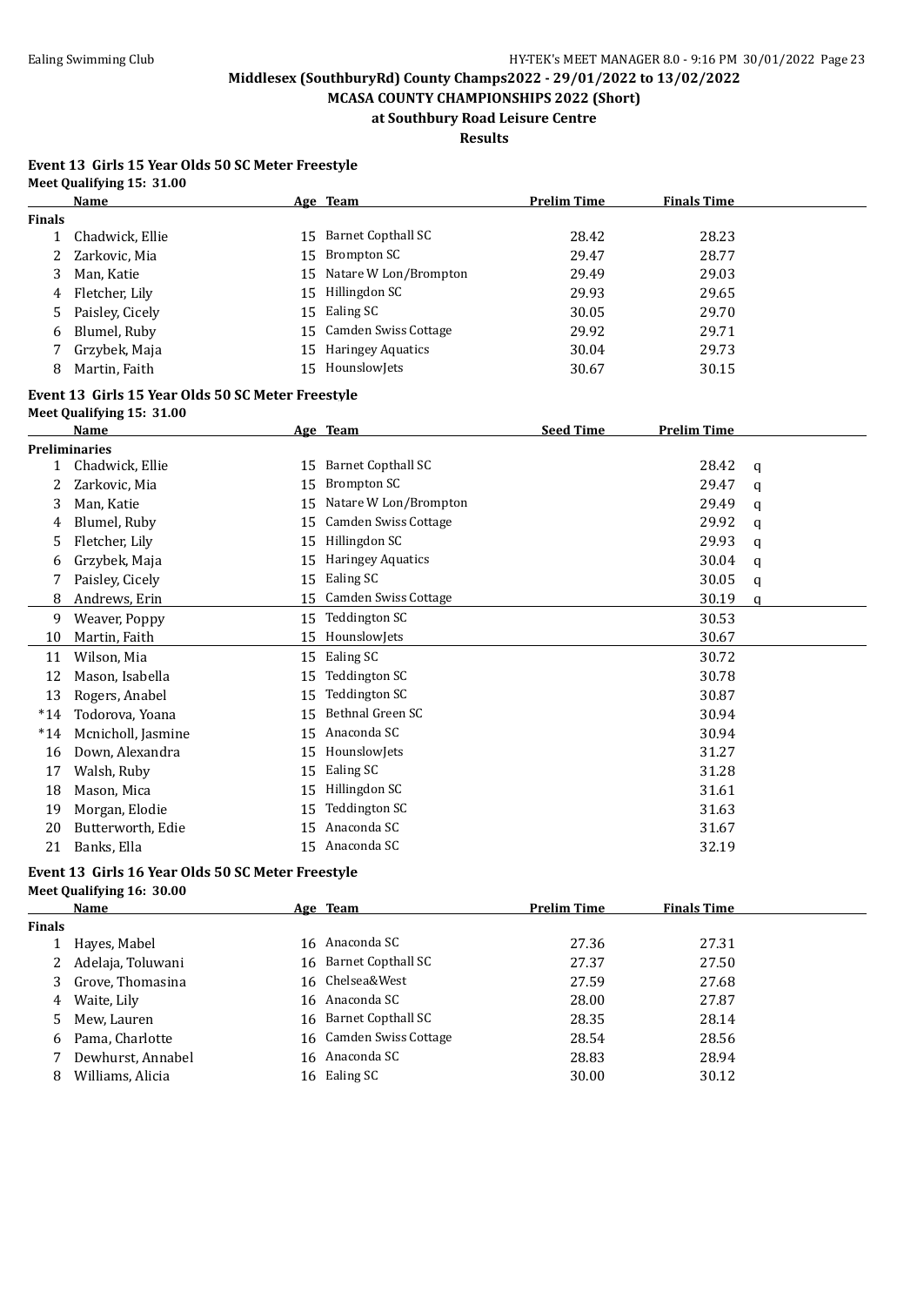**Middlesex (SouthburyRd) County Champs2022 - 29/01/2022 to 13/02/2022**

**MCASA COUNTY CHAMPIONSHIPS 2022 (Short)**

**at Southbury Road Leisure Centre**

**Results**

### Event 13 Girls 15 Year Olds 50 SC Meter Freestyle

**Meet Qualifying 15: 31.00**

| | Name | Age | Team | Prelim Time | Finals Time |
|---|---|---|---|---|---|
| **Finals** | | | | | |
| 1 | Chadwick, Ellie | 15 | Barnet Copthall SC | 28.42 | 28.23 |
| 2 | Zarkovic, Mia | 15 | Brompton SC | 29.47 | 28.77 |
| 3 | Man, Katie | 15 | Natare W Lon/Brompton | 29.49 | 29.03 |
| 4 | Fletcher, Lily | 15 | Hillingdon SC | 29.93 | 29.65 |
| 5 | Paisley, Cicely | 15 | Ealing SC | 30.05 | 29.70 |
| 6 | Blumel, Ruby | 15 | Camden Swiss Cottage | 29.92 | 29.71 |
| 7 | Grzybek, Maja | 15 | Haringey Aquatics | 30.04 | 29.73 |
| 8 | Martin, Faith | 15 | HounslowJets | 30.67 | 30.15 |

### Event 13 Girls 15 Year Olds 50 SC Meter Freestyle

**Meet Qualifying 15: 31.00**

| | Name | Age | Team | Seed Time | Prelim Time | |
|---|---|---|---|---|---|---|
| **Preliminaries** | | | | | | |
| 1 | Chadwick, Ellie | 15 | Barnet Copthall SC | | 28.42 | q |
| 2 | Zarkovic, Mia | 15 | Brompton SC | | 29.47 | q |
| 3 | Man, Katie | 15 | Natare W Lon/Brompton | | 29.49 | q |
| 4 | Blumel, Ruby | 15 | Camden Swiss Cottage | | 29.92 | q |
| 5 | Fletcher, Lily | 15 | Hillingdon SC | | 29.93 | q |
| 6 | Grzybek, Maja | 15 | Haringey Aquatics | | 30.04 | q |
| 7 | Paisley, Cicely | 15 | Ealing SC | | 30.05 | q |
| 8 | Andrews, Erin | 15 | Camden Swiss Cottage | | 30.19 | q |
| 9 | Weaver, Poppy | 15 | Teddington SC | | 30.53 | |
| 10 | Martin, Faith | 15 | HounslowJets | | 30.67 | |
| 11 | Wilson, Mia | 15 | Ealing SC | | 30.72 | |
| 12 | Mason, Isabella | 15 | Teddington SC | | 30.78 | |
| 13 | Rogers, Anabel | 15 | Teddington SC | | 30.87 | |
| *14 | Todorova, Yoana | 15 | Bethnal Green SC | | 30.94 | |
| *14 | Mcnicholl, Jasmine | 15 | Anaconda SC | | 30.94 | |
| 16 | Down, Alexandra | 15 | HounslowJets | | 31.27 | |
| 17 | Walsh, Ruby | 15 | Ealing SC | | 31.28 | |
| 18 | Mason, Mica | 15 | Hillingdon SC | | 31.61 | |
| 19 | Morgan, Elodie | 15 | Teddington SC | | 31.63 | |
| 20 | Butterworth, Edie | 15 | Anaconda SC | | 31.67 | |
| 21 | Banks, Ella | 15 | Anaconda SC | | 32.19 | |

### Event 13 Girls 16 Year Olds 50 SC Meter Freestyle

**Meet Qualifying 16: 30.00**

| | Name | Age | Team | Prelim Time | Finals Time |
|---|---|---|---|---|---|
| **Finals** | | | | | |
| 1 | Hayes, Mabel | 16 | Anaconda SC | 27.36 | 27.31 |
| 2 | Adelaja, Toluwani | 16 | Barnet Copthall SC | 27.37 | 27.50 |
| 3 | Grove, Thomasina | 16 | Chelsea&West | 27.59 | 27.68 |
| 4 | Waite, Lily | 16 | Anaconda SC | 28.00 | 27.87 |
| 5 | Mew, Lauren | 16 | Barnet Copthall SC | 28.35 | 28.14 |
| 6 | Pama, Charlotte | 16 | Camden Swiss Cottage | 28.54 | 28.56 |
| 7 | Dewhurst, Annabel | 16 | Anaconda SC | 28.83 | 28.94 |
| 8 | Williams, Alicia | 16 | Ealing SC | 30.00 | 30.12 |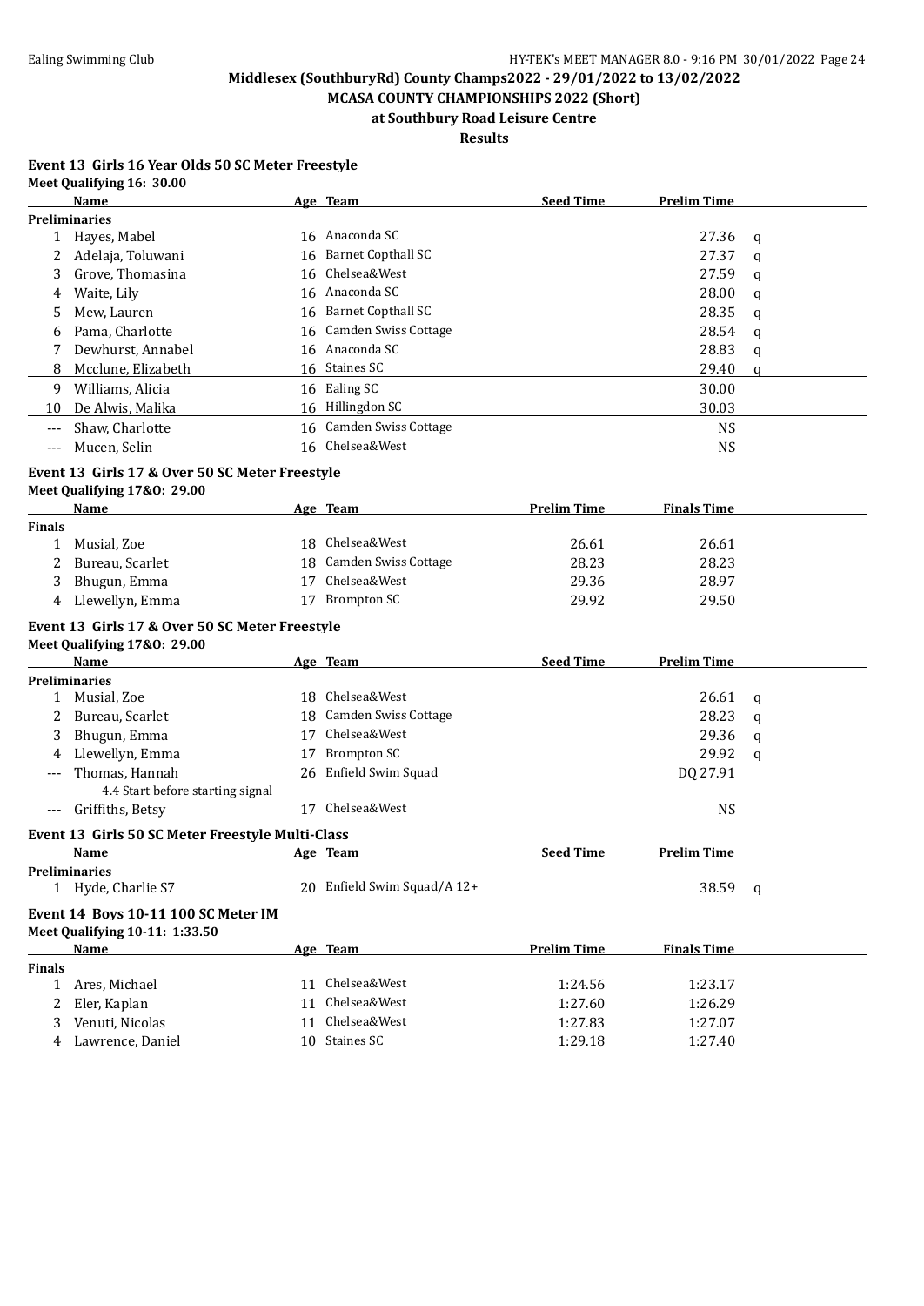Middlesex (SouthburyRd) County Champs2022 - 29/01/2022 to 13/02/2022

MCASA COUNTY CHAMPIONSHIPS 2022 (Short)

at Southbury Road Leisure Centre

Results

### Event 13 Girls 16 Year Olds 50 SC Meter Freestyle

Meet Qualifying 16: 30.00

| | Name | Age | Team | Seed Time | Prelim Time | |
|---|---|---|---|---|---|---|
| **Preliminaries** | | | | | | |
| 1 | Hayes, Mabel | 16 | Anaconda SC | | 27.36 | q |
| 2 | Adelaja, Toluwani | 16 | Barnet Copthall SC | | 27.37 | q |
| 3 | Grove, Thomasina | 16 | Chelsea&West | | 27.59 | q |
| 4 | Waite, Lily | 16 | Anaconda SC | | 28.00 | q |
| 5 | Mew, Lauren | 16 | Barnet Copthall SC | | 28.35 | q |
| 6 | Pama, Charlotte | 16 | Camden Swiss Cottage | | 28.54 | q |
| 7 | Dewhurst, Annabel | 16 | Anaconda SC | | 28.83 | q |
| 8 | Mcclune, Elizabeth | 16 | Staines SC | | 29.40 | q |
| 9 | Williams, Alicia | 16 | Ealing SC | | 30.00 | |
| 10 | De Alwis, Malika | 16 | Hillingdon SC | | 30.03 | |
| --- | Shaw, Charlotte | 16 | Camden Swiss Cottage | | NS | |
| --- | Mucen, Selin | 16 | Chelsea&West | | NS | |

### Event 13 Girls 17 & Over 50 SC Meter Freestyle

Meet Qualifying 17&O: 29.00

| | Name | Age | Team | Prelim Time | Finals Time |
|---|---|---|---|---|---|
| **Finals** | | | | | |
| 1 | Musial, Zoe | 18 | Chelsea&West | 26.61 | 26.61 |
| 2 | Bureau, Scarlet | 18 | Camden Swiss Cottage | 28.23 | 28.23 |
| 3 | Bhugun, Emma | 17 | Chelsea&West | 29.36 | 28.97 |
| 4 | Llewellyn, Emma | 17 | Brompton SC | 29.92 | 29.50 |

### Event 13 Girls 17 & Over 50 SC Meter Freestyle

Meet Qualifying 17&O: 29.00

| | Name | Age | Team | Seed Time | Prelim Time | |
|---|---|---|---|---|---|---|
| **Preliminaries** | | | | | | |
| 1 | Musial, Zoe | 18 | Chelsea&West | | 26.61 | q |
| 2 | Bureau, Scarlet | 18 | Camden Swiss Cottage | | 28.23 | q |
| 3 | Bhugun, Emma | 17 | Chelsea&West | | 29.36 | q |
| 4 | Llewellyn, Emma | 17 | Brompton SC | | 29.92 | q |
| --- | Thomas, Hannah | 26 | Enfield Swim Squad | | DQ 27.91 | |
| | 4.4 Start before starting signal | | | | | |
| --- | Griffiths, Betsy | 17 | Chelsea&West | | NS | |

### Event 13 Girls 50 SC Meter Freestyle Multi-Class

| | Name | Age | Team | Seed Time | Prelim Time | |
|---|---|---|---|---|---|---|
| **Preliminaries** | | | | | | |
| 1 | Hyde, Charlie S7 | 20 | Enfield Swim Squad/A 12+ | | 38.59 | q |

### Event 14 Boys 10-11 100 SC Meter IM

Meet Qualifying 10-11: 1:33.50

| | Name | Age | Team | Prelim Time | Finals Time |
|---|---|---|---|---|---|
| **Finals** | | | | | |
| 1 | Ares, Michael | 11 | Chelsea&West | 1:24.56 | 1:23.17 |
| 2 | Eler, Kaplan | 11 | Chelsea&West | 1:27.60 | 1:26.29 |
| 3 | Venuti, Nicolas | 11 | Chelsea&West | 1:27.83 | 1:27.07 |
| 4 | Lawrence, Daniel | 10 | Staines SC | 1:29.18 | 1:27.40 |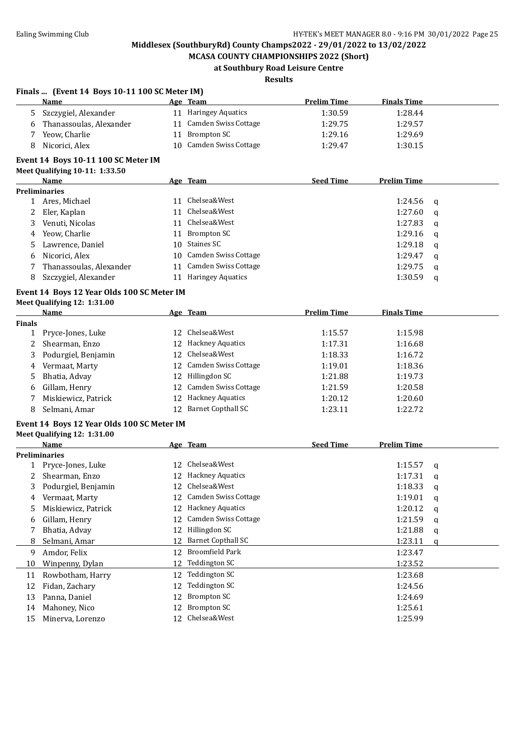## Middlesex (SouthburyRd) County Champs2022 - 29/01/2022 to 13/02/2022

### MCASA COUNTY CHAMPIONSHIPS 2022 (Short)

### at Southbury Road Leisure Centre

### Results

**Finals ... (Event 14 Boys 10-11 100 SC Meter IM)**

| | Name | Age | Team | Prelim Time | Finals Time |
|---|---|---|---|---|---|
| 5 | Szczygiel, Alexander | 11 | Haringey Aquatics | 1:30.59 | 1:28.44 |
| 6 | Thanassoulas, Alexander | 11 | Camden Swiss Cottage | 1:29.75 | 1:29.57 |
| 7 | Yeow, Charlie | 11 | Brompton SC | 1:29.16 | 1:29.69 |
| 8 | Nicorici, Alex | 10 | Camden Swiss Cottage | 1:29.47 | 1:30.15 |

**Event 14 Boys 10-11 100 SC Meter IM**

Meet Qualifying 10-11: 1:33.50

| | Name | Age | Team | Seed Time | Prelim Time | |
|---|---|---|---|---|---|---|
| **Preliminaries** | | | | | | |
| 1 | Ares, Michael | 11 | Chelsea&West | | 1:24.56 | q |
| 2 | Eler, Kaplan | 11 | Chelsea&West | | 1:27.60 | q |
| 3 | Venuti, Nicolas | 11 | Chelsea&West | | 1:27.83 | q |
| 4 | Yeow, Charlie | 11 | Brompton SC | | 1:29.16 | q |
| 5 | Lawrence, Daniel | 10 | Staines SC | | 1:29.18 | q |
| 6 | Nicorici, Alex | 10 | Camden Swiss Cottage | | 1:29.47 | q |
| 7 | Thanassoulas, Alexander | 11 | Camden Swiss Cottage | | 1:29.75 | q |
| 8 | Szczygiel, Alexander | 11 | Haringey Aquatics | | 1:30.59 | q |

**Event 14 Boys 12 Year Olds 100 SC Meter IM**

Meet Qualifying 12: 1:31.00

| | Name | Age | Team | Prelim Time | Finals Time |
|---|---|---|---|---|---|
| **Finals** | | | | | |
| 1 | Pryce-Jones, Luke | 12 | Chelsea&West | 1:15.57 | 1:15.98 |
| 2 | Shearman, Enzo | 12 | Hackney Aquatics | 1:17.31 | 1:16.68 |
| 3 | Podurgiel, Benjamin | 12 | Chelsea&West | 1:18.33 | 1:16.72 |
| 4 | Vermaat, Marty | 12 | Camden Swiss Cottage | 1:19.01 | 1:18.36 |
| 5 | Bhatia, Advay | 12 | Hillingdon SC | 1:21.88 | 1:19.73 |
| 6 | Gillam, Henry | 12 | Camden Swiss Cottage | 1:21.59 | 1:20.58 |
| 7 | Miskiewicz, Patrick | 12 | Hackney Aquatics | 1:20.12 | 1:20.60 |
| 8 | Selmani, Amar | 12 | Barnet Copthall SC | 1:23.11 | 1:22.72 |

**Event 14 Boys 12 Year Olds 100 SC Meter IM**

Meet Qualifying 12: 1:31.00

| | Name | Age | Team | Seed Time | Prelim Time | |
|---|---|---|---|---|---|---|
| **Preliminaries** | | | | | | |
| 1 | Pryce-Jones, Luke | 12 | Chelsea&West | | 1:15.57 | q |
| 2 | Shearman, Enzo | 12 | Hackney Aquatics | | 1:17.31 | q |
| 3 | Podurgiel, Benjamin | 12 | Chelsea&West | | 1:18.33 | q |
| 4 | Vermaat, Marty | 12 | Camden Swiss Cottage | | 1:19.01 | q |
| 5 | Miskiewicz, Patrick | 12 | Hackney Aquatics | | 1:20.12 | q |
| 6 | Gillam, Henry | 12 | Camden Swiss Cottage | | 1:21.59 | q |
| 7 | Bhatia, Advay | 12 | Hillingdon SC | | 1:21.88 | q |
| 8 | Selmani, Amar | 12 | Barnet Copthall SC | | 1:23.11 | q |
| 9 | Amdor, Felix | 12 | Broomfield Park | | 1:23.47 | |
| 10 | Winpenny, Dylan | 12 | Teddington SC | | 1:23.52 | |
| 11 | Rowbotham, Harry | 12 | Teddington SC | | 1:23.68 | |
| 12 | Fidan, Zachary | 12 | Teddington SC | | 1:24.56 | |
| 13 | Panna, Daniel | 12 | Brompton SC | | 1:24.69 | |
| 14 | Mahoney, Nico | 12 | Brompton SC | | 1:25.61 | |
| 15 | Minerva, Lorenzo | 12 | Chelsea&West | | 1:25.99 | |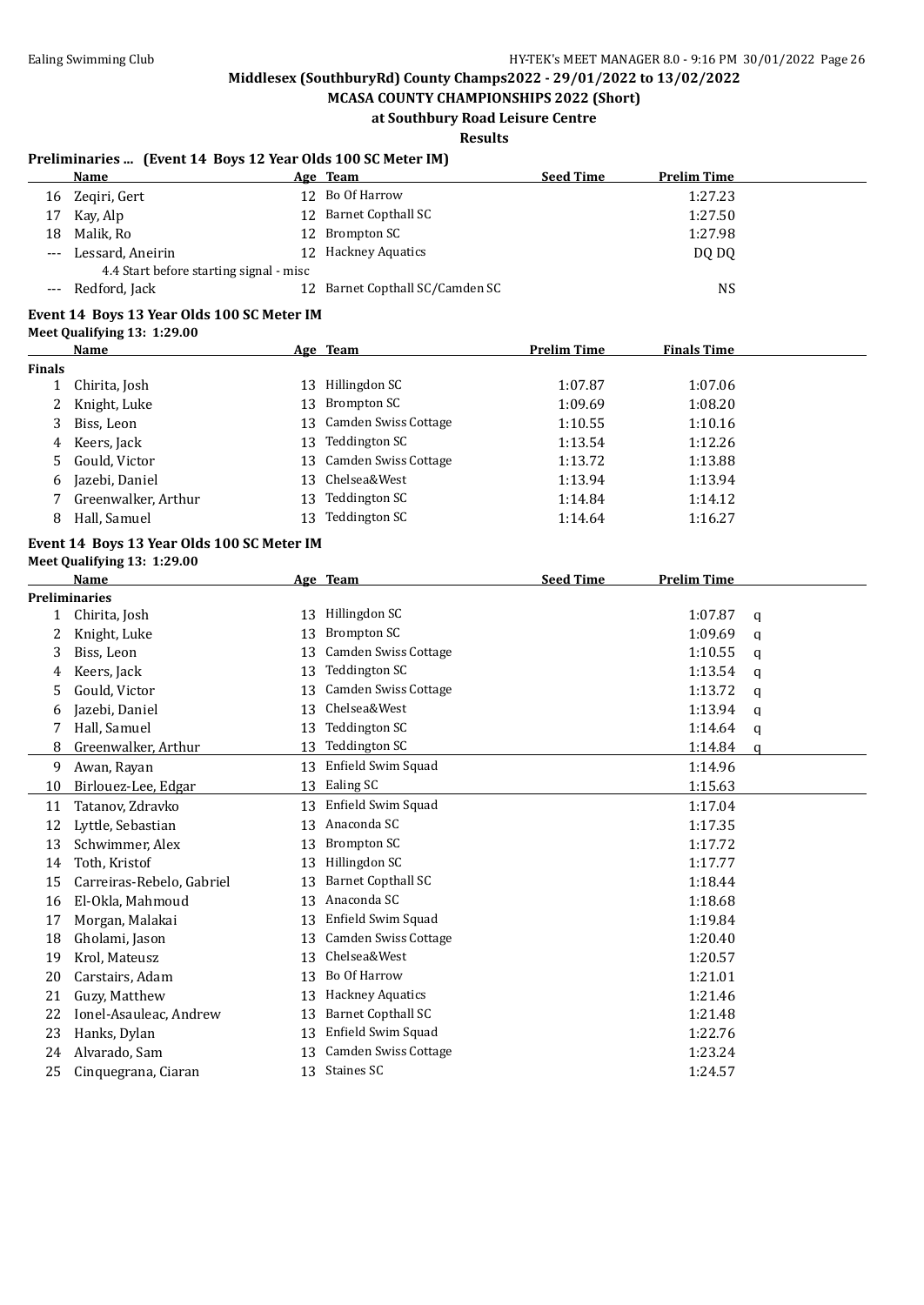Middlesex (SouthburyRd) County Champs2022 - 29/01/2022 to 13/02/2022

MCASA COUNTY CHAMPIONSHIPS 2022 (Short)

at Southbury Road Leisure Centre

Results

### Preliminaries ... (Event 14 Boys 12 Year Olds 100 SC Meter IM)

| | Name | Age | Team | Seed Time | Prelim Time |
|---|---|---|---|---|---|
| 16 | Zeqiri, Gert | 12 | Bo Of Harrow | | 1:27.23 |
| 17 | Kay, Alp | 12 | Barnet Copthall SC | | 1:27.50 |
| 18 | Malik, Ro | 12 | Brompton SC | | 1:27.98 |
| --- | Lessard, Aneirin | 12 | Hackney Aquatics | | DQ DQ |
| | 4.4 Start before starting signal - misc | | | | |
| --- | Redford, Jack | 12 | Barnet Copthall SC/Camden SC | | NS |

### Event 14 Boys 13 Year Olds 100 SC Meter IM

Meet Qualifying 13: 1:29.00

| | Name | Age | Team | Prelim Time | Finals Time |
|---|---|---|---|---|---|
| **Finals** | | | | | |
| 1 | Chirita, Josh | 13 | Hillingdon SC | 1:07.87 | 1:07.06 |
| 2 | Knight, Luke | 13 | Brompton SC | 1:09.69 | 1:08.20 |
| 3 | Biss, Leon | 13 | Camden Swiss Cottage | 1:10.55 | 1:10.16 |
| 4 | Keers, Jack | 13 | Teddington SC | 1:13.54 | 1:12.26 |
| 5 | Gould, Victor | 13 | Camden Swiss Cottage | 1:13.72 | 1:13.88 |
| 6 | Jazebi, Daniel | 13 | Chelsea&West | 1:13.94 | 1:13.94 |
| 7 | Greenwalker, Arthur | 13 | Teddington SC | 1:14.84 | 1:14.12 |
| 8 | Hall, Samuel | 13 | Teddington SC | 1:14.64 | 1:16.27 |

### Event 14 Boys 13 Year Olds 100 SC Meter IM

Meet Qualifying 13: 1:29.00

| | Name | Age | Team | Seed Time | Prelim Time | |
|---|---|---|---|---|---|---|
| **Preliminaries** | | | | | | |
| 1 | Chirita, Josh | 13 | Hillingdon SC | | 1:07.87 | q |
| 2 | Knight, Luke | 13 | Brompton SC | | 1:09.69 | q |
| 3 | Biss, Leon | 13 | Camden Swiss Cottage | | 1:10.55 | q |
| 4 | Keers, Jack | 13 | Teddington SC | | 1:13.54 | q |
| 5 | Gould, Victor | 13 | Camden Swiss Cottage | | 1:13.72 | q |
| 6 | Jazebi, Daniel | 13 | Chelsea&West | | 1:13.94 | q |
| 7 | Hall, Samuel | 13 | Teddington SC | | 1:14.64 | q |
| 8 | Greenwalker, Arthur | 13 | Teddington SC | | 1:14.84 | q |
| 9 | Awan, Rayan | 13 | Enfield Swim Squad | | 1:14.96 | |
| 10 | Birlouez-Lee, Edgar | 13 | Ealing SC | | 1:15.63 | |
| 11 | Tatanov, Zdravko | 13 | Enfield Swim Squad | | 1:17.04 | |
| 12 | Lyttle, Sebastian | 13 | Anaconda SC | | 1:17.35 | |
| 13 | Schwimmer, Alex | 13 | Brompton SC | | 1:17.72 | |
| 14 | Toth, Kristof | 13 | Hillingdon SC | | 1:17.77 | |
| 15 | Carreiras-Rebelo, Gabriel | 13 | Barnet Copthall SC | | 1:18.44 | |
| 16 | El-Okla, Mahmoud | 13 | Anaconda SC | | 1:18.68 | |
| 17 | Morgan, Malakai | 13 | Enfield Swim Squad | | 1:19.84 | |
| 18 | Gholami, Jason | 13 | Camden Swiss Cottage | | 1:20.40 | |
| 19 | Krol, Mateusz | 13 | Chelsea&West | | 1:20.57 | |
| 20 | Carstairs, Adam | 13 | Bo Of Harrow | | 1:21.01 | |
| 21 | Guzy, Matthew | 13 | Hackney Aquatics | | 1:21.46 | |
| 22 | Ionel-Asauleac, Andrew | 13 | Barnet Copthall SC | | 1:21.48 | |
| 23 | Hanks, Dylan | 13 | Enfield Swim Squad | | 1:22.76 | |
| 24 | Alvarado, Sam | 13 | Camden Swiss Cottage | | 1:23.24 | |
| 25 | Cinquegrana, Ciaran | 13 | Staines SC | | 1:24.57 | |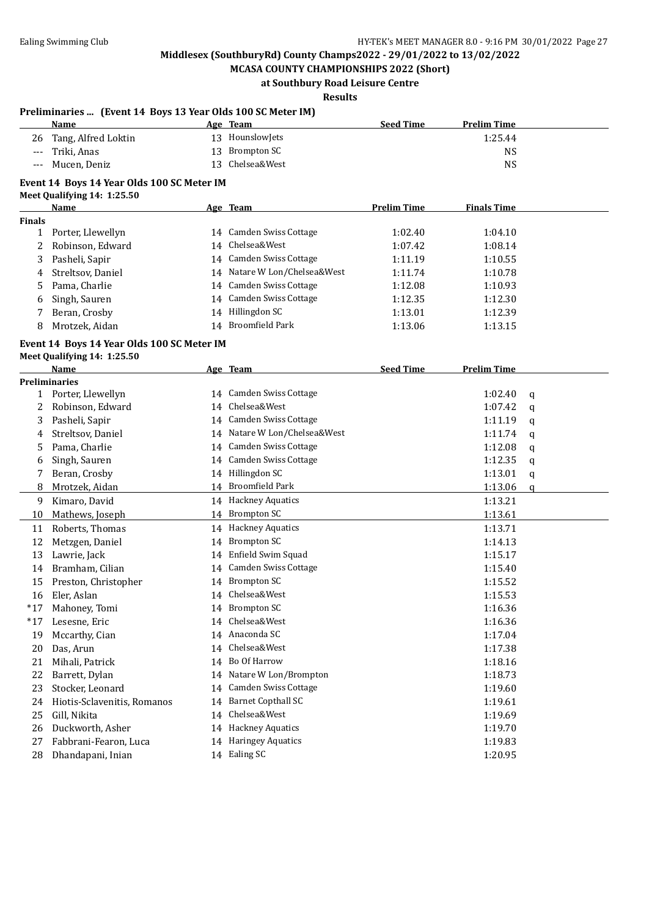Middlesex (SouthburyRd) County Champs2022 - 29/01/2022 to 13/02/2022

MCASA COUNTY CHAMPIONSHIPS 2022 (Short)

at Southbury Road Leisure Centre

Results

### Preliminaries ... (Event 14 Boys 13 Year Olds 100 SC Meter IM)

| | Name | Age | Team | Seed Time | Prelim Time |
|---|---|---|---|---|---|
| 26 | Tang, Alfred Loktin | 13 | HounslowJets | | 1:25.44 |
| --- | Triki, Anas | 13 | Brompton SC | | NS |
| --- | Mucen, Deniz | 13 | Chelsea&West | | NS |

### Event 14 Boys 14 Year Olds 100 SC Meter IM

Meet Qualifying 14: 1:25.50

| | Name | Age | Team | Prelim Time | Finals Time |
|---|---|---|---|---|---|
| **Finals** | | | | | |
| 1 | Porter, Llewellyn | 14 | Camden Swiss Cottage | 1:02.40 | 1:04.10 |
| 2 | Robinson, Edward | 14 | Chelsea&West | 1:07.42 | 1:08.14 |
| 3 | Pasheli, Sapir | 14 | Camden Swiss Cottage | 1:11.19 | 1:10.55 |
| 4 | Streltsov, Daniel | 14 | Natare W Lon/Chelsea&West | 1:11.74 | 1:10.78 |
| 5 | Pama, Charlie | 14 | Camden Swiss Cottage | 1:12.08 | 1:10.93 |
| 6 | Singh, Sauren | 14 | Camden Swiss Cottage | 1:12.35 | 1:12.30 |
| 7 | Beran, Crosby | 14 | Hillingdon SC | 1:13.01 | 1:12.39 |
| 8 | Mrotzek, Aidan | 14 | Broomfield Park | 1:13.06 | 1:13.15 |

### Event 14 Boys 14 Year Olds 100 SC Meter IM

Meet Qualifying 14: 1:25.50

| | Name | Age | Team | Seed Time | Prelim Time | |
|---|---|---|---|---|---|---|
| **Preliminaries** | | | | | | |
| 1 | Porter, Llewellyn | 14 | Camden Swiss Cottage | | 1:02.40 | q |
| 2 | Robinson, Edward | 14 | Chelsea&West | | 1:07.42 | q |
| 3 | Pasheli, Sapir | 14 | Camden Swiss Cottage | | 1:11.19 | q |
| 4 | Streltsov, Daniel | 14 | Natare W Lon/Chelsea&West | | 1:11.74 | q |
| 5 | Pama, Charlie | 14 | Camden Swiss Cottage | | 1:12.08 | q |
| 6 | Singh, Sauren | 14 | Camden Swiss Cottage | | 1:12.35 | q |
| 7 | Beran, Crosby | 14 | Hillingdon SC | | 1:13.01 | q |
| 8 | Mrotzek, Aidan | 14 | Broomfield Park | | 1:13.06 | q |
| 9 | Kimaro, David | 14 | Hackney Aquatics | | 1:13.21 | |
| 10 | Mathews, Joseph | 14 | Brompton SC | | 1:13.61 | |
| 11 | Roberts, Thomas | 14 | Hackney Aquatics | | 1:13.71 | |
| 12 | Metzgen, Daniel | 14 | Brompton SC | | 1:14.13 | |
| 13 | Lawrie, Jack | 14 | Enfield Swim Squad | | 1:15.17 | |
| 14 | Bramham, Cilian | 14 | Camden Swiss Cottage | | 1:15.40 | |
| 15 | Preston, Christopher | 14 | Brompton SC | | 1:15.52 | |
| 16 | Eler, Aslan | 14 | Chelsea&West | | 1:15.53 | |
| *17 | Mahoney, Tomi | 14 | Brompton SC | | 1:16.36 | |
| *17 | Lesesne, Eric | 14 | Chelsea&West | | 1:16.36 | |
| 19 | Mccarthy, Cian | 14 | Anaconda SC | | 1:17.04 | |
| 20 | Das, Arun | 14 | Chelsea&West | | 1:17.38 | |
| 21 | Mihali, Patrick | 14 | Bo Of Harrow | | 1:18.16 | |
| 22 | Barrett, Dylan | 14 | Natare W Lon/Brompton | | 1:18.73 | |
| 23 | Stocker, Leonard | 14 | Camden Swiss Cottage | | 1:19.60 | |
| 24 | Hiotis-Sclavenitis, Romanos | 14 | Barnet Copthall SC | | 1:19.61 | |
| 25 | Gill, Nikita | 14 | Chelsea&West | | 1:19.69 | |
| 26 | Duckworth, Asher | 14 | Hackney Aquatics | | 1:19.70 | |
| 27 | Fabbrani-Fearon, Luca | 14 | Haringey Aquatics | | 1:19.83 | |
| 28 | Dhandapani, Inian | 14 | Ealing SC | | 1:20.95 | |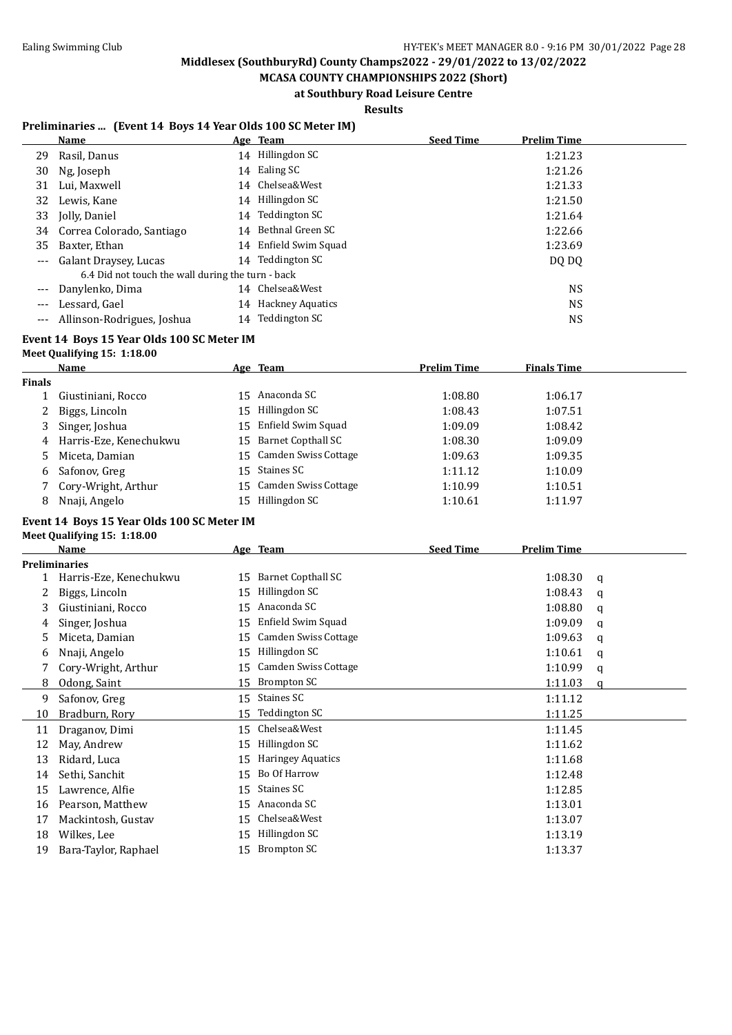**Middlesex (SouthburyRd) County Champs2022 - 29/01/2022 to 13/02/2022**

**MCASA COUNTY CHAMPIONSHIPS 2022 (Short)**

**at Southbury Road Leisure Centre**

**Results**

### Preliminaries ... (Event 14 Boys 14 Year Olds 100 SC Meter IM)

| | Name | Age | Team | Seed Time | Prelim Time |
|---|---|---|---|---|---|
| 29 | Rasil, Danus | 14 | Hillingdon SC | | 1:21.23 |
| 30 | Ng, Joseph | 14 | Ealing SC | | 1:21.26 |
| 31 | Lui, Maxwell | 14 | Chelsea&West | | 1:21.33 |
| 32 | Lewis, Kane | 14 | Hillingdon SC | | 1:21.50 |
| 33 | Jolly, Daniel | 14 | Teddington SC | | 1:21.64 |
| 34 | Correa Colorado, Santiago | 14 | Bethnal Green SC | | 1:22.66 |
| 35 | Baxter, Ethan | 14 | Enfield Swim Squad | | 1:23.69 |
| --- | Galant Draysey, Lucas | 14 | Teddington SC | | DQ DQ |
| | 6.4 Did not touch the wall during the turn - back | | | | |
| --- | Danylenko, Dima | 14 | Chelsea&West | | NS |
| --- | Lessard, Gael | 14 | Hackney Aquatics | | NS |
| --- | Allinson-Rodrigues, Joshua | 14 | Teddington SC | | NS |

### Event 14 Boys 15 Year Olds 100 SC Meter IM

Meet Qualifying 15: 1:18.00

| | Name | Age | Team | Prelim Time | Finals Time |
|---|---|---|---|---|---|
| **Finals** | | | | | |
| 1 | Giustiniani, Rocco | 15 | Anaconda SC | 1:08.80 | 1:06.17 |
| 2 | Biggs, Lincoln | 15 | Hillingdon SC | 1:08.43 | 1:07.51 |
| 3 | Singer, Joshua | 15 | Enfield Swim Squad | 1:09.09 | 1:08.42 |
| 4 | Harris-Eze, Kenechukwu | 15 | Barnet Copthall SC | 1:08.30 | 1:09.09 |
| 5 | Miceta, Damian | 15 | Camden Swiss Cottage | 1:09.63 | 1:09.35 |
| 6 | Safonov, Greg | 15 | Staines SC | 1:11.12 | 1:10.09 |
| 7 | Cory-Wright, Arthur | 15 | Camden Swiss Cottage | 1:10.99 | 1:10.51 |
| 8 | Nnaji, Angelo | 15 | Hillingdon SC | 1:10.61 | 1:11.97 |

### Event 14 Boys 15 Year Olds 100 SC Meter IM

Meet Qualifying 15: 1:18.00

| | Name | Age | Team | Seed Time | Prelim Time | |
|---|---|---|---|---|---|---|
| **Preliminaries** | | | | | | |
| 1 | Harris-Eze, Kenechukwu | 15 | Barnet Copthall SC | | 1:08.30 | q |
| 2 | Biggs, Lincoln | 15 | Hillingdon SC | | 1:08.43 | q |
| 3 | Giustiniani, Rocco | 15 | Anaconda SC | | 1:08.80 | q |
| 4 | Singer, Joshua | 15 | Enfield Swim Squad | | 1:09.09 | q |
| 5 | Miceta, Damian | 15 | Camden Swiss Cottage | | 1:09.63 | q |
| 6 | Nnaji, Angelo | 15 | Hillingdon SC | | 1:10.61 | q |
| 7 | Cory-Wright, Arthur | 15 | Camden Swiss Cottage | | 1:10.99 | q |
| 8 | Odong, Saint | 15 | Brompton SC | | 1:11.03 | q |
| 9 | Safonov, Greg | 15 | Staines SC | | 1:11.12 | |
| 10 | Bradburn, Rory | 15 | Teddington SC | | 1:11.25 | |
| 11 | Draganov, Dimi | 15 | Chelsea&West | | 1:11.45 | |
| 12 | May, Andrew | 15 | Hillingdon SC | | 1:11.62 | |
| 13 | Ridard, Luca | 15 | Haringey Aquatics | | 1:11.68 | |
| 14 | Sethi, Sanchit | 15 | Bo Of Harrow | | 1:12.48 | |
| 15 | Lawrence, Alfie | 15 | Staines SC | | 1:12.85 | |
| 16 | Pearson, Matthew | 15 | Anaconda SC | | 1:13.01 | |
| 17 | Mackintosh, Gustav | 15 | Chelsea&West | | 1:13.07 | |
| 18 | Wilkes, Lee | 15 | Hillingdon SC | | 1:13.19 | |
| 19 | Bara-Taylor, Raphael | 15 | Brompton SC | | 1:13.37 | |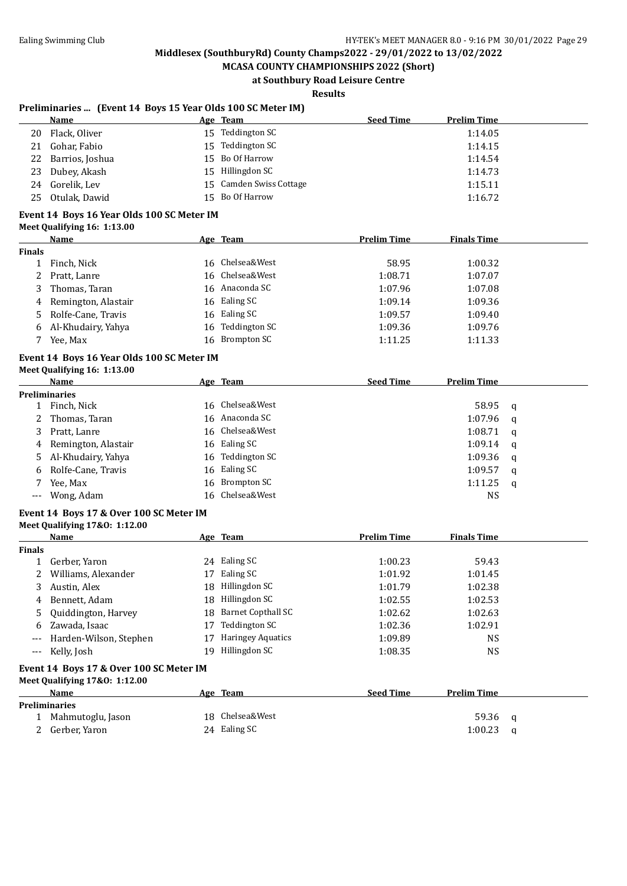# Middlesex (SouthburyRd) County Champs2022 - 29/01/2022 to 13/02/2022

## MCASA COUNTY CHAMPIONSHIPS 2022 (Short)

### at Southbury Road Leisure Centre

**Results**

### Preliminaries ... (Event 14 Boys 15 Year Olds 100 SC Meter IM)

| | Name | Age | Team | Seed Time | Prelim Time |
|---|---|---|---|---|---|
| 20 | Flack, Oliver | 15 | Teddington SC | | 1:14.05 |
| 21 | Gohar, Fabio | 15 | Teddington SC | | 1:14.15 |
| 22 | Barrios, Joshua | 15 | Bo Of Harrow | | 1:14.54 |
| 23 | Dubey, Akash | 15 | Hillingdon SC | | 1:14.73 |
| 24 | Gorelik, Lev | 15 | Camden Swiss Cottage | | 1:15.11 |
| 25 | Otulak, Dawid | 15 | Bo Of Harrow | | 1:16.72 |

### Event 14 Boys 16 Year Olds 100 SC Meter IM

**Meet Qualifying 16: 1:13.00**

| | Name | Age | Team | Prelim Time | Finals Time |
|---|---|---|---|---|---|
| **Finals** | | | | | |
| 1 | Finch, Nick | 16 | Chelsea&West | 58.95 | 1:00.32 |
| 2 | Pratt, Lanre | 16 | Chelsea&West | 1:08.71 | 1:07.07 |
| 3 | Thomas, Taran | 16 | Anaconda SC | 1:07.96 | 1:07.08 |
| 4 | Remington, Alastair | 16 | Ealing SC | 1:09.14 | 1:09.36 |
| 5 | Rolfe-Cane, Travis | 16 | Ealing SC | 1:09.57 | 1:09.40 |
| 6 | Al-Khudairy, Yahya | 16 | Teddington SC | 1:09.36 | 1:09.76 |
| 7 | Yee, Max | 16 | Brompton SC | 1:11.25 | 1:11.33 |

### Event 14 Boys 16 Year Olds 100 SC Meter IM

**Meet Qualifying 16: 1:13.00**

| | Name | Age | Team | Seed Time | Prelim Time | |
|---|---|---|---|---|---|---|
| **Preliminaries** | | | | | | |
| 1 | Finch, Nick | 16 | Chelsea&West | | 58.95 | q |
| 2 | Thomas, Taran | 16 | Anaconda SC | | 1:07.96 | q |
| 3 | Pratt, Lanre | 16 | Chelsea&West | | 1:08.71 | q |
| 4 | Remington, Alastair | 16 | Ealing SC | | 1:09.14 | q |
| 5 | Al-Khudairy, Yahya | 16 | Teddington SC | | 1:09.36 | q |
| 6 | Rolfe-Cane, Travis | 16 | Ealing SC | | 1:09.57 | q |
| 7 | Yee, Max | 16 | Brompton SC | | 1:11.25 | q |
| --- | Wong, Adam | 16 | Chelsea&West | | NS | |

### Event 14 Boys 17 & Over 100 SC Meter IM

**Meet Qualifying 17&O: 1:12.00**

| | Name | Age | Team | Prelim Time | Finals Time |
|---|---|---|---|---|---|
| **Finals** | | | | | |
| 1 | Gerber, Yaron | 24 | Ealing SC | 1:00.23 | 59.43 |
| 2 | Williams, Alexander | 17 | Ealing SC | 1:01.92 | 1:01.45 |
| 3 | Austin, Alex | 18 | Hillingdon SC | 1:01.79 | 1:02.38 |
| 4 | Bennett, Adam | 18 | Hillingdon SC | 1:02.55 | 1:02.53 |
| 5 | Quiddington, Harvey | 18 | Barnet Copthall SC | 1:02.62 | 1:02.63 |
| 6 | Zawada, Isaac | 17 | Teddington SC | 1:02.36 | 1:02.91 |
| --- | Harden-Wilson, Stephen | 17 | Haringey Aquatics | 1:09.89 | NS |
| --- | Kelly, Josh | 19 | Hillingdon SC | 1:08.35 | NS |

### Event 14 Boys 17 & Over 100 SC Meter IM

**Meet Qualifying 17&O: 1:12.00**

| | Name | Age | Team | Seed Time | Prelim Time | |
|---|---|---|---|---|---|---|
| **Preliminaries** | | | | | | |
| 1 | Mahmutoglu, Jason | 18 | Chelsea&West | | 59.36 | q |
| 2 | Gerber, Yaron | 24 | Ealing SC | | 1:00.23 | q |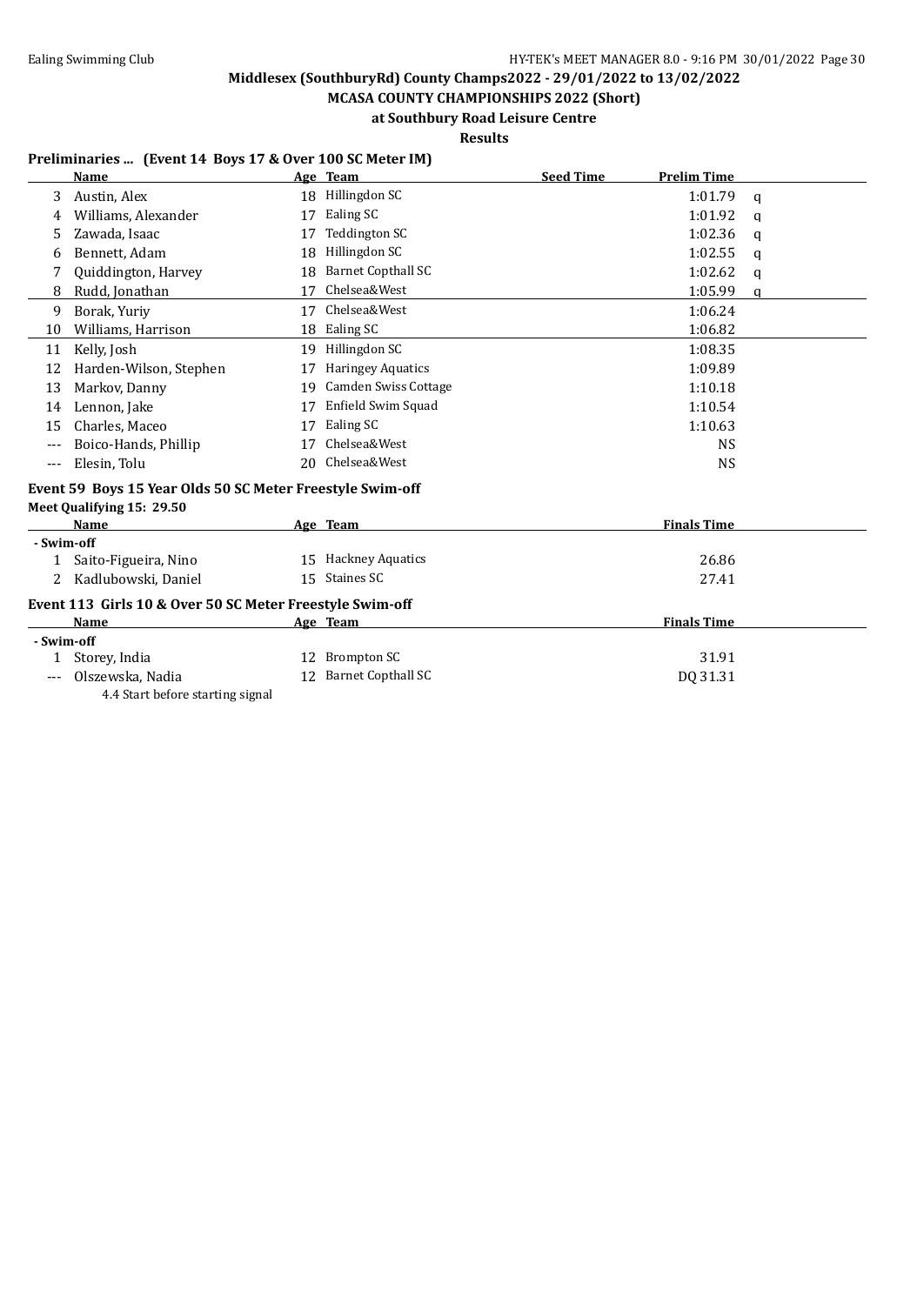**Middlesex (SouthburyRd) County Champs2022 - 29/01/2022 to 13/02/2022**

**MCASA COUNTY CHAMPIONSHIPS 2022 (Short)**

**at Southbury Road Leisure Centre**

**Results**

### Preliminaries ... (Event 14 Boys 17 & Over 100 SC Meter IM)

| | Name | Age | Team | Seed Time | Prelim Time | |
|---|---|---|---|---|---|---|
| 3 | Austin, Alex | 18 | Hillingdon SC | | 1:01.79 | q |
| 4 | Williams, Alexander | 17 | Ealing SC | | 1:01.92 | q |
| 5 | Zawada, Isaac | 17 | Teddington SC | | 1:02.36 | q |
| 6 | Bennett, Adam | 18 | Hillingdon SC | | 1:02.55 | q |
| 7 | Quiddington, Harvey | 18 | Barnet Copthall SC | | 1:02.62 | q |
| 8 | Rudd, Jonathan | 17 | Chelsea&West | | 1:05.99 | q |
| 9 | Borak, Yuriy | 17 | Chelsea&West | | 1:06.24 | |
| 10 | Williams, Harrison | 18 | Ealing SC | | 1:06.82 | |
| 11 | Kelly, Josh | 19 | Hillingdon SC | | 1:08.35 | |
| 12 | Harden-Wilson, Stephen | 17 | Haringey Aquatics | | 1:09.89 | |
| 13 | Markov, Danny | 19 | Camden Swiss Cottage | | 1:10.18 | |
| 14 | Lennon, Jake | 17 | Enfield Swim Squad | | 1:10.54 | |
| 15 | Charles, Maceo | 17 | Ealing SC | | 1:10.63 | |
| --- | Boico-Hands, Phillip | 17 | Chelsea&West | | NS | |
| --- | Elesin, Tolu | 20 | Chelsea&West | | NS | |

### Event 59 Boys 15 Year Olds 50 SC Meter Freestyle Swim-off

**Meet Qualifying 15: 29.50**

| | Name | Age | Team | Finals Time |
|---|---|---|---|---|
| **- Swim-off** | | | | |
| 1 | Saito-Figueira, Nino | 15 | Hackney Aquatics | 26.86 |
| 2 | Kadlubowski, Daniel | 15 | Staines SC | 27.41 |

### Event 113 Girls 10 & Over 50 SC Meter Freestyle Swim-off

| | Name | Age | Team | Finals Time |
|---|---|---|---|---|
| **- Swim-off** | | | | |
| 1 | Storey, India | 12 | Brompton SC | 31.91 |
| --- | Olszewska, Nadia | 12 | Barnet Copthall SC | DQ 31.31 |
| | 4.4 Start before starting signal | | | |